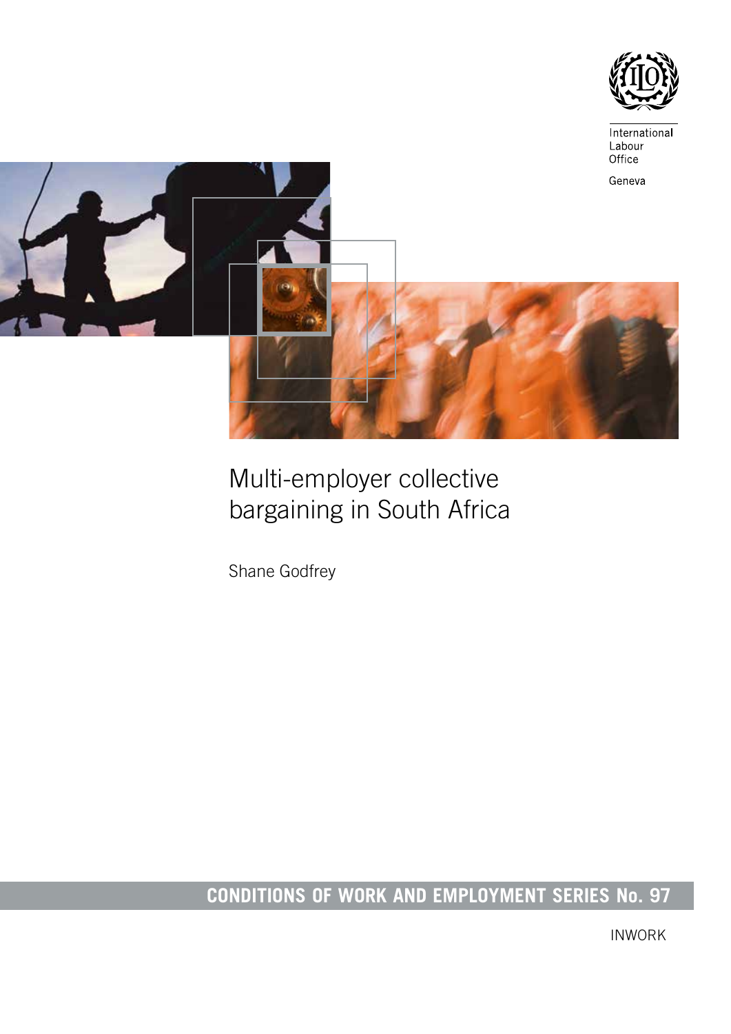International Labour Office

Geneva

# Multi-employer collective bargaining in South Africa

Shane Godfrey

**CONDITIONS OF WORK AND EMPLOYMENT SERIES No. 97**

INWORK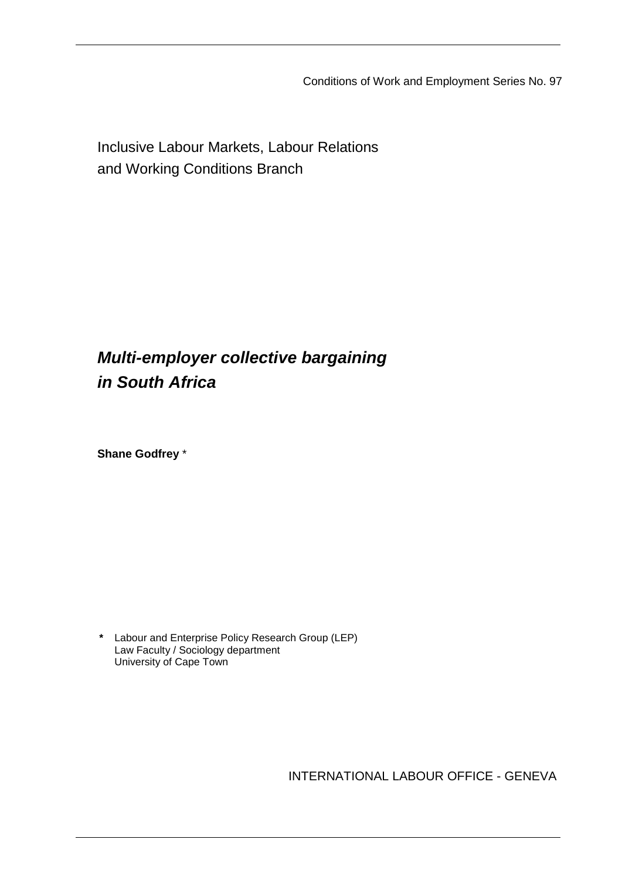Conditions of Work and Employment Series No. 97

Inclusive Labour Markets, Labour Relations and Working Conditions Branch

# *Multi-employer collective bargaining in South Africa*

**Shane Godfrey** *

\* Labour and Enterprise Policy Research Group (LEP)
Law Faculty / Sociology department
University of Cape Town

INTERNATIONAL LABOUR OFFICE - GENEVA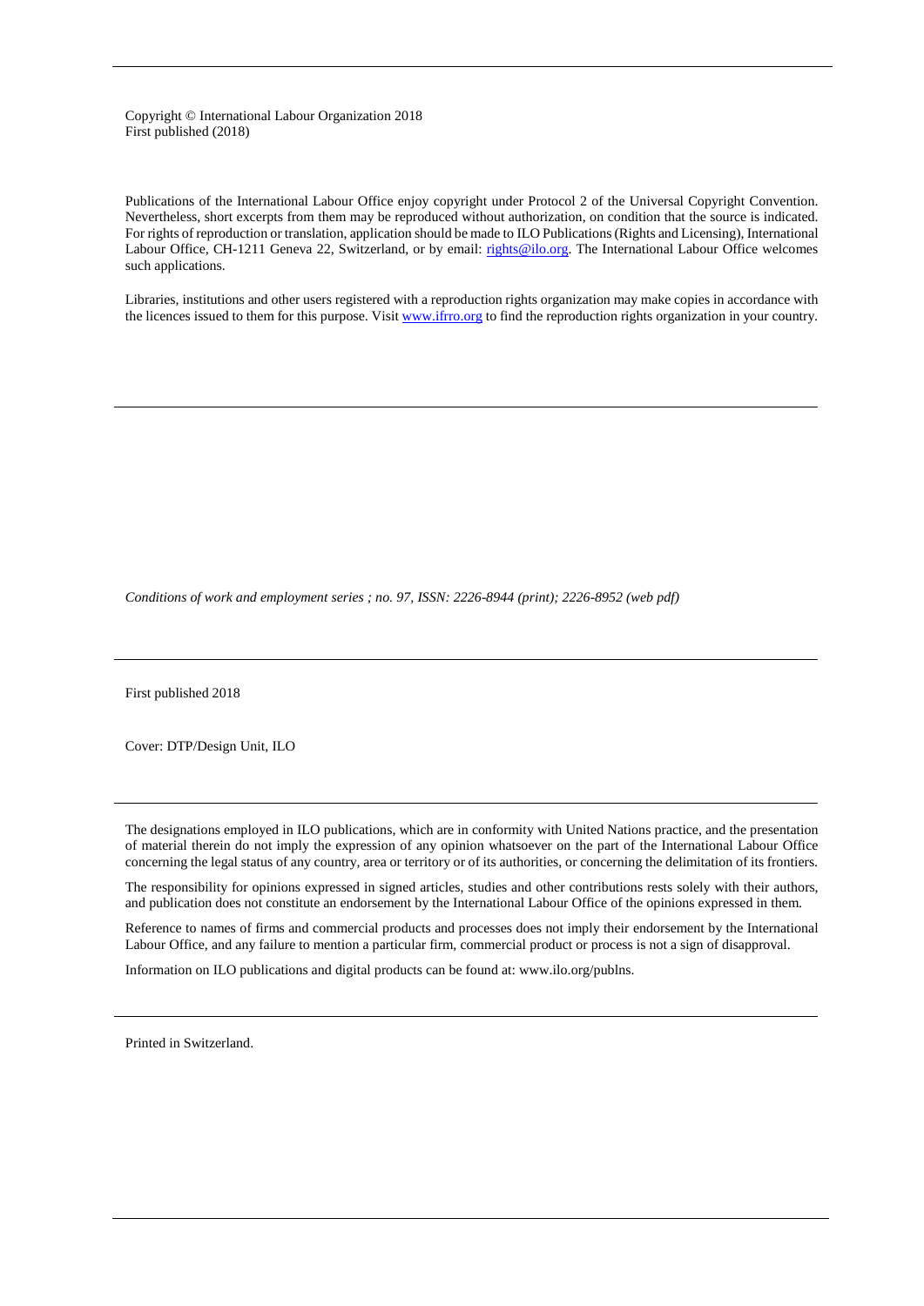Copyright © International Labour Organization 2018
First published (2018)

Publications of the International Labour Office enjoy copyright under Protocol 2 of the Universal Copyright Convention. Nevertheless, short excerpts from them may be reproduced without authorization, on condition that the source is indicated. For rights of reproduction or translation, application should be made to ILO Publications (Rights and Licensing), International Labour Office, CH-1211 Geneva 22, Switzerland, or by email: rights@ilo.org. The International Labour Office welcomes such applications.

Libraries, institutions and other users registered with a reproduction rights organization may make copies in accordance with the licences issued to them for this purpose. Visit www.ifrro.org to find the reproduction rights organization in your country.

---

*Conditions of work and employment series ; no. 97, ISSN: 2226-8944 (print); 2226-8952 (web pdf)*

---

First published 2018

Cover: DTP/Design Unit, ILO

---

The designations employed in ILO publications, which are in conformity with United Nations practice, and the presentation of material therein do not imply the expression of any opinion whatsoever on the part of the International Labour Office concerning the legal status of any country, area or territory or of its authorities, or concerning the delimitation of its frontiers.

The responsibility for opinions expressed in signed articles, studies and other contributions rests solely with their authors, and publication does not constitute an endorsement by the International Labour Office of the opinions expressed in them.

Reference to names of firms and commercial products and processes does not imply their endorsement by the International Labour Office, and any failure to mention a particular firm, commercial product or process is not a sign of disapproval.

Information on ILO publications and digital products can be found at: www.ilo.org/publns.

---

Printed in Switzerland.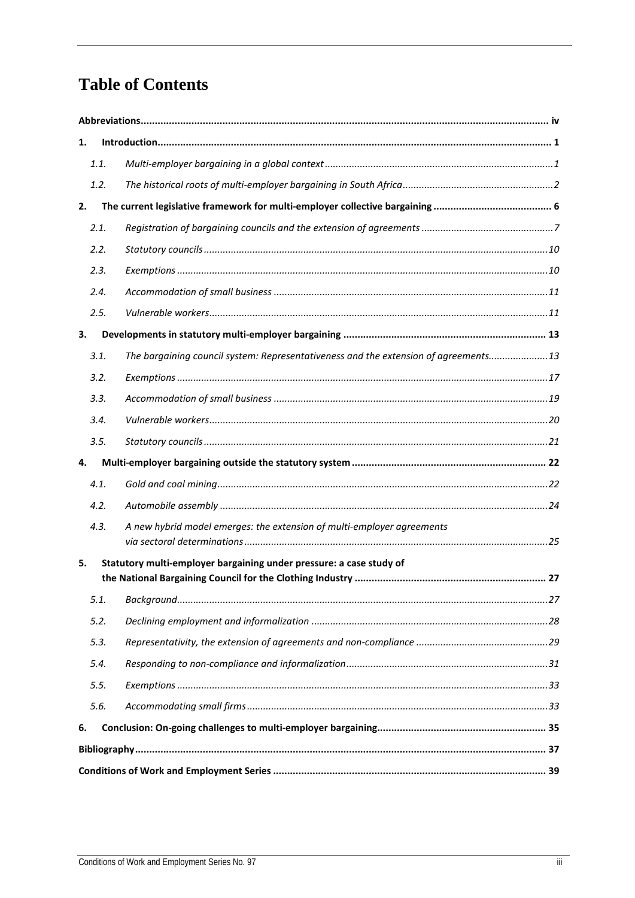# Table of Contents

**Abbreviations** ... iv

**1. Introduction** ... 1

- *1.1. Multi-employer bargaining in a global context* ... 1
- *1.2. The historical roots of multi-employer bargaining in South Africa* ... 2

**2. The current legislative framework for multi-employer collective bargaining** ... 6

- *2.1. Registration of bargaining councils and the extension of agreements* ... 7
- *2.2. Statutory councils* ... 10
- *2.3. Exemptions* ... 10
- *2.4. Accommodation of small business* ... 11
- *2.5. Vulnerable workers* ... 11

**3. Developments in statutory multi-employer bargaining** ... 13

- *3.1. The bargaining council system: Representativeness and the extension of agreements* ... 13
- *3.2. Exemptions* ... 17
- *3.3. Accommodation of small business* ... 19
- *3.4. Vulnerable workers* ... 20
- *3.5. Statutory councils* ... 21

**4. Multi-employer bargaining outside the statutory system** ... 22

- *4.1. Gold and coal mining* ... 22
- *4.2. Automobile assembly* ... 24
- *4.3. A new hybrid model emerges: the extension of multi-employer agreements via sectoral determinations* ... 25

**5. Statutory multi-employer bargaining under pressure: a case study of the National Bargaining Council for the Clothing Industry** ... 27

- *5.1. Background* ... 27
- *5.2. Declining employment and informalization* ... 28
- *5.3. Representativity, the extension of agreements and non-compliance* ... 29
- *5.4. Responding to non-compliance and informalization* ... 31
- *5.5. Exemptions* ... 33
- *5.6. Accommodating small firms* ... 33

**6. Conclusion: On-going challenges to multi-employer bargaining** ... 35

**Bibliography** ... 37

**Conditions of Work and Employment Series** ... 39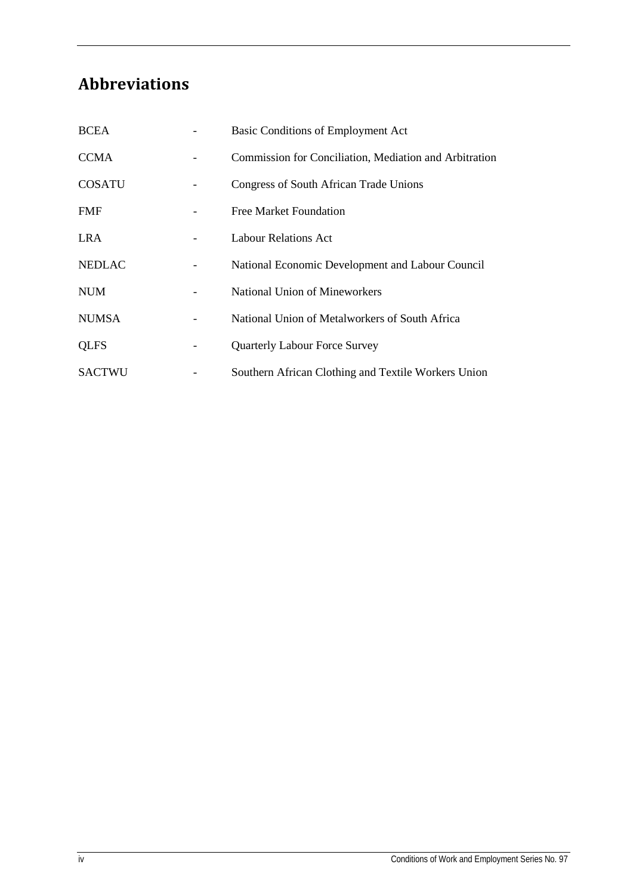## Abbreviations

| | | |
|---|---|---|
| BCEA | - | Basic Conditions of Employment Act |
| CCMA | - | Commission for Conciliation, Mediation and Arbitration |
| COSATU | - | Congress of South African Trade Unions |
| FMF | - | Free Market Foundation |
| LRA | - | Labour Relations Act |
| NEDLAC | - | National Economic Development and Labour Council |
| NUM | - | National Union of Mineworkers |
| NUMSA | - | National Union of Metalworkers of South Africa |
| QLFS | - | Quarterly Labour Force Survey |
| SACTWU | - | Southern African Clothing and Textile Workers Union |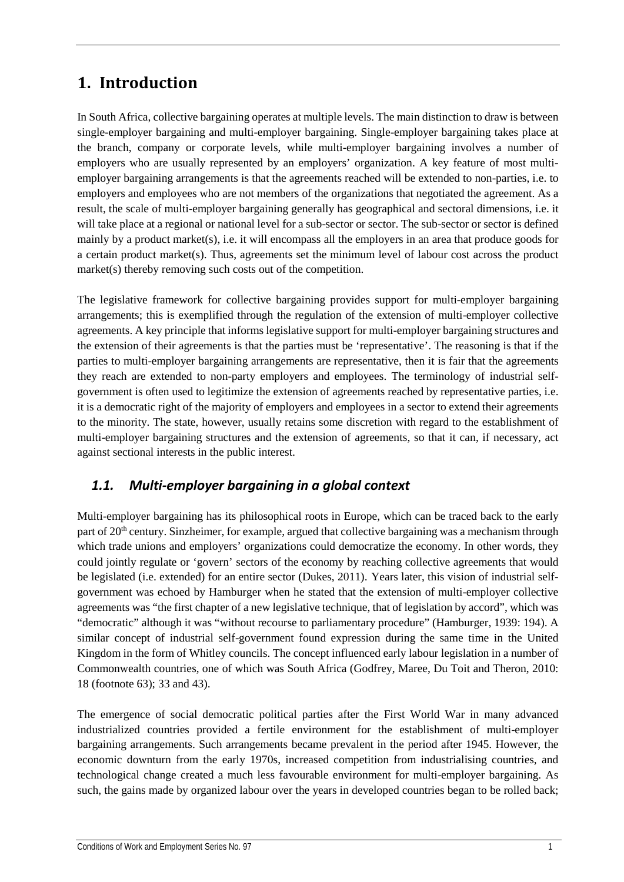# 1. Introduction

In South Africa, collective bargaining operates at multiple levels. The main distinction to draw is between single-employer bargaining and multi-employer bargaining. Single-employer bargaining takes place at the branch, company or corporate levels, while multi-employer bargaining involves a number of employers who are usually represented by an employers' organization. A key feature of most multi-employer bargaining arrangements is that the agreements reached will be extended to non-parties, i.e. to employers and employees who are not members of the organizations that negotiated the agreement. As a result, the scale of multi-employer bargaining generally has geographical and sectoral dimensions, i.e. it will take place at a regional or national level for a sub-sector or sector. The sub-sector or sector is defined mainly by a product market(s), i.e. it will encompass all the employers in an area that produce goods for a certain product market(s). Thus, agreements set the minimum level of labour cost across the product market(s) thereby removing such costs out of the competition.

The legislative framework for collective bargaining provides support for multi-employer bargaining arrangements; this is exemplified through the regulation of the extension of multi-employer collective agreements. A key principle that informs legislative support for multi-employer bargaining structures and the extension of their agreements is that the parties must be 'representative'. The reasoning is that if the parties to multi-employer bargaining arrangements are representative, then it is fair that the agreements they reach are extended to non-party employers and employees. The terminology of industrial self-government is often used to legitimize the extension of agreements reached by representative parties, i.e. it is a democratic right of the majority of employers and employees in a sector to extend their agreements to the minority. The state, however, usually retains some discretion with regard to the establishment of multi-employer bargaining structures and the extension of agreements, so that it can, if necessary, act against sectional interests in the public interest.

## *1.1. Multi-employer bargaining in a global context*

Multi-employer bargaining has its philosophical roots in Europe, which can be traced back to the early part of 20th century. Sinzheimer, for example, argued that collective bargaining was a mechanism through which trade unions and employers' organizations could democratize the economy. In other words, they could jointly regulate or 'govern' sectors of the economy by reaching collective agreements that would be legislated (i.e. extended) for an entire sector (Dukes, 2011). Years later, this vision of industrial self-government was echoed by Hamburger when he stated that the extension of multi-employer collective agreements was "the first chapter of a new legislative technique, that of legislation by accord", which was "democratic" although it was "without recourse to parliamentary procedure" (Hamburger, 1939: 194). A similar concept of industrial self-government found expression during the same time in the United Kingdom in the form of Whitley councils. The concept influenced early labour legislation in a number of Commonwealth countries, one of which was South Africa (Godfrey, Maree, Du Toit and Theron, 2010: 18 (footnote 63); 33 and 43).

The emergence of social democratic political parties after the First World War in many advanced industrialized countries provided a fertile environment for the establishment of multi-employer bargaining arrangements. Such arrangements became prevalent in the period after 1945. However, the economic downturn from the early 1970s, increased competition from industrialising countries, and technological change created a much less favourable environment for multi-employer bargaining. As such, the gains made by organized labour over the years in developed countries began to be rolled back;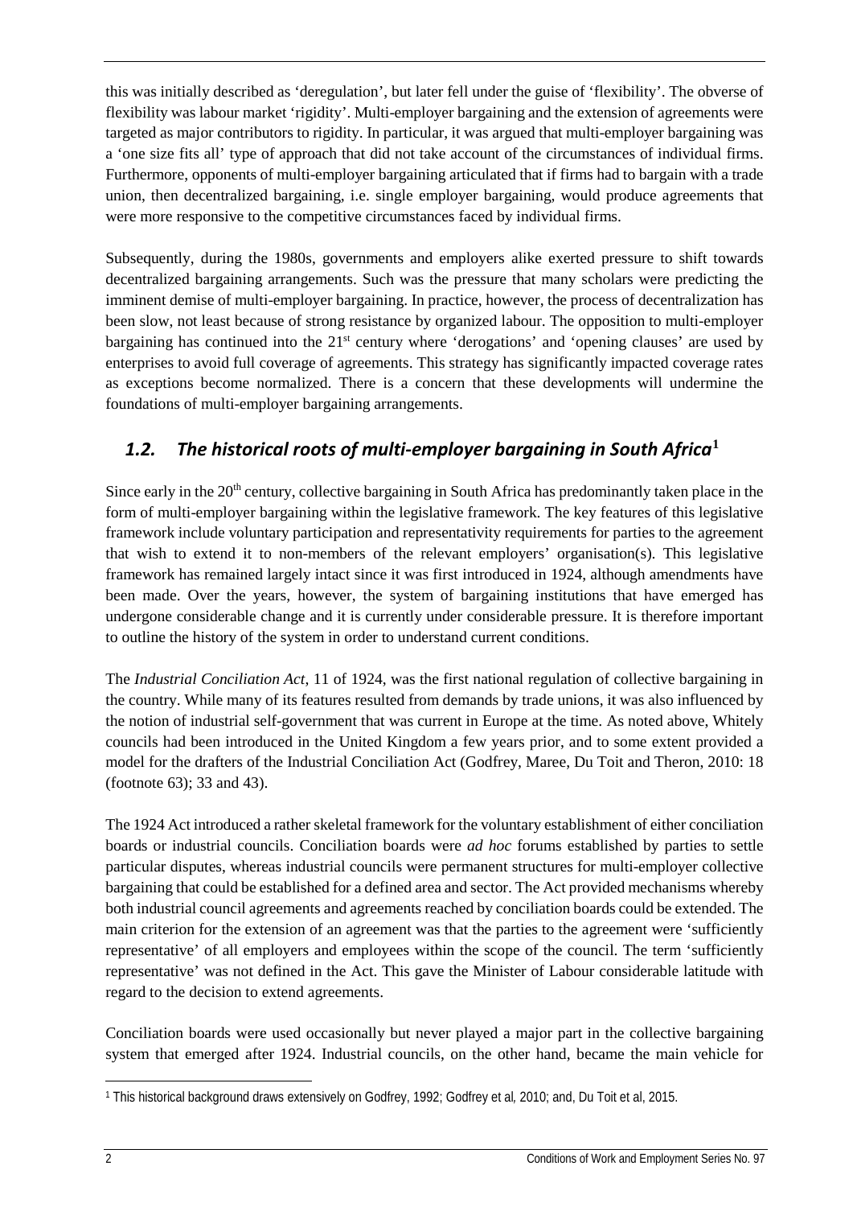this was initially described as 'deregulation', but later fell under the guise of 'flexibility'. The obverse of flexibility was labour market 'rigidity'. Multi-employer bargaining and the extension of agreements were targeted as major contributors to rigidity. In particular, it was argued that multi-employer bargaining was a 'one size fits all' type of approach that did not take account of the circumstances of individual firms. Furthermore, opponents of multi-employer bargaining articulated that if firms had to bargain with a trade union, then decentralized bargaining, i.e. single employer bargaining, would produce agreements that were more responsive to the competitive circumstances faced by individual firms.

Subsequently, during the 1980s, governments and employers alike exerted pressure to shift towards decentralized bargaining arrangements. Such was the pressure that many scholars were predicting the imminent demise of multi-employer bargaining. In practice, however, the process of decentralization has been slow, not least because of strong resistance by organized labour. The opposition to multi-employer bargaining has continued into the 21st century where 'derogations' and 'opening clauses' are used by enterprises to avoid full coverage of agreements. This strategy has significantly impacted coverage rates as exceptions become normalized. There is a concern that these developments will undermine the foundations of multi-employer bargaining arrangements.

## *1.2. The historical roots of multi-employer bargaining in South Africa*[1]

Since early in the 20th century, collective bargaining in South Africa has predominantly taken place in the form of multi-employer bargaining within the legislative framework. The key features of this legislative framework include voluntary participation and representativity requirements for parties to the agreement that wish to extend it to non-members of the relevant employers' organisation(s). This legislative framework has remained largely intact since it was first introduced in 1924, although amendments have been made. Over the years, however, the system of bargaining institutions that have emerged has undergone considerable change and it is currently under considerable pressure. It is therefore important to outline the history of the system in order to understand current conditions.

The *Industrial Conciliation Act*, 11 of 1924, was the first national regulation of collective bargaining in the country. While many of its features resulted from demands by trade unions, it was also influenced by the notion of industrial self-government that was current in Europe at the time. As noted above, Whitely councils had been introduced in the United Kingdom a few years prior, and to some extent provided a model for the drafters of the Industrial Conciliation Act (Godfrey, Maree, Du Toit and Theron, 2010: 18 (footnote 63); 33 and 43).

The 1924 Act introduced a rather skeletal framework for the voluntary establishment of either conciliation boards or industrial councils. Conciliation boards were *ad hoc* forums established by parties to settle particular disputes, whereas industrial councils were permanent structures for multi-employer collective bargaining that could be established for a defined area and sector. The Act provided mechanisms whereby both industrial council agreements and agreements reached by conciliation boards could be extended. The main criterion for the extension of an agreement was that the parties to the agreement were 'sufficiently representative' of all employers and employees within the scope of the council. The term 'sufficiently representative' was not defined in the Act. This gave the Minister of Labour considerable latitude with regard to the decision to extend agreements.

Conciliation boards were used occasionally but never played a major part in the collective bargaining system that emerged after 1924. Industrial councils, on the other hand, became the main vehicle for

[1] This historical background draws extensively on Godfrey, 1992; Godfrey et al, 2010; and, Du Toit et al, 2015.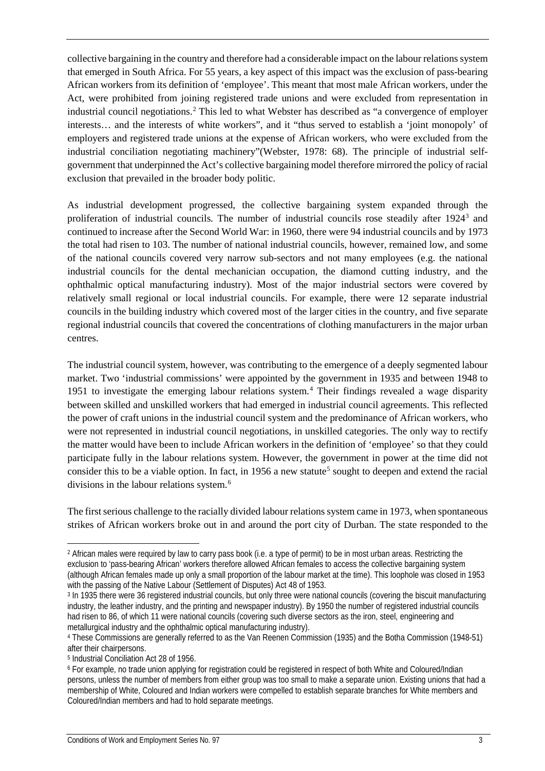collective bargaining in the country and therefore had a considerable impact on the labour relations system that emerged in South Africa. For 55 years, a key aspect of this impact was the exclusion of pass-bearing African workers from its definition of 'employee'. This meant that most male African workers, under the Act, were prohibited from joining registered trade unions and were excluded from representation in industrial council negotiations.[2] This led to what Webster has described as "a convergence of employer interests… and the interests of white workers", and it "thus served to establish a 'joint monopoly' of employers and registered trade unions at the expense of African workers, who were excluded from the industrial conciliation negotiating machinery"(Webster, 1978: 68). The principle of industrial self-government that underpinned the Act's collective bargaining model therefore mirrored the policy of racial exclusion that prevailed in the broader body politic.

As industrial development progressed, the collective bargaining system expanded through the proliferation of industrial councils. The number of industrial councils rose steadily after 1924[3] and continued to increase after the Second World War: in 1960, there were 94 industrial councils and by 1973 the total had risen to 103. The number of national industrial councils, however, remained low, and some of the national councils covered very narrow sub-sectors and not many employees (e.g. the national industrial councils for the dental mechanician occupation, the diamond cutting industry, and the ophthalmic optical manufacturing industry). Most of the major industrial sectors were covered by relatively small regional or local industrial councils. For example, there were 12 separate industrial councils in the building industry which covered most of the larger cities in the country, and five separate regional industrial councils that covered the concentrations of clothing manufacturers in the major urban centres.

The industrial council system, however, was contributing to the emergence of a deeply segmented labour market. Two 'industrial commissions' were appointed by the government in 1935 and between 1948 to 1951 to investigate the emerging labour relations system.[4] Their findings revealed a wage disparity between skilled and unskilled workers that had emerged in industrial council agreements. This reflected the power of craft unions in the industrial council system and the predominance of African workers, who were not represented in industrial council negotiations, in unskilled categories. The only way to rectify the matter would have been to include African workers in the definition of 'employee' so that they could participate fully in the labour relations system. However, the government in power at the time did not consider this to be a viable option. In fact, in 1956 a new statute[5] sought to deepen and extend the racial divisions in the labour relations system.[6]

The first serious challenge to the racially divided labour relations system came in 1973, when spontaneous strikes of African workers broke out in and around the port city of Durban. The state responded to the

---

[2] African males were required by law to carry pass book (i.e. a type of permit) to be in most urban areas. Restricting the exclusion to 'pass-bearing African' workers therefore allowed African females to access the collective bargaining system (although African females made up only a small proportion of the labour market at the time). This loophole was closed in 1953 with the passing of the Native Labour (Settlement of Disputes) Act 48 of 1953.

[3] In 1935 there were 36 registered industrial councils, but only three were national councils (covering the biscuit manufacturing industry, the leather industry, and the printing and newspaper industry). By 1950 the number of registered industrial councils had risen to 86, of which 11 were national councils (covering such diverse sectors as the iron, steel, engineering and metallurgical industry and the ophthalmic optical manufacturing industry).

[4] These Commissions are generally referred to as the Van Reenen Commission (1935) and the Botha Commission (1948-51) after their chairpersons.

[5] Industrial Conciliation Act 28 of 1956.

[6] For example, no trade union applying for registration could be registered in respect of both White and Coloured/Indian persons, unless the number of members from either group was too small to make a separate union. Existing unions that had a membership of White, Coloured and Indian workers were compelled to establish separate branches for White members and Coloured/Indian members and had to hold separate meetings.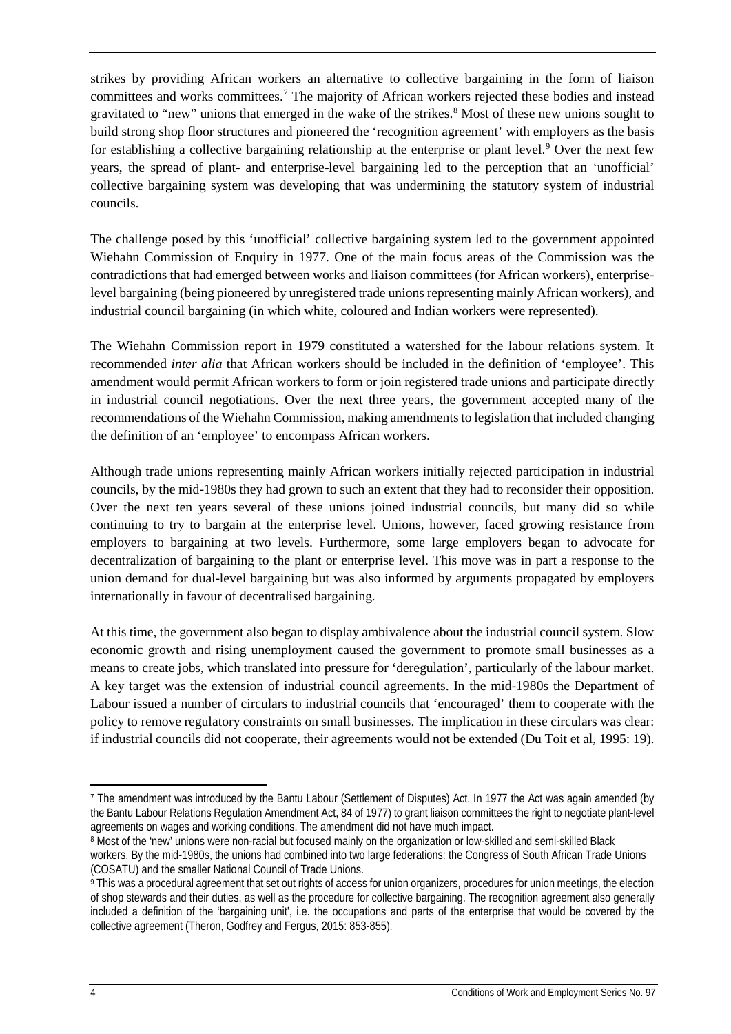strikes by providing African workers an alternative to collective bargaining in the form of liaison committees and works committees.[7] The majority of African workers rejected these bodies and instead gravitated to "new" unions that emerged in the wake of the strikes.[8] Most of these new unions sought to build strong shop floor structures and pioneered the 'recognition agreement' with employers as the basis for establishing a collective bargaining relationship at the enterprise or plant level.[9] Over the next few years, the spread of plant- and enterprise-level bargaining led to the perception that an 'unofficial' collective bargaining system was developing that was undermining the statutory system of industrial councils.

The challenge posed by this 'unofficial' collective bargaining system led to the government appointed Wiehahn Commission of Enquiry in 1977. One of the main focus areas of the Commission was the contradictions that had emerged between works and liaison committees (for African workers), enterprise-level bargaining (being pioneered by unregistered trade unions representing mainly African workers), and industrial council bargaining (in which white, coloured and Indian workers were represented).

The Wiehahn Commission report in 1979 constituted a watershed for the labour relations system. It recommended *inter alia* that African workers should be included in the definition of 'employee'. This amendment would permit African workers to form or join registered trade unions and participate directly in industrial council negotiations. Over the next three years, the government accepted many of the recommendations of the Wiehahn Commission, making amendments to legislation that included changing the definition of an 'employee' to encompass African workers.

Although trade unions representing mainly African workers initially rejected participation in industrial councils, by the mid-1980s they had grown to such an extent that they had to reconsider their opposition. Over the next ten years several of these unions joined industrial councils, but many did so while continuing to try to bargain at the enterprise level. Unions, however, faced growing resistance from employers to bargaining at two levels. Furthermore, some large employers began to advocate for decentralization of bargaining to the plant or enterprise level. This move was in part a response to the union demand for dual-level bargaining but was also informed by arguments propagated by employers internationally in favour of decentralised bargaining.

At this time, the government also began to display ambivalence about the industrial council system. Slow economic growth and rising unemployment caused the government to promote small businesses as a means to create jobs, which translated into pressure for 'deregulation', particularly of the labour market. A key target was the extension of industrial council agreements. In the mid-1980s the Department of Labour issued a number of circulars to industrial councils that 'encouraged' them to cooperate with the policy to remove regulatory constraints on small businesses. The implication in these circulars was clear: if industrial councils did not cooperate, their agreements would not be extended (Du Toit et al, 1995: 19).

---

[7] The amendment was introduced by the Bantu Labour (Settlement of Disputes) Act. In 1977 the Act was again amended (by the Bantu Labour Relations Regulation Amendment Act, 84 of 1977) to grant liaison committees the right to negotiate plant-level agreements on wages and working conditions. The amendment did not have much impact.

[8] Most of the 'new' unions were non-racial but focused mainly on the organization or low-skilled and semi-skilled Black workers. By the mid-1980s, the unions had combined into two large federations: the Congress of South African Trade Unions (COSATU) and the smaller National Council of Trade Unions.

[9] This was a procedural agreement that set out rights of access for union organizers, procedures for union meetings, the election of shop stewards and their duties, as well as the procedure for collective bargaining. The recognition agreement also generally included a definition of the 'bargaining unit', i.e. the occupations and parts of the enterprise that would be covered by the collective agreement (Theron, Godfrey and Fergus, 2015: 853-855).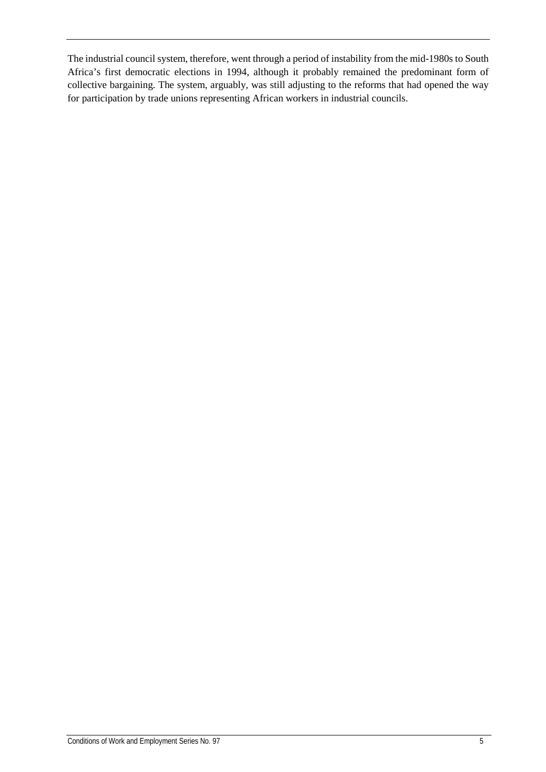The industrial council system, therefore, went through a period of instability from the mid-1980s to South Africa's first democratic elections in 1994, although it probably remained the predominant form of collective bargaining. The system, arguably, was still adjusting to the reforms that had opened the way for participation by trade unions representing African workers in industrial councils.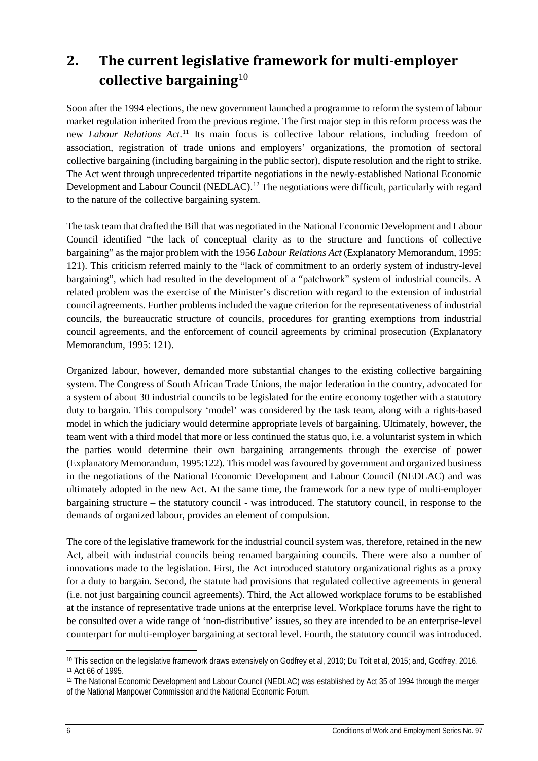## 2. The current legislative framework for multi-employer collective bargaining[10]

Soon after the 1994 elections, the new government launched a programme to reform the system of labour market regulation inherited from the previous regime. The first major step in this reform process was the new *Labour Relations Act*.[11] Its main focus is collective labour relations, including freedom of association, registration of trade unions and employers' organizations, the promotion of sectoral collective bargaining (including bargaining in the public sector), dispute resolution and the right to strike. The Act went through unprecedented tripartite negotiations in the newly-established National Economic Development and Labour Council (NEDLAC).[12] The negotiations were difficult, particularly with regard to the nature of the collective bargaining system.

The task team that drafted the Bill that was negotiated in the National Economic Development and Labour Council identified "the lack of conceptual clarity as to the structure and functions of collective bargaining" as the major problem with the 1956 *Labour Relations Act* (Explanatory Memorandum, 1995: 121). This criticism referred mainly to the "lack of commitment to an orderly system of industry-level bargaining", which had resulted in the development of a "patchwork" system of industrial councils. A related problem was the exercise of the Minister's discretion with regard to the extension of industrial council agreements. Further problems included the vague criterion for the representativeness of industrial councils, the bureaucratic structure of councils, procedures for granting exemptions from industrial council agreements, and the enforcement of council agreements by criminal prosecution (Explanatory Memorandum, 1995: 121).

Organized labour, however, demanded more substantial changes to the existing collective bargaining system. The Congress of South African Trade Unions, the major federation in the country, advocated for a system of about 30 industrial councils to be legislated for the entire economy together with a statutory duty to bargain. This compulsory 'model' was considered by the task team, along with a rights-based model in which the judiciary would determine appropriate levels of bargaining. Ultimately, however, the team went with a third model that more or less continued the status quo, i.e. a voluntarist system in which the parties would determine their own bargaining arrangements through the exercise of power (Explanatory Memorandum, 1995:122). This model was favoured by government and organized business in the negotiations of the National Economic Development and Labour Council (NEDLAC) and was ultimately adopted in the new Act. At the same time, the framework for a new type of multi-employer bargaining structure – the statutory council - was introduced. The statutory council, in response to the demands of organized labour, provides an element of compulsion.

The core of the legislative framework for the industrial council system was, therefore, retained in the new Act, albeit with industrial councils being renamed bargaining councils. There were also a number of innovations made to the legislation. First, the Act introduced statutory organizational rights as a proxy for a duty to bargain. Second, the statute had provisions that regulated collective agreements in general (i.e. not just bargaining council agreements). Third, the Act allowed workplace forums to be established at the instance of representative trade unions at the enterprise level. Workplace forums have the right to be consulted over a wide range of 'non-distributive' issues, so they are intended to be an enterprise-level counterpart for multi-employer bargaining at sectoral level. Fourth, the statutory council was introduced.

---

[10] This section on the legislative framework draws extensively on Godfrey et al, 2010; Du Toit et al, 2015; and, Godfrey, 2016.

[11] Act 66 of 1995.

[12] The National Economic Development and Labour Council (NEDLAC) was established by Act 35 of 1994 through the merger of the National Manpower Commission and the National Economic Forum.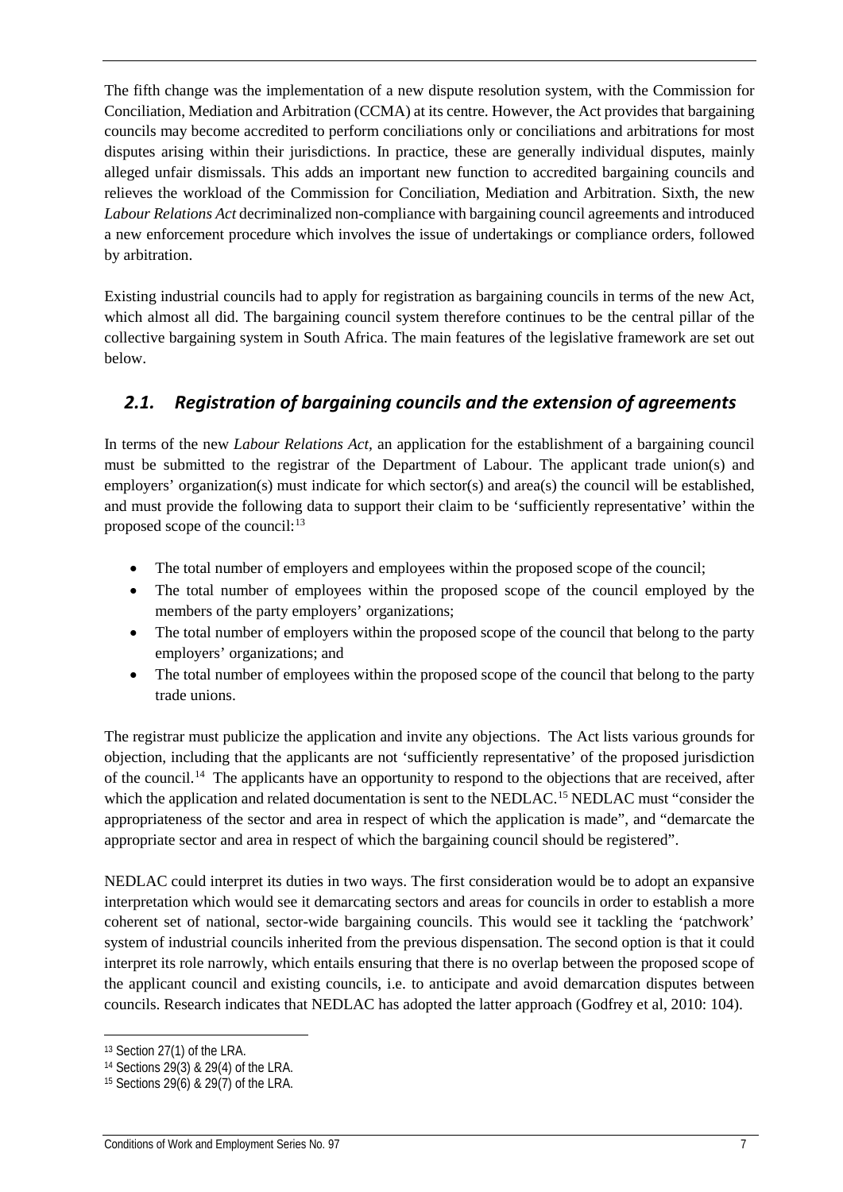The fifth change was the implementation of a new dispute resolution system, with the Commission for Conciliation, Mediation and Arbitration (CCMA) at its centre. However, the Act provides that bargaining councils may become accredited to perform conciliations only or conciliations and arbitrations for most disputes arising within their jurisdictions. In practice, these are generally individual disputes, mainly alleged unfair dismissals. This adds an important new function to accredited bargaining councils and relieves the workload of the Commission for Conciliation, Mediation and Arbitration. Sixth, the new *Labour Relations Act* decriminalized non-compliance with bargaining council agreements and introduced a new enforcement procedure which involves the issue of undertakings or compliance orders, followed by arbitration.

Existing industrial councils had to apply for registration as bargaining councils in terms of the new Act, which almost all did. The bargaining council system therefore continues to be the central pillar of the collective bargaining system in South Africa. The main features of the legislative framework are set out below.

## *2.1. Registration of bargaining councils and the extension of agreements*

In terms of the new *Labour Relations Act*, an application for the establishment of a bargaining council must be submitted to the registrar of the Department of Labour. The applicant trade union(s) and employers' organization(s) must indicate for which sector(s) and area(s) the council will be established, and must provide the following data to support their claim to be 'sufficiently representative' within the proposed scope of the council:[13]

- The total number of employers and employees within the proposed scope of the council;
- The total number of employees within the proposed scope of the council employed by the members of the party employers' organizations;
- The total number of employers within the proposed scope of the council that belong to the party employers' organizations; and
- The total number of employees within the proposed scope of the council that belong to the party trade unions.

The registrar must publicize the application and invite any objections. The Act lists various grounds for objection, including that the applicants are not 'sufficiently representative' of the proposed jurisdiction of the council.[14] The applicants have an opportunity to respond to the objections that are received, after which the application and related documentation is sent to the NEDLAC.[15] NEDLAC must "consider the appropriateness of the sector and area in respect of which the application is made", and "demarcate the appropriate sector and area in respect of which the bargaining council should be registered".

NEDLAC could interpret its duties in two ways. The first consideration would be to adopt an expansive interpretation which would see it demarcating sectors and areas for councils in order to establish a more coherent set of national, sector-wide bargaining councils. This would see it tackling the 'patchwork' system of industrial councils inherited from the previous dispensation. The second option is that it could interpret its role narrowly, which entails ensuring that there is no overlap between the proposed scope of the applicant council and existing councils, i.e. to anticipate and avoid demarcation disputes between councils. Research indicates that NEDLAC has adopted the latter approach (Godfrey et al, 2010: 104).

[13] Section 27(1) of the LRA.

[14] Sections 29(3) & 29(4) of the LRA.

[15] Sections 29(6) & 29(7) of the LRA.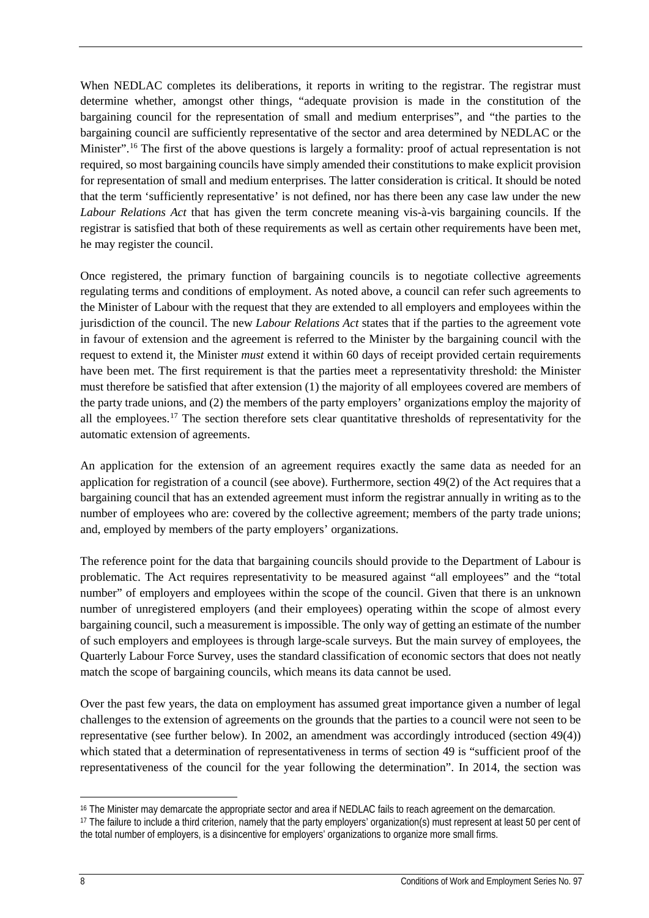When NEDLAC completes its deliberations, it reports in writing to the registrar. The registrar must determine whether, amongst other things, "adequate provision is made in the constitution of the bargaining council for the representation of small and medium enterprises", and "the parties to the bargaining council are sufficiently representative of the sector and area determined by NEDLAC or the Minister".[16] The first of the above questions is largely a formality: proof of actual representation is not required, so most bargaining councils have simply amended their constitutions to make explicit provision for representation of small and medium enterprises. The latter consideration is critical. It should be noted that the term 'sufficiently representative' is not defined, nor has there been any case law under the new *Labour Relations Act* that has given the term concrete meaning vis-à-vis bargaining councils. If the registrar is satisfied that both of these requirements as well as certain other requirements have been met, he may register the council.

Once registered, the primary function of bargaining councils is to negotiate collective agreements regulating terms and conditions of employment. As noted above, a council can refer such agreements to the Minister of Labour with the request that they are extended to all employers and employees within the jurisdiction of the council. The new *Labour Relations Act* states that if the parties to the agreement vote in favour of extension and the agreement is referred to the Minister by the bargaining council with the request to extend it, the Minister *must* extend it within 60 days of receipt provided certain requirements have been met. The first requirement is that the parties meet a representativity threshold: the Minister must therefore be satisfied that after extension (1) the majority of all employees covered are members of the party trade unions, and (2) the members of the party employers' organizations employ the majority of all the employees.[17] The section therefore sets clear quantitative thresholds of representativity for the automatic extension of agreements.

An application for the extension of an agreement requires exactly the same data as needed for an application for registration of a council (see above). Furthermore, section 49(2) of the Act requires that a bargaining council that has an extended agreement must inform the registrar annually in writing as to the number of employees who are: covered by the collective agreement; members of the party trade unions; and, employed by members of the party employers' organizations.

The reference point for the data that bargaining councils should provide to the Department of Labour is problematic. The Act requires representativity to be measured against "all employees" and the "total number" of employers and employees within the scope of the council. Given that there is an unknown number of unregistered employers (and their employees) operating within the scope of almost every bargaining council, such a measurement is impossible. The only way of getting an estimate of the number of such employers and employees is through large-scale surveys. But the main survey of employees, the Quarterly Labour Force Survey, uses the standard classification of economic sectors that does not neatly match the scope of bargaining councils, which means its data cannot be used.

Over the past few years, the data on employment has assumed great importance given a number of legal challenges to the extension of agreements on the grounds that the parties to a council were not seen to be representative (see further below). In 2002, an amendment was accordingly introduced (section 49(4)) which stated that a determination of representativeness in terms of section 49 is "sufficient proof of the representativeness of the council for the year following the determination". In 2014, the section was

[16] The Minister may demarcate the appropriate sector and area if NEDLAC fails to reach agreement on the demarcation.

[17] The failure to include a third criterion, namely that the party employers' organization(s) must represent at least 50 per cent of the total number of employers, is a disincentive for employers' organizations to organize more small firms.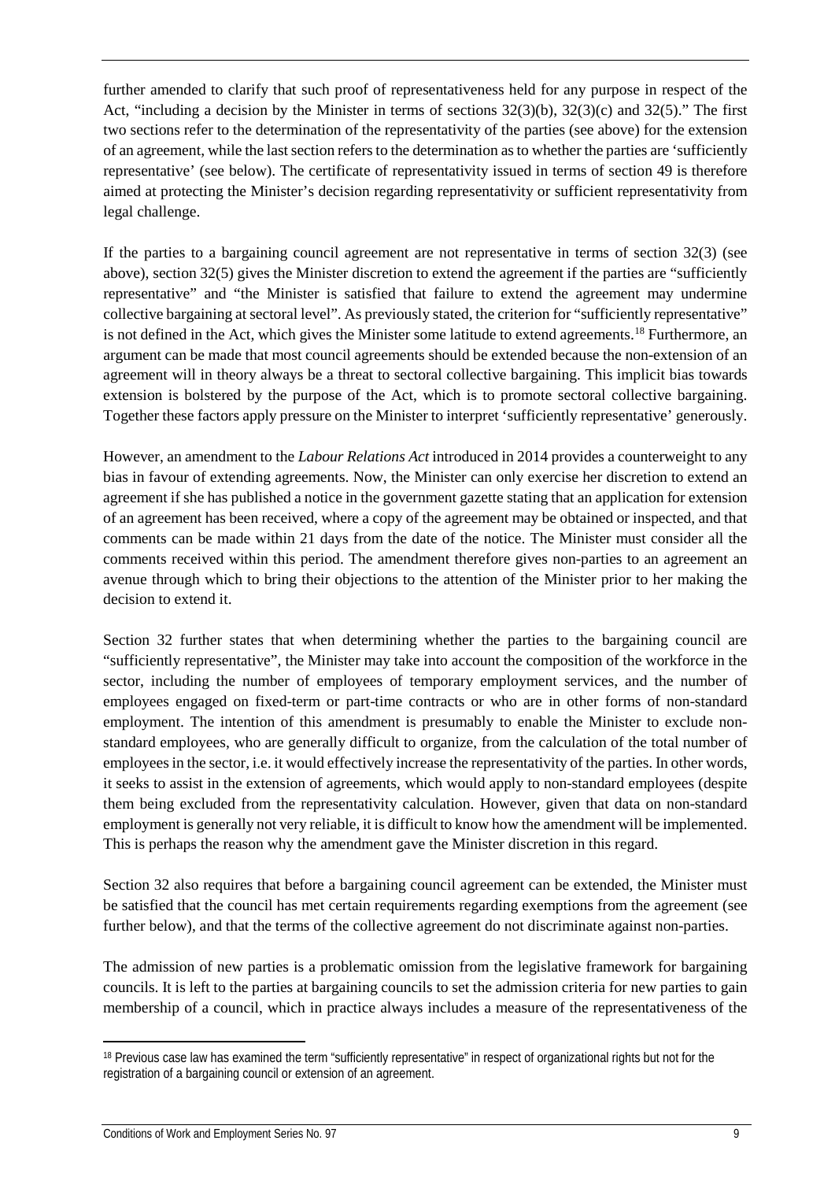further amended to clarify that such proof of representativeness held for any purpose in respect of the Act, "including a decision by the Minister in terms of sections 32(3)(b), 32(3)(c) and 32(5)." The first two sections refer to the determination of the representativity of the parties (see above) for the extension of an agreement, while the last section refers to the determination as to whether the parties are 'sufficiently representative' (see below). The certificate of representativity issued in terms of section 49 is therefore aimed at protecting the Minister's decision regarding representativity or sufficient representativity from legal challenge.

If the parties to a bargaining council agreement are not representative in terms of section 32(3) (see above), section 32(5) gives the Minister discretion to extend the agreement if the parties are "sufficiently representative" and "the Minister is satisfied that failure to extend the agreement may undermine collective bargaining at sectoral level". As previously stated, the criterion for "sufficiently representative" is not defined in the Act, which gives the Minister some latitude to extend agreements.[18] Furthermore, an argument can be made that most council agreements should be extended because the non-extension of an agreement will in theory always be a threat to sectoral collective bargaining. This implicit bias towards extension is bolstered by the purpose of the Act, which is to promote sectoral collective bargaining. Together these factors apply pressure on the Minister to interpret 'sufficiently representative' generously.

However, an amendment to the *Labour Relations Act* introduced in 2014 provides a counterweight to any bias in favour of extending agreements. Now, the Minister can only exercise her discretion to extend an agreement if she has published a notice in the government gazette stating that an application for extension of an agreement has been received, where a copy of the agreement may be obtained or inspected, and that comments can be made within 21 days from the date of the notice. The Minister must consider all the comments received within this period. The amendment therefore gives non-parties to an agreement an avenue through which to bring their objections to the attention of the Minister prior to her making the decision to extend it.

Section 32 further states that when determining whether the parties to the bargaining council are "sufficiently representative", the Minister may take into account the composition of the workforce in the sector, including the number of employees of temporary employment services, and the number of employees engaged on fixed-term or part-time contracts or who are in other forms of non-standard employment. The intention of this amendment is presumably to enable the Minister to exclude non-standard employees, who are generally difficult to organize, from the calculation of the total number of employees in the sector, i.e. it would effectively increase the representativity of the parties. In other words, it seeks to assist in the extension of agreements, which would apply to non-standard employees (despite them being excluded from the representativity calculation. However, given that data on non-standard employment is generally not very reliable, it is difficult to know how the amendment will be implemented. This is perhaps the reason why the amendment gave the Minister discretion in this regard.

Section 32 also requires that before a bargaining council agreement can be extended, the Minister must be satisfied that the council has met certain requirements regarding exemptions from the agreement (see further below), and that the terms of the collective agreement do not discriminate against non-parties.

The admission of new parties is a problematic omission from the legislative framework for bargaining councils. It is left to the parties at bargaining councils to set the admission criteria for new parties to gain membership of a council, which in practice always includes a measure of the representativeness of the

[18] Previous case law has examined the term "sufficiently representative" in respect of organizational rights but not for the registration of a bargaining council or extension of an agreement.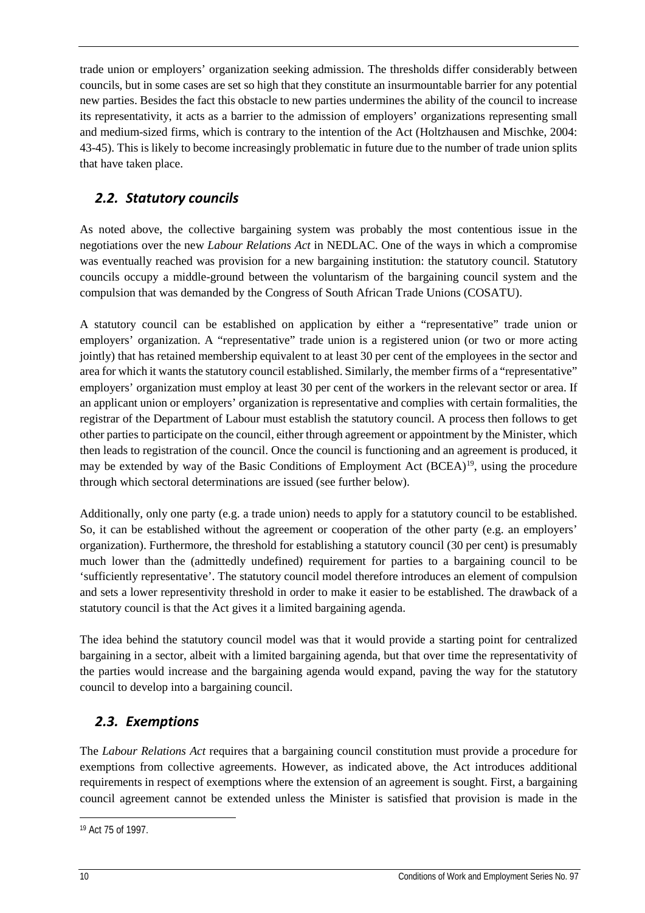trade union or employers' organization seeking admission. The thresholds differ considerably between councils, but in some cases are set so high that they constitute an insurmountable barrier for any potential new parties. Besides the fact this obstacle to new parties undermines the ability of the council to increase its representativity, it acts as a barrier to the admission of employers' organizations representing small and medium-sized firms, which is contrary to the intention of the Act (Holtzhausen and Mischke, 2004: 43-45). This is likely to become increasingly problematic in future due to the number of trade union splits that have taken place.

## *2.2. Statutory councils*

As noted above, the collective bargaining system was probably the most contentious issue in the negotiations over the new *Labour Relations Act* in NEDLAC. One of the ways in which a compromise was eventually reached was provision for a new bargaining institution: the statutory council. Statutory councils occupy a middle-ground between the voluntarism of the bargaining council system and the compulsion that was demanded by the Congress of South African Trade Unions (COSATU).

A statutory council can be established on application by either a "representative" trade union or employers' organization. A "representative" trade union is a registered union (or two or more acting jointly) that has retained membership equivalent to at least 30 per cent of the employees in the sector and area for which it wants the statutory council established. Similarly, the member firms of a "representative" employers' organization must employ at least 30 per cent of the workers in the relevant sector or area. If an applicant union or employers' organization is representative and complies with certain formalities, the registrar of the Department of Labour must establish the statutory council. A process then follows to get other parties to participate on the council, either through agreement or appointment by the Minister, which then leads to registration of the council. Once the council is functioning and an agreement is produced, it may be extended by way of the Basic Conditions of Employment Act (BCEA)[19], using the procedure through which sectoral determinations are issued (see further below).

Additionally, only one party (e.g. a trade union) needs to apply for a statutory council to be established. So, it can be established without the agreement or cooperation of the other party (e.g. an employers' organization). Furthermore, the threshold for establishing a statutory council (30 per cent) is presumably much lower than the (admittedly undefined) requirement for parties to a bargaining council to be 'sufficiently representative'. The statutory council model therefore introduces an element of compulsion and sets a lower representivity threshold in order to make it easier to be established. The drawback of a statutory council is that the Act gives it a limited bargaining agenda.

The idea behind the statutory council model was that it would provide a starting point for centralized bargaining in a sector, albeit with a limited bargaining agenda, but that over time the representativity of the parties would increase and the bargaining agenda would expand, paving the way for the statutory council to develop into a bargaining council.

## *2.3. Exemptions*

The *Labour Relations Act* requires that a bargaining council constitution must provide a procedure for exemptions from collective agreements. However, as indicated above, the Act introduces additional requirements in respect of exemptions where the extension of an agreement is sought. First, a bargaining council agreement cannot be extended unless the Minister is satisfied that provision is made in the

[19] Act 75 of 1997.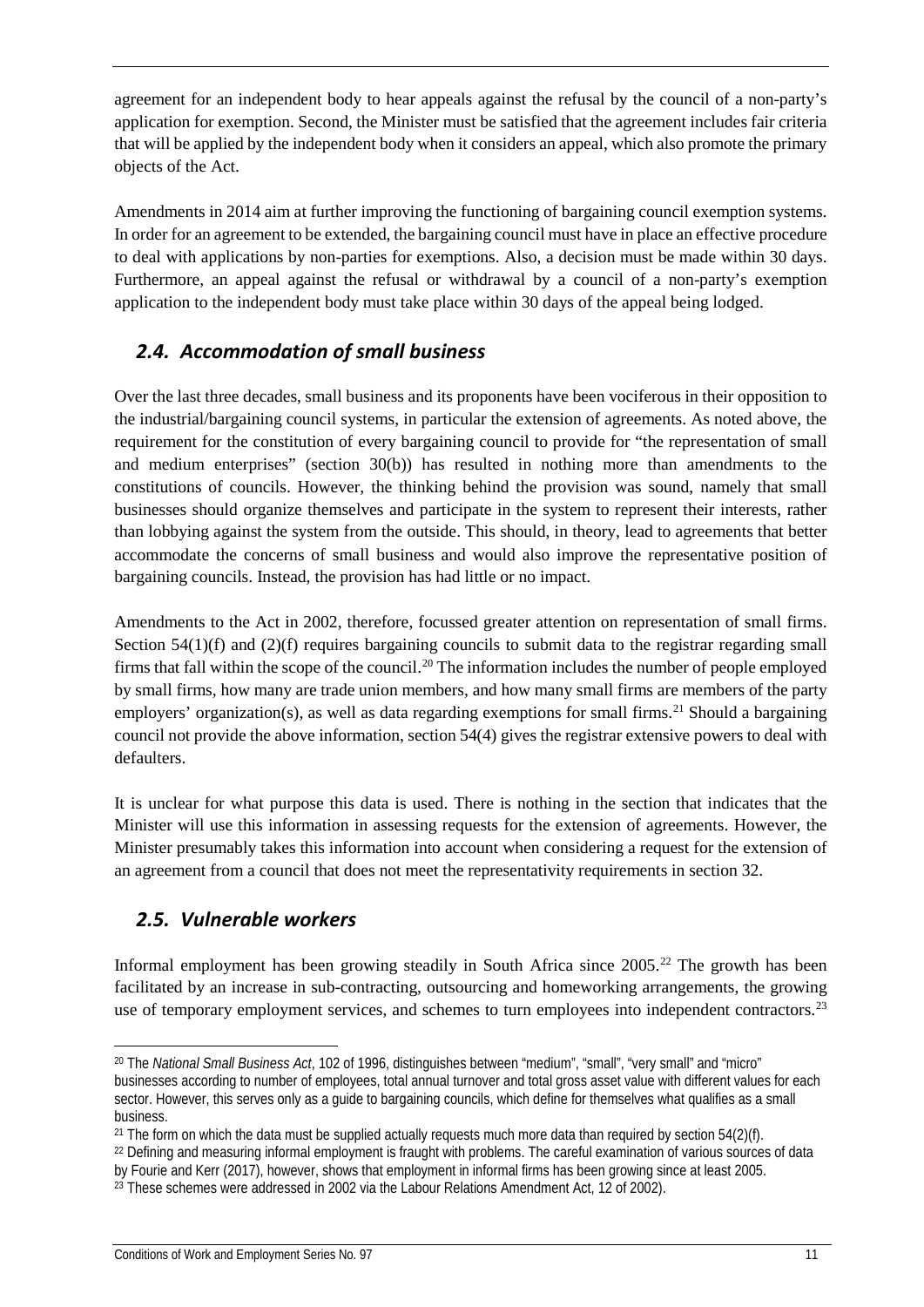agreement for an independent body to hear appeals against the refusal by the council of a non-party's application for exemption. Second, the Minister must be satisfied that the agreement includes fair criteria that will be applied by the independent body when it considers an appeal, which also promote the primary objects of the Act.

Amendments in 2014 aim at further improving the functioning of bargaining council exemption systems. In order for an agreement to be extended, the bargaining council must have in place an effective procedure to deal with applications by non-parties for exemptions. Also, a decision must be made within 30 days. Furthermore, an appeal against the refusal or withdrawal by a council of a non-party's exemption application to the independent body must take place within 30 days of the appeal being lodged.

## *2.4. Accommodation of small business*

Over the last three decades, small business and its proponents have been vociferous in their opposition to the industrial/bargaining council systems, in particular the extension of agreements. As noted above, the requirement for the constitution of every bargaining council to provide for "the representation of small and medium enterprises" (section 30(b)) has resulted in nothing more than amendments to the constitutions of councils. However, the thinking behind the provision was sound, namely that small businesses should organize themselves and participate in the system to represent their interests, rather than lobbying against the system from the outside. This should, in theory, lead to agreements that better accommodate the concerns of small business and would also improve the representative position of bargaining councils. Instead, the provision has had little or no impact.

Amendments to the Act in 2002, therefore, focussed greater attention on representation of small firms. Section 54(1)(f) and (2)(f) requires bargaining councils to submit data to the registrar regarding small firms that fall within the scope of the council.[20] The information includes the number of people employed by small firms, how many are trade union members, and how many small firms are members of the party employers' organization(s), as well as data regarding exemptions for small firms.[21] Should a bargaining council not provide the above information, section 54(4) gives the registrar extensive powers to deal with defaulters.

It is unclear for what purpose this data is used. There is nothing in the section that indicates that the Minister will use this information in assessing requests for the extension of agreements. However, the Minister presumably takes this information into account when considering a request for the extension of an agreement from a council that does not meet the representativity requirements in section 32.

## *2.5. Vulnerable workers*

Informal employment has been growing steadily in South Africa since 2005.[22] The growth has been facilitated by an increase in sub-contracting, outsourcing and homeworking arrangements, the growing use of temporary employment services, and schemes to turn employees into independent contractors.[23]

---

[20] The *National Small Business Act*, 102 of 1996, distinguishes between "medium", "small", "very small" and "micro" businesses according to number of employees, total annual turnover and total gross asset value with different values for each sector. However, this serves only as a guide to bargaining councils, which define for themselves what qualifies as a small business.

[21] The form on which the data must be supplied actually requests much more data than required by section 54(2)(f).

[22] Defining and measuring informal employment is fraught with problems. The careful examination of various sources of data by Fourie and Kerr (2017), however, shows that employment in informal firms has been growing since at least 2005.

[23] These schemes were addressed in 2002 via the Labour Relations Amendment Act, 12 of 2002).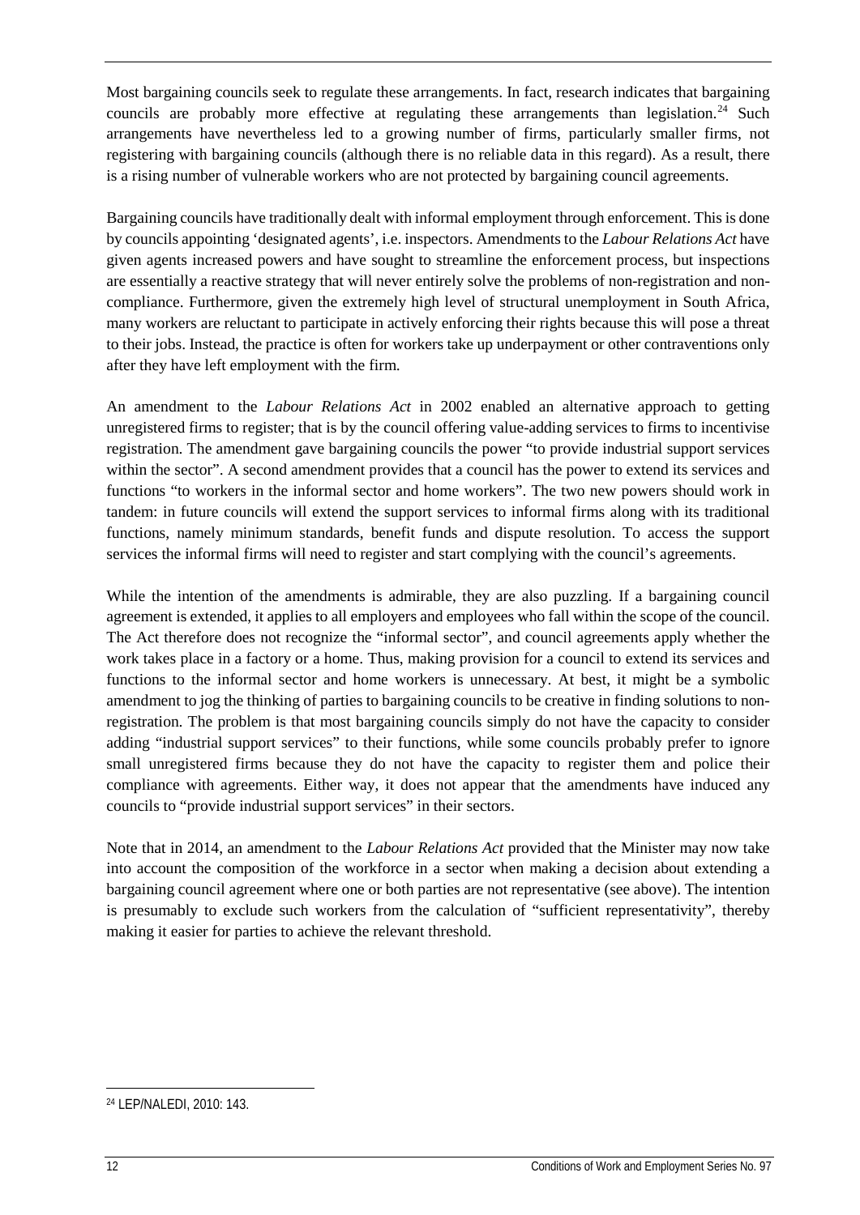Most bargaining councils seek to regulate these arrangements. In fact, research indicates that bargaining councils are probably more effective at regulating these arrangements than legislation.[24] Such arrangements have nevertheless led to a growing number of firms, particularly smaller firms, not registering with bargaining councils (although there is no reliable data in this regard). As a result, there is a rising number of vulnerable workers who are not protected by bargaining council agreements.

Bargaining councils have traditionally dealt with informal employment through enforcement. This is done by councils appointing 'designated agents', i.e. inspectors. Amendments to the *Labour Relations Act* have given agents increased powers and have sought to streamline the enforcement process, but inspections are essentially a reactive strategy that will never entirely solve the problems of non-registration and non-compliance. Furthermore, given the extremely high level of structural unemployment in South Africa, many workers are reluctant to participate in actively enforcing their rights because this will pose a threat to their jobs. Instead, the practice is often for workers take up underpayment or other contraventions only after they have left employment with the firm.

An amendment to the *Labour Relations Act* in 2002 enabled an alternative approach to getting unregistered firms to register; that is by the council offering value-adding services to firms to incentivise registration. The amendment gave bargaining councils the power "to provide industrial support services within the sector". A second amendment provides that a council has the power to extend its services and functions "to workers in the informal sector and home workers". The two new powers should work in tandem: in future councils will extend the support services to informal firms along with its traditional functions, namely minimum standards, benefit funds and dispute resolution. To access the support services the informal firms will need to register and start complying with the council's agreements.

While the intention of the amendments is admirable, they are also puzzling. If a bargaining council agreement is extended, it applies to all employers and employees who fall within the scope of the council. The Act therefore does not recognize the "informal sector", and council agreements apply whether the work takes place in a factory or a home. Thus, making provision for a council to extend its services and functions to the informal sector and home workers is unnecessary. At best, it might be a symbolic amendment to jog the thinking of parties to bargaining councils to be creative in finding solutions to non-registration. The problem is that most bargaining councils simply do not have the capacity to consider adding "industrial support services" to their functions, while some councils probably prefer to ignore small unregistered firms because they do not have the capacity to register them and police their compliance with agreements. Either way, it does not appear that the amendments have induced any councils to "provide industrial support services" in their sectors.

Note that in 2014, an amendment to the *Labour Relations Act* provided that the Minister may now take into account the composition of the workforce in a sector when making a decision about extending a bargaining council agreement where one or both parties are not representative (see above). The intention is presumably to exclude such workers from the calculation of "sufficient representativity", thereby making it easier for parties to achieve the relevant threshold.

[24] LEP/NALEDI, 2010: 143.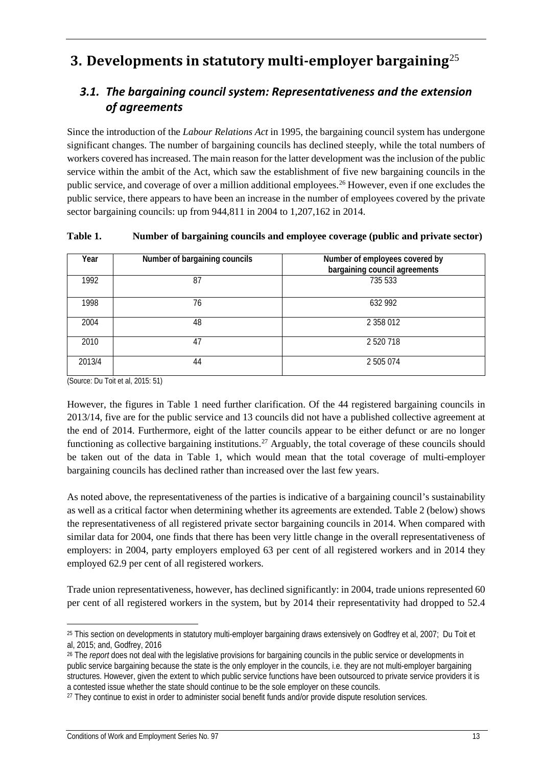# 3. Developments in statutory multi-employer bargaining[25]

## *3.1. The bargaining council system: Representativeness and the extension of agreements*

Since the introduction of the *Labour Relations Act* in 1995, the bargaining council system has undergone significant changes. The number of bargaining councils has declined steeply, while the total numbers of workers covered has increased. The main reason for the latter development was the inclusion of the public service within the ambit of the Act, which saw the establishment of five new bargaining councils in the public service, and coverage of over a million additional employees.[26] However, even if one excludes the public service, there appears to have been an increase in the number of employees covered by the private sector bargaining councils: up from 944,811 in 2004 to 1,207,162 in 2014.

**Table 1. Number of bargaining councils and employee coverage (public and private sector)**

| Year | Number of bargaining councils | Number of employees covered by bargaining council agreements |
|---|---|---|
| 1992 | 87 | 735 533 |
| 1998 | 76 | 632 992 |
| 2004 | 48 | 2 358 012 |
| 2010 | 47 | 2 520 718 |
| 2013/4 | 44 | 2 505 074 |

(Source: Du Toit et al, 2015: 51)

However, the figures in Table 1 need further clarification. Of the 44 registered bargaining councils in 2013/14, five are for the public service and 13 councils did not have a published collective agreement at the end of 2014. Furthermore, eight of the latter councils appear to be either defunct or are no longer functioning as collective bargaining institutions.[27] Arguably, the total coverage of these councils should be taken out of the data in Table 1, which would mean that the total coverage of multi-employer bargaining councils has declined rather than increased over the last few years.

As noted above, the representativeness of the parties is indicative of a bargaining council's sustainability as well as a critical factor when determining whether its agreements are extended. Table 2 (below) shows the representativeness of all registered private sector bargaining councils in 2014. When compared with similar data for 2004, one finds that there has been very little change in the overall representativeness of employers: in 2004, party employers employed 63 per cent of all registered workers and in 2014 they employed 62.9 per cent of all registered workers.

Trade union representativeness, however, has declined significantly: in 2004, trade unions represented 60 per cent of all registered workers in the system, but by 2014 their representativity had dropped to 52.4

---

[25] This section on developments in statutory multi-employer bargaining draws extensively on Godfrey et al, 2007; Du Toit et al, 2015; and, Godfrey, 2016

[26] The *report* does not deal with the legislative provisions for bargaining councils in the public service or developments in public service bargaining because the state is the only employer in the councils, i.e. they are not multi-employer bargaining structures. However, given the extent to which public service functions have been outsourced to private service providers it is a contested issue whether the state should continue to be the sole employer on these councils.

[27] They continue to exist in order to administer social benefit funds and/or provide dispute resolution services.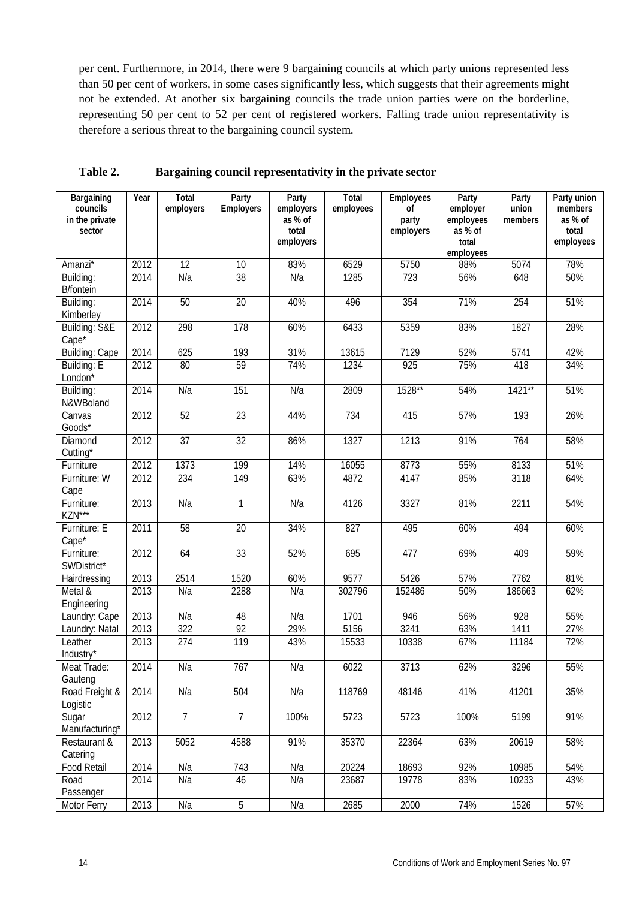per cent. Furthermore, in 2014, there were 9 bargaining councils at which party unions represented less than 50 per cent of workers, in some cases significantly less, which suggests that their agreements might not be extended. At another six bargaining councils the trade union parties were on the borderline, representing 50 per cent to 52 per cent of registered workers. Falling trade union representativity is therefore a serious threat to the bargaining council system.

**Table 2. Bargaining council representativity in the private sector**

| Bargaining councils in the private sector | Year | Total employers | Party Employers | Party employers as % of total employers | Total employees | Employees of party employers | Party employer employees as % of total employees | Party union members | Party union members as % of total employees |
|---|---|---|---|---|---|---|---|---|---|
| Amanzi* | 2012 | 12 | 10 | 83% | 6529 | 5750 | 88% | 5074 | 78% |
| Building: B/fontein | 2014 | N/a | 38 | N/a | 1285 | 723 | 56% | 648 | 50% |
| Building: Kimberley | 2014 | 50 | 20 | 40% | 496 | 354 | 71% | 254 | 51% |
| Building: S&E Cape* | 2012 | 298 | 178 | 60% | 6433 | 5359 | 83% | 1827 | 28% |
| Building: Cape | 2014 | 625 | 193 | 31% | 13615 | 7129 | 52% | 5741 | 42% |
| Building: E London* | 2012 | 80 | 59 | 74% | 1234 | 925 | 75% | 418 | 34% |
| Building: N&WBoland | 2014 | N/a | 151 | N/a | 2809 | 1528** | 54% | 1421** | 51% |
| Canvas Goods* | 2012 | 52 | 23 | 44% | 734 | 415 | 57% | 193 | 26% |
| Diamond Cutting* | 2012 | 37 | 32 | 86% | 1327 | 1213 | 91% | 764 | 58% |
| Furniture | 2012 | 1373 | 199 | 14% | 16055 | 8773 | 55% | 8133 | 51% |
| Furniture: W Cape | 2012 | 234 | 149 | 63% | 4872 | 4147 | 85% | 3118 | 64% |
| Furniture: KZN*** | 2013 | N/a | 1 | N/a | 4126 | 3327 | 81% | 2211 | 54% |
| Furniture: E Cape* | 2011 | 58 | 20 | 34% | 827 | 495 | 60% | 494 | 60% |
| Furniture: SWDistrict* | 2012 | 64 | 33 | 52% | 695 | 477 | 69% | 409 | 59% |
| Hairdressing | 2013 | 2514 | 1520 | 60% | 9577 | 5426 | 57% | 7762 | 81% |
| Metal & Engineering | 2013 | N/a | 2288 | N/a | 302796 | 152486 | 50% | 186663 | 62% |
| Laundry: Cape | 2013 | N/a | 48 | N/a | 1701 | 946 | 56% | 928 | 55% |
| Laundry: Natal | 2013 | 322 | 92 | 29% | 5156 | 3241 | 63% | 1411 | 27% |
| Leather Industry* | 2013 | 274 | 119 | 43% | 15533 | 10338 | 67% | 11184 | 72% |
| Meat Trade: Gauteng | 2014 | N/a | 767 | N/a | 6022 | 3713 | 62% | 3296 | 55% |
| Road Freight & Logistic | 2014 | N/a | 504 | N/a | 118769 | 48146 | 41% | 41201 | 35% |
| Sugar Manufacturing* | 2012 | 7 | 7 | 100% | 5723 | 5723 | 100% | 5199 | 91% |
| Restaurant & Catering | 2013 | 5052 | 4588 | 91% | 35370 | 22364 | 63% | 20619 | 58% |
| Food Retail | 2014 | N/a | 743 | N/a | 20224 | 18693 | 92% | 10985 | 54% |
| Road Passenger | 2014 | N/a | 46 | N/a | 23687 | 19778 | 83% | 10233 | 43% |
| Motor Ferry | 2013 | N/a | 5 | N/a | 2685 | 2000 | 74% | 1526 | 57% |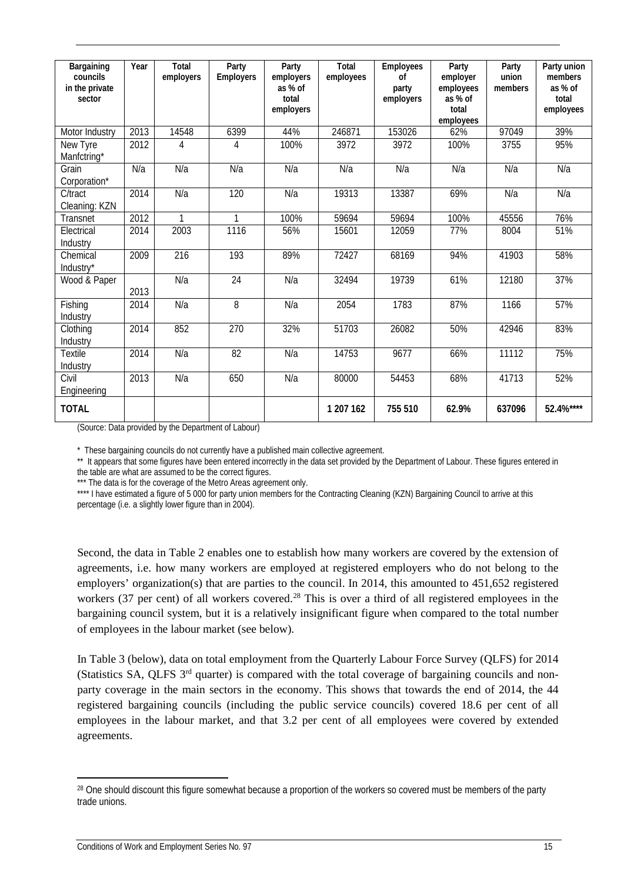| Bargaining councils in the private sector | Year | Total employers | Party Employers | Party employers as % of total employers | Total employees | Employees of party employers | Party employer employees as % of total employees | Party union members | Party union members as % of total employees |
|---|---|---|---|---|---|---|---|---|---|
| Motor Industry | 2013 | 14548 | 6399 | 44% | 246871 | 153026 | 62% | 97049 | 39% |
| New Tyre Manfctring* | 2012 | 4 | 4 | 100% | 3972 | 3972 | 100% | 3755 | 95% |
| Grain Corporation* | N/a | N/a | N/a | N/a | N/a | N/a | N/a | N/a | N/a |
| C/tract Cleaning: KZN | 2014 | N/a | 120 | N/a | 19313 | 13387 | 69% | N/a | N/a |
| Transnet | 2012 | 1 | 1 | 100% | 59694 | 59694 | 100% | 45556 | 76% |
| Electrical Industry | 2014 | 2003 | 1116 | 56% | 15601 | 12059 | 77% | 8004 | 51% |
| Chemical Industry* | 2009 | 216 | 193 | 89% | 72427 | 68169 | 94% | 41903 | 58% |
| Wood & Paper | 2013 | N/a | 24 | N/a | 32494 | 19739 | 61% | 12180 | 37% |
| Fishing Industry | 2014 | N/a | 8 | N/a | 2054 | 1783 | 87% | 1166 | 57% |
| Clothing Industry | 2014 | 852 | 270 | 32% | 51703 | 26082 | 50% | 42946 | 83% |
| Textile Industry | 2014 | N/a | 82 | N/a | 14753 | 9677 | 66% | 11112 | 75% |
| Civil Engineering | 2013 | N/a | 650 | N/a | 80000 | 54453 | 68% | 41713 | 52% |
| **TOTAL** | | | | | **1 207 162** | **755 510** | **62.9%** | **637096** | **52.4%\*\*\*\*** |

(Source: Data provided by the Department of Labour)

\* These bargaining councils do not currently have a published main collective agreement.

\*\* It appears that some figures have been entered incorrectly in the data set provided by the Department of Labour. These figures entered in the table are what are assumed to be the correct figures.

\*\*\* The data is for the coverage of the Metro Areas agreement only.

\*\*\*\* I have estimated a figure of 5 000 for party union members for the Contracting Cleaning (KZN) Bargaining Council to arrive at this percentage (i.e. a slightly lower figure than in 2004).

Second, the data in Table 2 enables one to establish how many workers are covered by the extension of agreements, i.e. how many workers are employed at registered employers who do not belong to the employers' organization(s) that are parties to the council. In 2014, this amounted to 451,652 registered workers (37 per cent) of all workers covered.[28] This is over a third of all registered employees in the bargaining council system, but it is a relatively insignificant figure when compared to the total number of employees in the labour market (see below).

In Table 3 (below), data on total employment from the Quarterly Labour Force Survey (QLFS) for 2014 (Statistics SA, QLFS 3rd quarter) is compared with the total coverage of bargaining councils and non-party coverage in the main sectors in the economy. This shows that towards the end of 2014, the 44 registered bargaining councils (including the public service councils) covered 18.6 per cent of all employees in the labour market, and that 3.2 per cent of all employees were covered by extended agreements.

[28] One should discount this figure somewhat because a proportion of the workers so covered must be members of the party trade unions.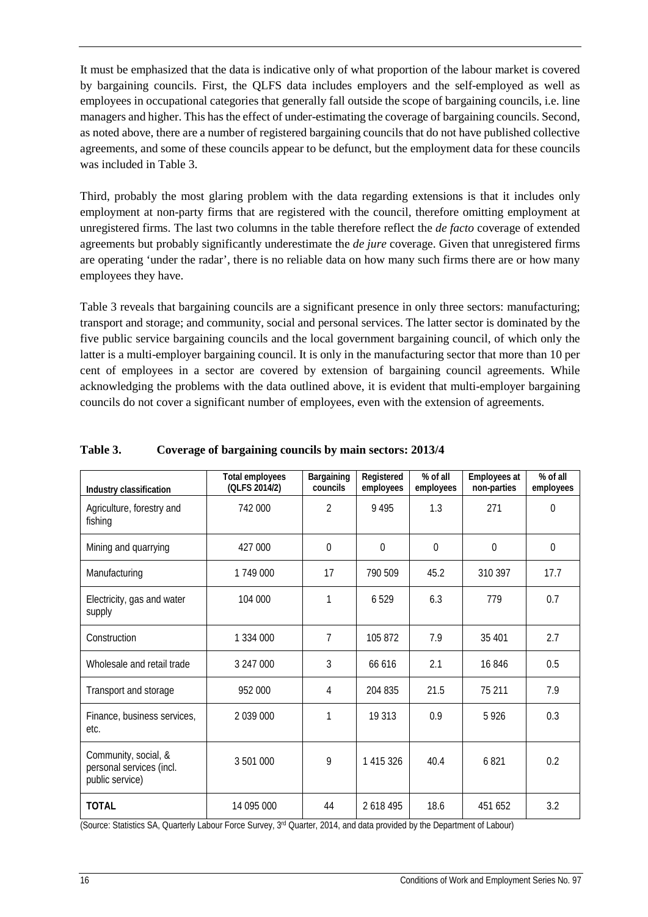It must be emphasized that the data is indicative only of what proportion of the labour market is covered by bargaining councils. First, the QLFS data includes employers and the self-employed as well as employees in occupational categories that generally fall outside the scope of bargaining councils, i.e. line managers and higher. This has the effect of under-estimating the coverage of bargaining councils. Second, as noted above, there are a number of registered bargaining councils that do not have published collective agreements, and some of these councils appear to be defunct, but the employment data for these councils was included in Table 3.

Third, probably the most glaring problem with the data regarding extensions is that it includes only employment at non-party firms that are registered with the council, therefore omitting employment at unregistered firms. The last two columns in the table therefore reflect the *de facto* coverage of extended agreements but probably significantly underestimate the *de jure* coverage. Given that unregistered firms are operating 'under the radar', there is no reliable data on how many such firms there are or how many employees they have.

Table 3 reveals that bargaining councils are a significant presence in only three sectors: manufacturing; transport and storage; and community, social and personal services. The latter sector is dominated by the five public service bargaining councils and the local government bargaining council, of which only the latter is a multi-employer bargaining council. It is only in the manufacturing sector that more than 10 per cent of employees in a sector are covered by extension of bargaining council agreements. While acknowledging the problems with the data outlined above, it is evident that multi-employer bargaining councils do not cover a significant number of employees, even with the extension of agreements.

**Table 3. Coverage of bargaining councils by main sectors: 2013/4**

| Industry classification | Total employees (QLFS 2014/2) | Bargaining councils | Registered employees | % of all employees | Employees at non-parties | % of all employees |
|---|---|---|---|---|---|---|
| Agriculture, forestry and fishing | 742 000 | 2 | 9 495 | 1.3 | 271 | 0 |
| Mining and quarrying | 427 000 | 0 | 0 | 0 | 0 | 0 |
| Manufacturing | 1 749 000 | 17 | 790 509 | 45.2 | 310 397 | 17.7 |
| Electricity, gas and water supply | 104 000 | 1 | 6 529 | 6.3 | 779 | 0.7 |
| Construction | 1 334 000 | 7 | 105 872 | 7.9 | 35 401 | 2.7 |
| Wholesale and retail trade | 3 247 000 | 3 | 66 616 | 2.1 | 16 846 | 0.5 |
| Transport and storage | 952 000 | 4 | 204 835 | 21.5 | 75 211 | 7.9 |
| Finance, business services, etc. | 2 039 000 | 1 | 19 313 | 0.9 | 5 926 | 0.3 |
| Community, social, & personal services (incl. public service) | 3 501 000 | 9 | 1 415 326 | 40.4 | 6 821 | 0.2 |
| **TOTAL** | 14 095 000 | 44 | 2 618 495 | 18.6 | 451 652 | 3.2 |

(Source: Statistics SA, Quarterly Labour Force Survey, 3rd Quarter, 2014, and data provided by the Department of Labour)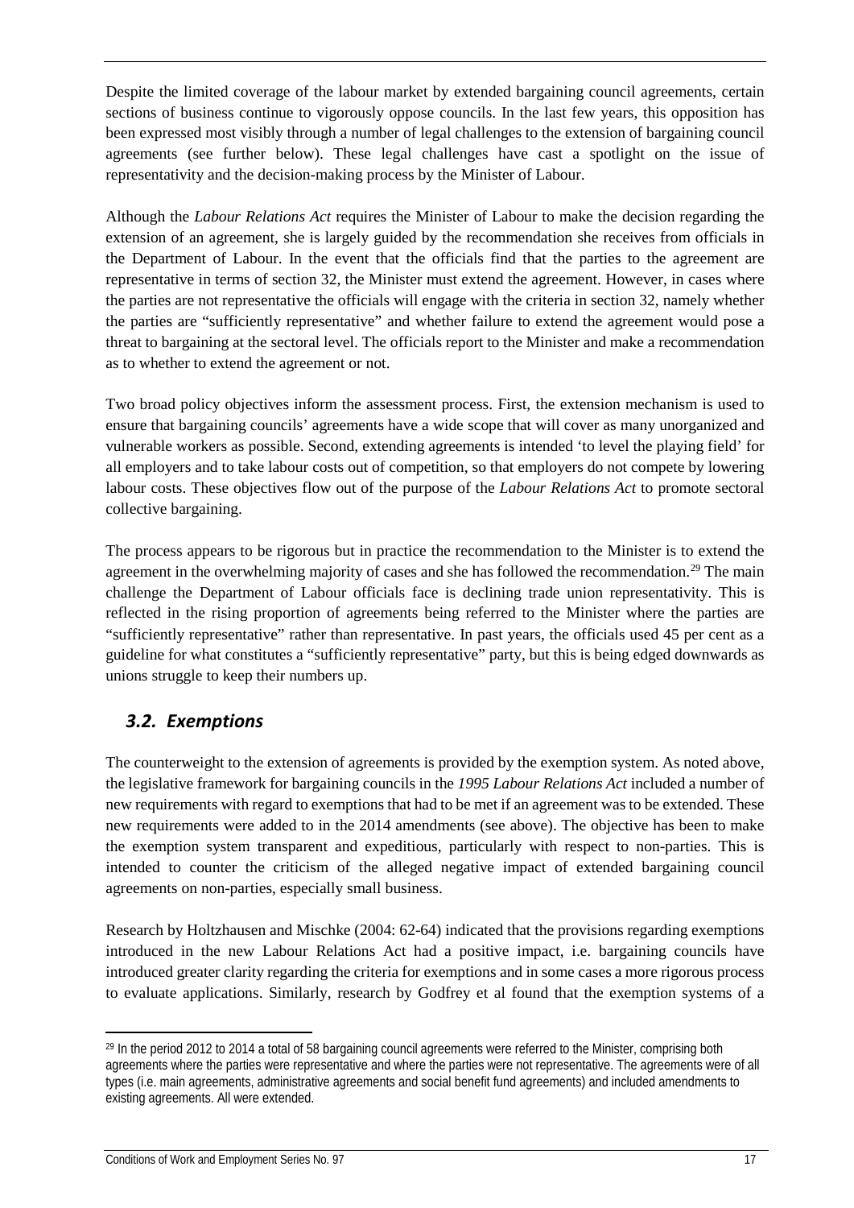Despite the limited coverage of the labour market by extended bargaining council agreements, certain sections of business continue to vigorously oppose councils. In the last few years, this opposition has been expressed most visibly through a number of legal challenges to the extension of bargaining council agreements (see further below). These legal challenges have cast a spotlight on the issue of representativity and the decision-making process by the Minister of Labour.

Although the *Labour Relations Act* requires the Minister of Labour to make the decision regarding the extension of an agreement, she is largely guided by the recommendation she receives from officials in the Department of Labour. In the event that the officials find that the parties to the agreement are representative in terms of section 32, the Minister must extend the agreement. However, in cases where the parties are not representative the officials will engage with the criteria in section 32, namely whether the parties are "sufficiently representative" and whether failure to extend the agreement would pose a threat to bargaining at the sectoral level. The officials report to the Minister and make a recommendation as to whether to extend the agreement or not.

Two broad policy objectives inform the assessment process. First, the extension mechanism is used to ensure that bargaining councils' agreements have a wide scope that will cover as many unorganized and vulnerable workers as possible. Second, extending agreements is intended 'to level the playing field' for all employers and to take labour costs out of competition, so that employers do not compete by lowering labour costs. These objectives flow out of the purpose of the *Labour Relations Act* to promote sectoral collective bargaining.

The process appears to be rigorous but in practice the recommendation to the Minister is to extend the agreement in the overwhelming majority of cases and she has followed the recommendation.[29] The main challenge the Department of Labour officials face is declining trade union representativity. This is reflected in the rising proportion of agreements being referred to the Minister where the parties are "sufficiently representative" rather than representative. In past years, the officials used 45 per cent as a guideline for what constitutes a "sufficiently representative" party, but this is being edged downwards as unions struggle to keep their numbers up.

## *3.2. Exemptions*

The counterweight to the extension of agreements is provided by the exemption system. As noted above, the legislative framework for bargaining councils in the *1995 Labour Relations Act* included a number of new requirements with regard to exemptions that had to be met if an agreement was to be extended. These new requirements were added to in the 2014 amendments (see above). The objective has been to make the exemption system transparent and expeditious, particularly with respect to non-parties. This is intended to counter the criticism of the alleged negative impact of extended bargaining council agreements on non-parties, especially small business.

Research by Holtzhausen and Mischke (2004: 62-64) indicated that the provisions regarding exemptions introduced in the new Labour Relations Act had a positive impact, i.e. bargaining councils have introduced greater clarity regarding the criteria for exemptions and in some cases a more rigorous process to evaluate applications. Similarly, research by Godfrey et al found that the exemption systems of a

---

[29] In the period 2012 to 2014 a total of 58 bargaining council agreements were referred to the Minister, comprising both agreements where the parties were representative and where the parties were not representative. The agreements were of all types (i.e. main agreements, administrative agreements and social benefit fund agreements) and included amendments to existing agreements. All were extended.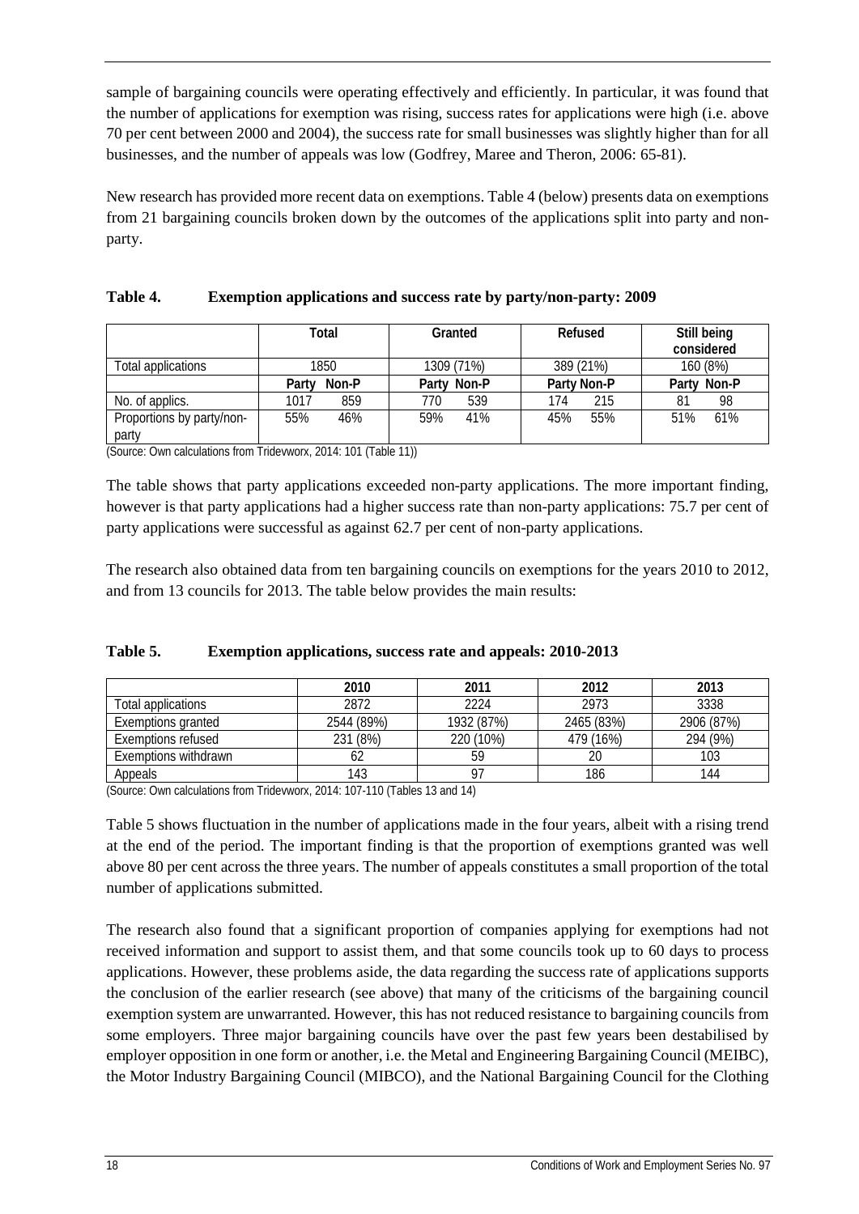sample of bargaining councils were operating effectively and efficiently. In particular, it was found that the number of applications for exemption was rising, success rates for applications were high (i.e. above 70 per cent between 2000 and 2004), the success rate for small businesses was slightly higher than for all businesses, and the number of appeals was low (Godfrey, Maree and Theron, 2006: 65-81).

New research has provided more recent data on exemptions. Table 4 (below) presents data on exemptions from 21 bargaining councils broken down by the outcomes of the applications split into party and non-party.

**Table 4. Exemption applications and success rate by party/non-party: 2009**

| | Total | | Granted | | Refused | | Still being considered | |
|---|---|---|---|---|---|---|---|---|
| Total applications | 1850 | | 1309 (71%) | | 389 (21%) | | 160 (8%) | |
| | Party | Non-P | Party | Non-P | Party | Non-P | Party | Non-P |
| No. of applics. | 1017 | 859 | 770 | 539 | 174 | 215 | 81 | 98 |
| Proportions by party/non-party | 55% | 46% | 59% | 41% | 45% | 55% | 51% | 61% |

(Source: Own calculations from Tridevworx, 2014: 101 (Table 11))

The table shows that party applications exceeded non-party applications. The more important finding, however is that party applications had a higher success rate than non-party applications: 75.7 per cent of party applications were successful as against 62.7 per cent of non-party applications.

The research also obtained data from ten bargaining councils on exemptions for the years 2010 to 2012, and from 13 councils for 2013. The table below provides the main results:

**Table 5. Exemption applications, success rate and appeals: 2010-2013**

| | 2010 | 2011 | 2012 | 2013 |
|---|---|---|---|---|
| Total applications | 2872 | 2224 | 2973 | 3338 |
| Exemptions granted | 2544 (89%) | 1932 (87%) | 2465 (83%) | 2906 (87%) |
| Exemptions refused | 231 (8%) | 220 (10%) | 479 (16%) | 294 (9%) |
| Exemptions withdrawn | 62 | 59 | 20 | 103 |
| Appeals | 143 | 97 | 186 | 144 |

(Source: Own calculations from Tridevworx, 2014: 107-110 (Tables 13 and 14)

Table 5 shows fluctuation in the number of applications made in the four years, albeit with a rising trend at the end of the period. The important finding is that the proportion of exemptions granted was well above 80 per cent across the three years. The number of appeals constitutes a small proportion of the total number of applications submitted.

The research also found that a significant proportion of companies applying for exemptions had not received information and support to assist them, and that some councils took up to 60 days to process applications. However, these problems aside, the data regarding the success rate of applications supports the conclusion of the earlier research (see above) that many of the criticisms of the bargaining council exemption system are unwarranted. However, this has not reduced resistance to bargaining councils from some employers. Three major bargaining councils have over the past few years been destabilised by employer opposition in one form or another, i.e. the Metal and Engineering Bargaining Council (MEIBC), the Motor Industry Bargaining Council (MIBCO), and the National Bargaining Council for the Clothing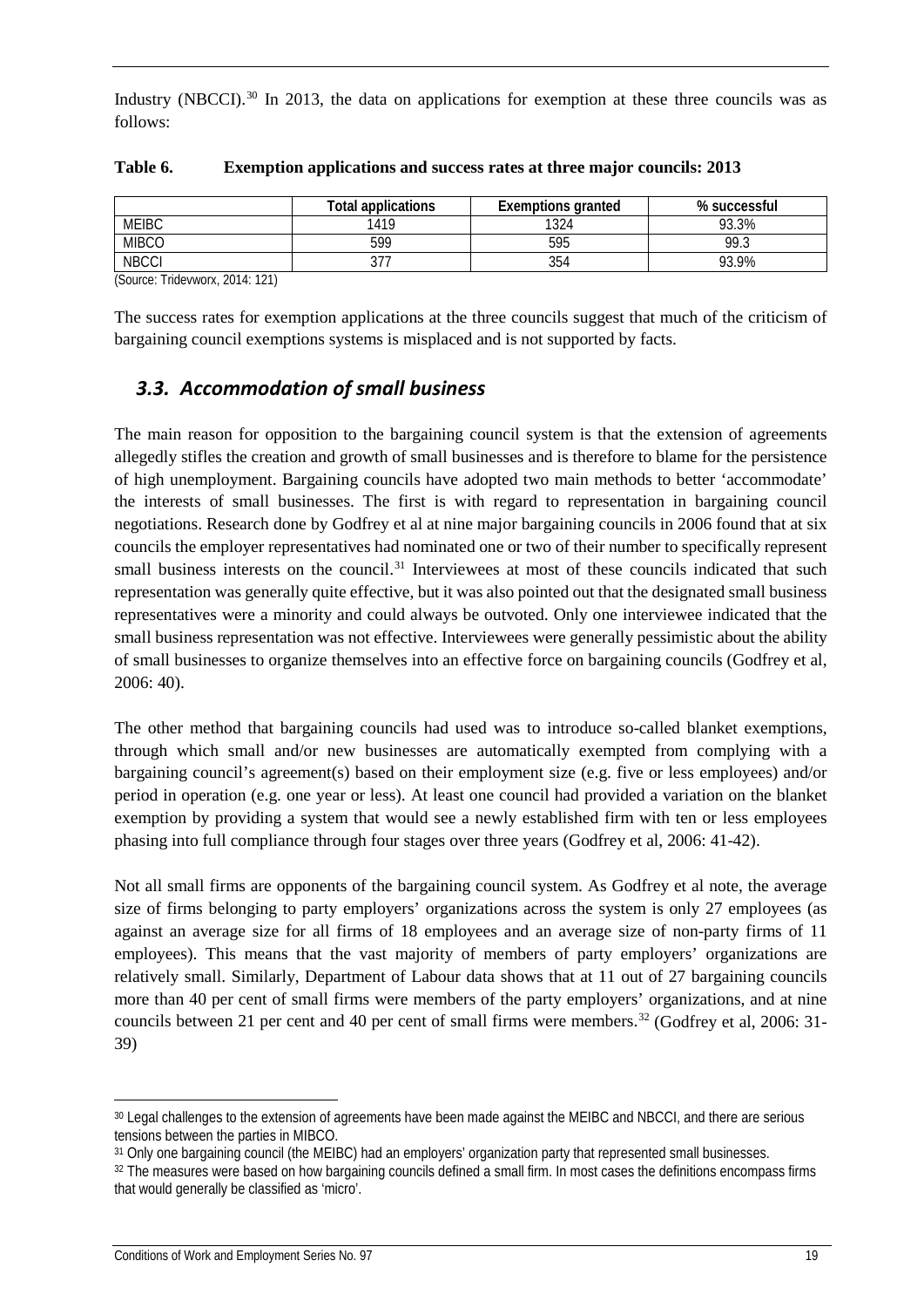Industry (NBCCI).[30] In 2013, the data on applications for exemption at these three councils was as follows:

**Table 6. Exemption applications and success rates at three major councils: 2013**

| | Total applications | Exemptions granted | % successful |
|---|---|---|---|
| MEIBC | 1419 | 1324 | 93.3% |
| MIBCO | 599 | 595 | 99.3 |
| NBCCI | 377 | 354 | 93.9% |

(Source: Tridevworx, 2014: 121)

The success rates for exemption applications at the three councils suggest that much of the criticism of bargaining council exemptions systems is misplaced and is not supported by facts.

## *3.3. Accommodation of small business*

The main reason for opposition to the bargaining council system is that the extension of agreements allegedly stifles the creation and growth of small businesses and is therefore to blame for the persistence of high unemployment. Bargaining councils have adopted two main methods to better 'accommodate' the interests of small businesses. The first is with regard to representation in bargaining council negotiations. Research done by Godfrey et al at nine major bargaining councils in 2006 found that at six councils the employer representatives had nominated one or two of their number to specifically represent small business interests on the council.[31] Interviewees at most of these councils indicated that such representation was generally quite effective, but it was also pointed out that the designated small business representatives were a minority and could always be outvoted. Only one interviewee indicated that the small business representation was not effective. Interviewees were generally pessimistic about the ability of small businesses to organize themselves into an effective force on bargaining councils (Godfrey et al, 2006: 40).

The other method that bargaining councils had used was to introduce so-called blanket exemptions, through which small and/or new businesses are automatically exempted from complying with a bargaining council's agreement(s) based on their employment size (e.g. five or less employees) and/or period in operation (e.g. one year or less). At least one council had provided a variation on the blanket exemption by providing a system that would see a newly established firm with ten or less employees phasing into full compliance through four stages over three years (Godfrey et al, 2006: 41-42).

Not all small firms are opponents of the bargaining council system. As Godfrey et al note, the average size of firms belonging to party employers' organizations across the system is only 27 employees (as against an average size for all firms of 18 employees and an average size of non-party firms of 11 employees). This means that the vast majority of members of party employers' organizations are relatively small. Similarly, Department of Labour data shows that at 11 out of 27 bargaining councils more than 40 per cent of small firms were members of the party employers' organizations, and at nine councils between 21 per cent and 40 per cent of small firms were members.[32] (Godfrey et al, 2006: 31-39)

---

[30] Legal challenges to the extension of agreements have been made against the MEIBC and NBCCI, and there are serious tensions between the parties in MIBCO.

[31] Only one bargaining council (the MEIBC) had an employers' organization party that represented small businesses.

[32] The measures were based on how bargaining councils defined a small firm. In most cases the definitions encompass firms that would generally be classified as 'micro'.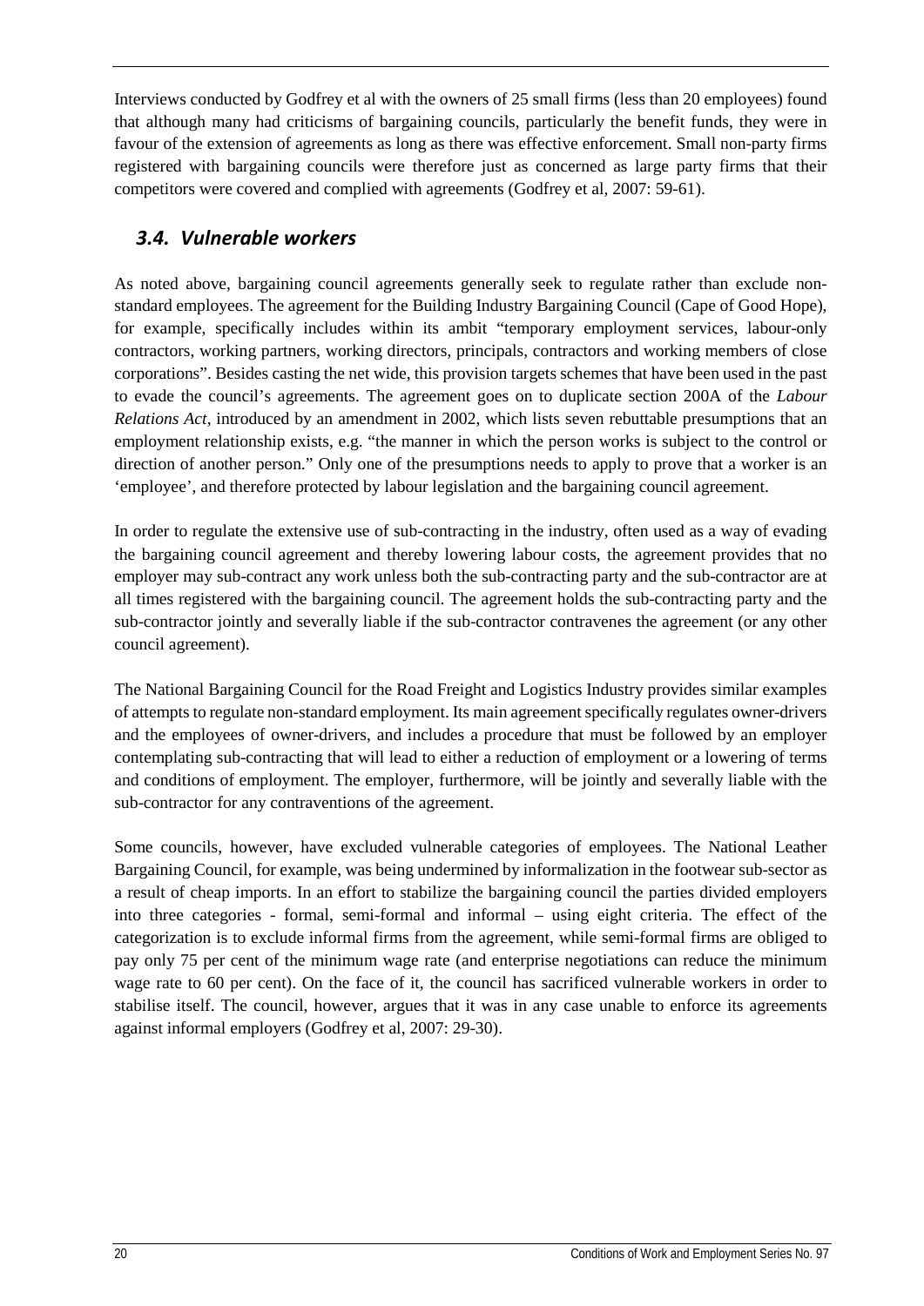Interviews conducted by Godfrey et al with the owners of 25 small firms (less than 20 employees) found that although many had criticisms of bargaining councils, particularly the benefit funds, they were in favour of the extension of agreements as long as there was effective enforcement. Small non-party firms registered with bargaining councils were therefore just as concerned as large party firms that their competitors were covered and complied with agreements (Godfrey et al, 2007: 59-61).

## *3.4. Vulnerable workers*

As noted above, bargaining council agreements generally seek to regulate rather than exclude non-standard employees. The agreement for the Building Industry Bargaining Council (Cape of Good Hope), for example, specifically includes within its ambit "temporary employment services, labour-only contractors, working partners, working directors, principals, contractors and working members of close corporations". Besides casting the net wide, this provision targets schemes that have been used in the past to evade the council's agreements. The agreement goes on to duplicate section 200A of the *Labour Relations Act*, introduced by an amendment in 2002, which lists seven rebuttable presumptions that an employment relationship exists, e.g. "the manner in which the person works is subject to the control or direction of another person." Only one of the presumptions needs to apply to prove that a worker is an 'employee', and therefore protected by labour legislation and the bargaining council agreement.

In order to regulate the extensive use of sub-contracting in the industry, often used as a way of evading the bargaining council agreement and thereby lowering labour costs, the agreement provides that no employer may sub-contract any work unless both the sub-contracting party and the sub-contractor are at all times registered with the bargaining council. The agreement holds the sub-contracting party and the sub-contractor jointly and severally liable if the sub-contractor contravenes the agreement (or any other council agreement).

The National Bargaining Council for the Road Freight and Logistics Industry provides similar examples of attempts to regulate non-standard employment. Its main agreement specifically regulates owner-drivers and the employees of owner-drivers, and includes a procedure that must be followed by an employer contemplating sub-contracting that will lead to either a reduction of employment or a lowering of terms and conditions of employment. The employer, furthermore, will be jointly and severally liable with the sub-contractor for any contraventions of the agreement.

Some councils, however, have excluded vulnerable categories of employees. The National Leather Bargaining Council, for example, was being undermined by informalization in the footwear sub-sector as a result of cheap imports. In an effort to stabilize the bargaining council the parties divided employers into three categories - formal, semi-formal and informal – using eight criteria. The effect of the categorization is to exclude informal firms from the agreement, while semi-formal firms are obliged to pay only 75 per cent of the minimum wage rate (and enterprise negotiations can reduce the minimum wage rate to 60 per cent). On the face of it, the council has sacrificed vulnerable workers in order to stabilise itself. The council, however, argues that it was in any case unable to enforce its agreements against informal employers (Godfrey et al, 2007: 29-30).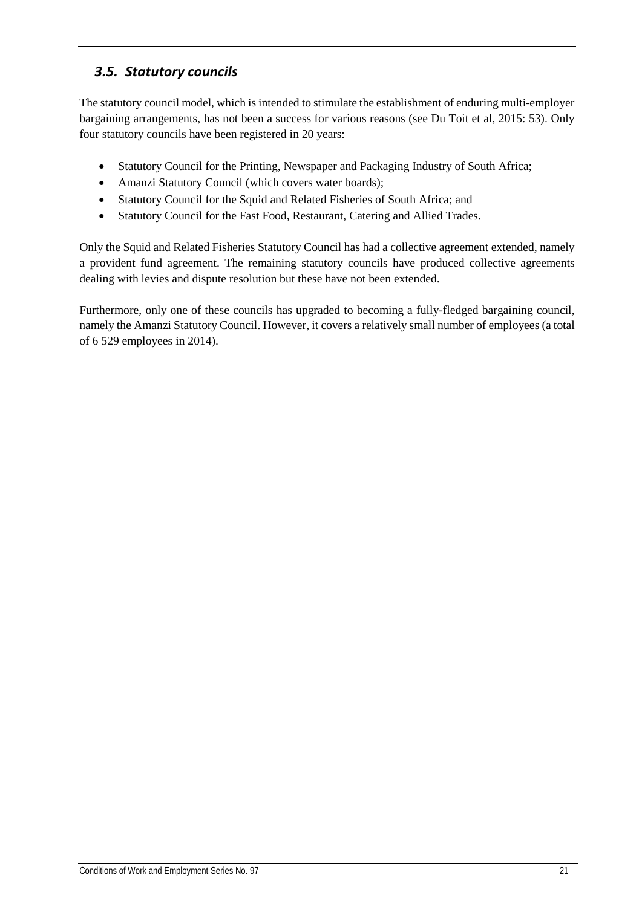### *3.5. Statutory councils*

The statutory council model, which is intended to stimulate the establishment of enduring multi-employer bargaining arrangements, has not been a success for various reasons (see Du Toit et al, 2015: 53). Only four statutory councils have been registered in 20 years:

- Statutory Council for the Printing, Newspaper and Packaging Industry of South Africa;
- Amanzi Statutory Council (which covers water boards);
- Statutory Council for the Squid and Related Fisheries of South Africa; and
- Statutory Council for the Fast Food, Restaurant, Catering and Allied Trades.

Only the Squid and Related Fisheries Statutory Council has had a collective agreement extended, namely a provident fund agreement. The remaining statutory councils have produced collective agreements dealing with levies and dispute resolution but these have not been extended.

Furthermore, only one of these councils has upgraded to becoming a fully-fledged bargaining council, namely the Amanzi Statutory Council. However, it covers a relatively small number of employees (a total of 6 529 employees in 2014).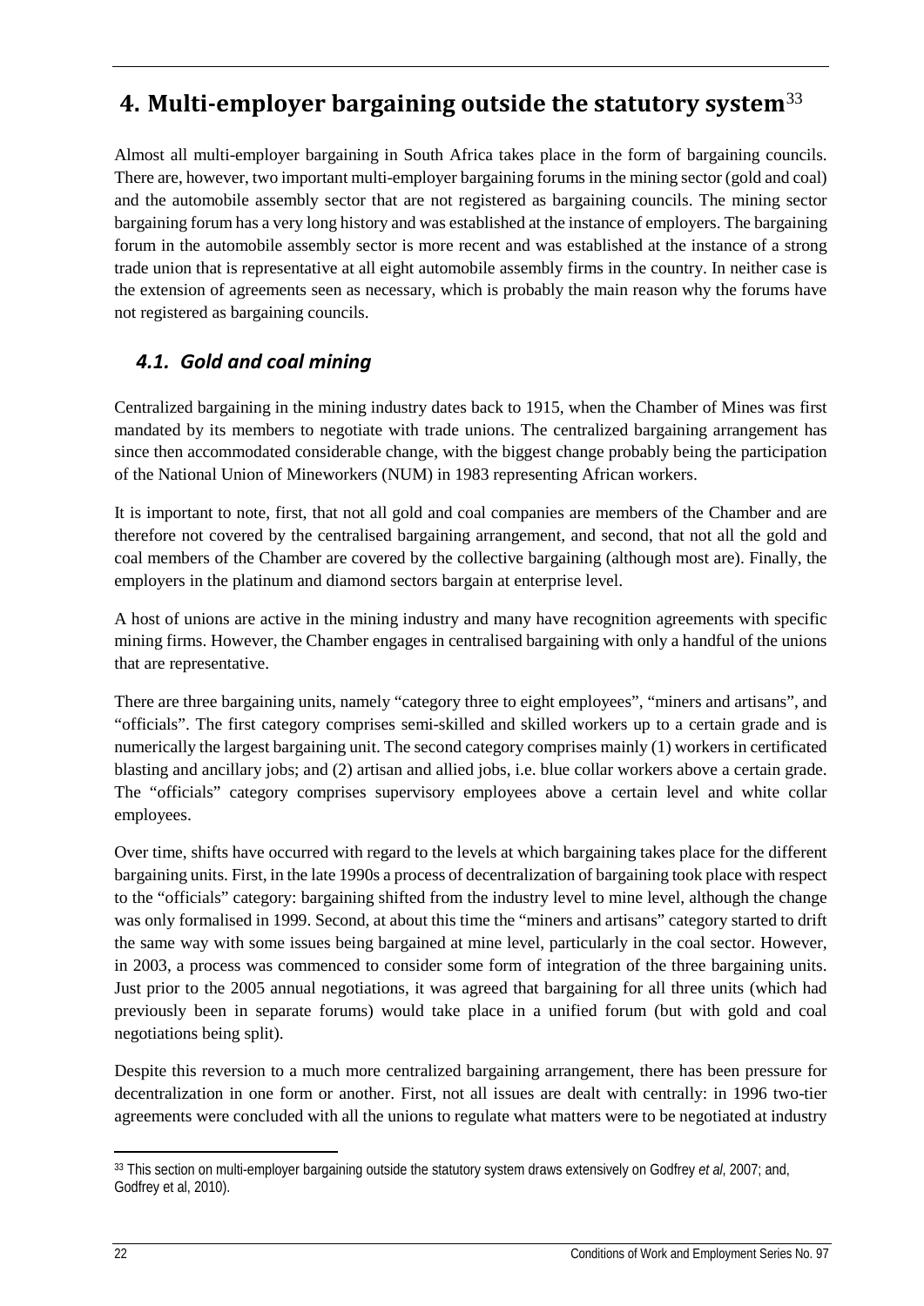# 4. Multi-employer bargaining outside the statutory system[33]

Almost all multi-employer bargaining in South Africa takes place in the form of bargaining councils. There are, however, two important multi-employer bargaining forums in the mining sector (gold and coal) and the automobile assembly sector that are not registered as bargaining councils. The mining sector bargaining forum has a very long history and was established at the instance of employers. The bargaining forum in the automobile assembly sector is more recent and was established at the instance of a strong trade union that is representative at all eight automobile assembly firms in the country. In neither case is the extension of agreements seen as necessary, which is probably the main reason why the forums have not registered as bargaining councils.

## *4.1. Gold and coal mining*

Centralized bargaining in the mining industry dates back to 1915, when the Chamber of Mines was first mandated by its members to negotiate with trade unions. The centralized bargaining arrangement has since then accommodated considerable change, with the biggest change probably being the participation of the National Union of Mineworkers (NUM) in 1983 representing African workers.

It is important to note, first, that not all gold and coal companies are members of the Chamber and are therefore not covered by the centralised bargaining arrangement, and second, that not all the gold and coal members of the Chamber are covered by the collective bargaining (although most are). Finally, the employers in the platinum and diamond sectors bargain at enterprise level.

A host of unions are active in the mining industry and many have recognition agreements with specific mining firms. However, the Chamber engages in centralised bargaining with only a handful of the unions that are representative.

There are three bargaining units, namely "category three to eight employees", "miners and artisans", and "officials". The first category comprises semi-skilled and skilled workers up to a certain grade and is numerically the largest bargaining unit. The second category comprises mainly (1) workers in certificated blasting and ancillary jobs; and (2) artisan and allied jobs, i.e. blue collar workers above a certain grade. The "officials" category comprises supervisory employees above a certain level and white collar employees.

Over time, shifts have occurred with regard to the levels at which bargaining takes place for the different bargaining units. First, in the late 1990s a process of decentralization of bargaining took place with respect to the "officials" category: bargaining shifted from the industry level to mine level, although the change was only formalised in 1999. Second, at about this time the "miners and artisans" category started to drift the same way with some issues being bargained at mine level, particularly in the coal sector. However, in 2003, a process was commenced to consider some form of integration of the three bargaining units. Just prior to the 2005 annual negotiations, it was agreed that bargaining for all three units (which had previously been in separate forums) would take place in a unified forum (but with gold and coal negotiations being split).

Despite this reversion to a much more centralized bargaining arrangement, there has been pressure for decentralization in one form or another. First, not all issues are dealt with centrally: in 1996 two-tier agreements were concluded with all the unions to regulate what matters were to be negotiated at industry

---

[33] This section on multi-employer bargaining outside the statutory system draws extensively on Godfrey *et al*, 2007; and, Godfrey et al, 2010).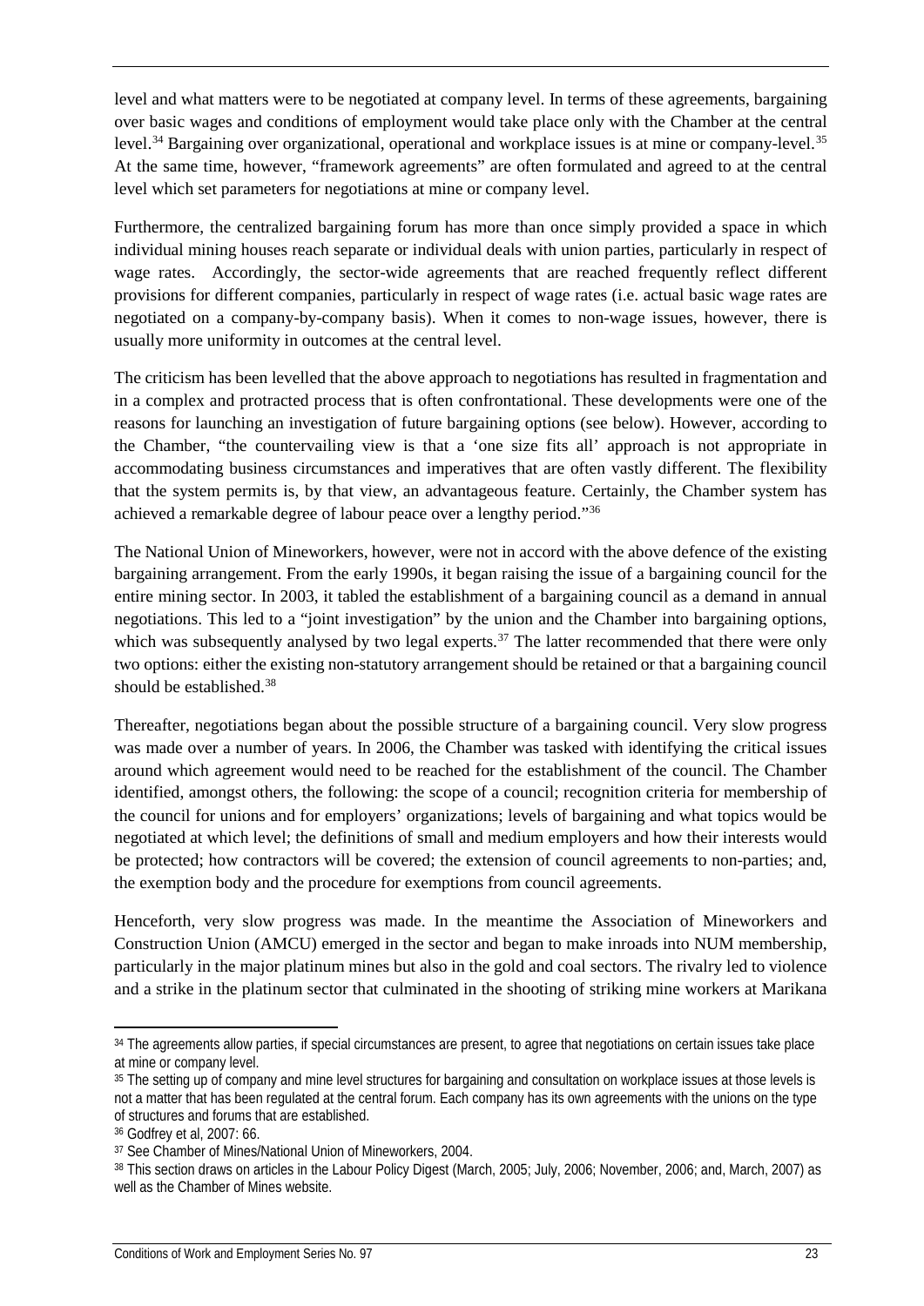level and what matters were to be negotiated at company level. In terms of these agreements, bargaining over basic wages and conditions of employment would take place only with the Chamber at the central level.[34] Bargaining over organizational, operational and workplace issues is at mine or company-level.[35] At the same time, however, "framework agreements" are often formulated and agreed to at the central level which set parameters for negotiations at mine or company level.

Furthermore, the centralized bargaining forum has more than once simply provided a space in which individual mining houses reach separate or individual deals with union parties, particularly in respect of wage rates. Accordingly, the sector-wide agreements that are reached frequently reflect different provisions for different companies, particularly in respect of wage rates (i.e. actual basic wage rates are negotiated on a company-by-company basis). When it comes to non-wage issues, however, there is usually more uniformity in outcomes at the central level.

The criticism has been levelled that the above approach to negotiations has resulted in fragmentation and in a complex and protracted process that is often confrontational. These developments were one of the reasons for launching an investigation of future bargaining options (see below). However, according to the Chamber, "the countervailing view is that a 'one size fits all' approach is not appropriate in accommodating business circumstances and imperatives that are often vastly different. The flexibility that the system permits is, by that view, an advantageous feature. Certainly, the Chamber system has achieved a remarkable degree of labour peace over a lengthy period."[36]

The National Union of Mineworkers, however, were not in accord with the above defence of the existing bargaining arrangement. From the early 1990s, it began raising the issue of a bargaining council for the entire mining sector. In 2003, it tabled the establishment of a bargaining council as a demand in annual negotiations. This led to a "joint investigation" by the union and the Chamber into bargaining options, which was subsequently analysed by two legal experts.[37] The latter recommended that there were only two options: either the existing non-statutory arrangement should be retained or that a bargaining council should be established.[38]

Thereafter, negotiations began about the possible structure of a bargaining council. Very slow progress was made over a number of years. In 2006, the Chamber was tasked with identifying the critical issues around which agreement would need to be reached for the establishment of the council. The Chamber identified, amongst others, the following: the scope of a council; recognition criteria for membership of the council for unions and for employers' organizations; levels of bargaining and what topics would be negotiated at which level; the definitions of small and medium employers and how their interests would be protected; how contractors will be covered; the extension of council agreements to non-parties; and, the exemption body and the procedure for exemptions from council agreements.

Henceforth, very slow progress was made. In the meantime the Association of Mineworkers and Construction Union (AMCU) emerged in the sector and began to make inroads into NUM membership, particularly in the major platinum mines but also in the gold and coal sectors. The rivalry led to violence and a strike in the platinum sector that culminated in the shooting of striking mine workers at Marikana

---

[34] The agreements allow parties, if special circumstances are present, to agree that negotiations on certain issues take place at mine or company level.

[35] The setting up of company and mine level structures for bargaining and consultation on workplace issues at those levels is not a matter that has been regulated at the central forum. Each company has its own agreements with the unions on the type of structures and forums that are established.

[36] Godfrey et al, 2007: 66.

[37] See Chamber of Mines/National Union of Mineworkers, 2004.

[38] This section draws on articles in the Labour Policy Digest (March, 2005; July, 2006; November, 2006; and, March, 2007) as well as the Chamber of Mines website.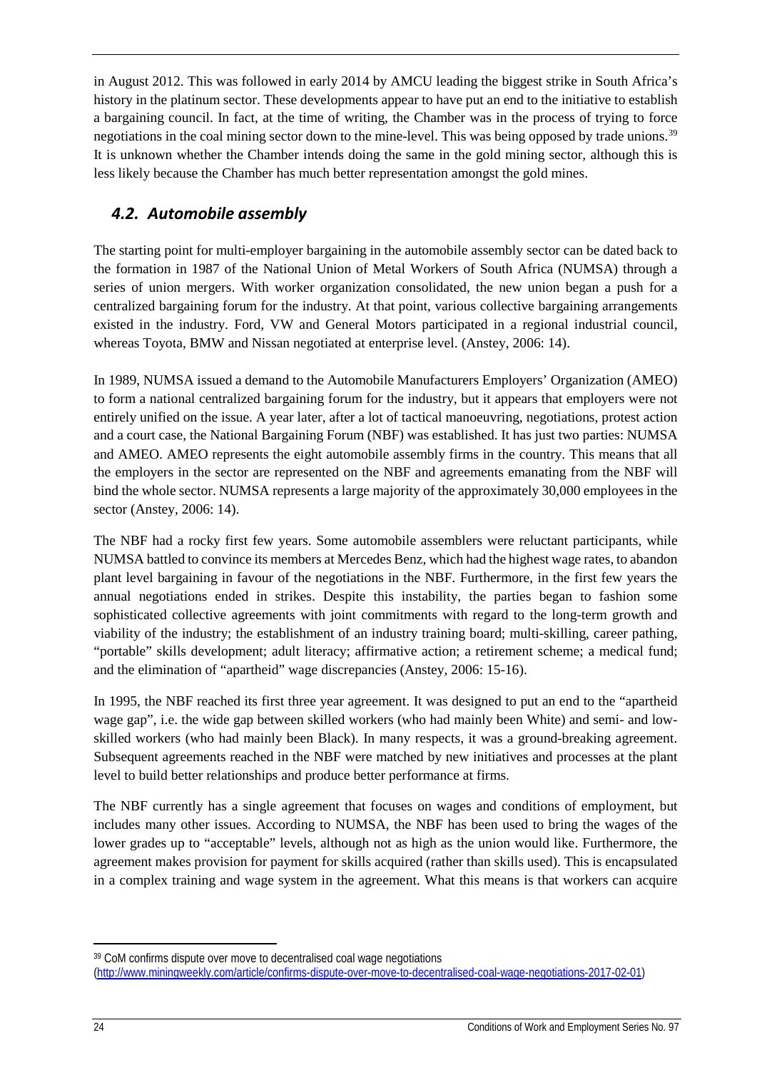in August 2012. This was followed in early 2014 by AMCU leading the biggest strike in South Africa's history in the platinum sector. These developments appear to have put an end to the initiative to establish a bargaining council. In fact, at the time of writing, the Chamber was in the process of trying to force negotiations in the coal mining sector down to the mine-level. This was being opposed by trade unions.[39] It is unknown whether the Chamber intends doing the same in the gold mining sector, although this is less likely because the Chamber has much better representation amongst the gold mines.

## *4.2. Automobile assembly*

The starting point for multi-employer bargaining in the automobile assembly sector can be dated back to the formation in 1987 of the National Union of Metal Workers of South Africa (NUMSA) through a series of union mergers. With worker organization consolidated, the new union began a push for a centralized bargaining forum for the industry. At that point, various collective bargaining arrangements existed in the industry. Ford, VW and General Motors participated in a regional industrial council, whereas Toyota, BMW and Nissan negotiated at enterprise level. (Anstey, 2006: 14).

In 1989, NUMSA issued a demand to the Automobile Manufacturers Employers' Organization (AMEO) to form a national centralized bargaining forum for the industry, but it appears that employers were not entirely unified on the issue. A year later, after a lot of tactical manoeuvring, negotiations, protest action and a court case, the National Bargaining Forum (NBF) was established. It has just two parties: NUMSA and AMEO. AMEO represents the eight automobile assembly firms in the country. This means that all the employers in the sector are represented on the NBF and agreements emanating from the NBF will bind the whole sector. NUMSA represents a large majority of the approximately 30,000 employees in the sector (Anstey, 2006: 14).

The NBF had a rocky first few years. Some automobile assemblers were reluctant participants, while NUMSA battled to convince its members at Mercedes Benz, which had the highest wage rates, to abandon plant level bargaining in favour of the negotiations in the NBF. Furthermore, in the first few years the annual negotiations ended in strikes. Despite this instability, the parties began to fashion some sophisticated collective agreements with joint commitments with regard to the long-term growth and viability of the industry; the establishment of an industry training board; multi-skilling, career pathing, "portable" skills development; adult literacy; affirmative action; a retirement scheme; a medical fund; and the elimination of "apartheid" wage discrepancies (Anstey, 2006: 15-16).

In 1995, the NBF reached its first three year agreement. It was designed to put an end to the "apartheid wage gap", i.e. the wide gap between skilled workers (who had mainly been White) and semi- and low-skilled workers (who had mainly been Black). In many respects, it was a ground-breaking agreement. Subsequent agreements reached in the NBF were matched by new initiatives and processes at the plant level to build better relationships and produce better performance at firms.

The NBF currently has a single agreement that focuses on wages and conditions of employment, but includes many other issues. According to NUMSA, the NBF has been used to bring the wages of the lower grades up to "acceptable" levels, although not as high as the union would like. Furthermore, the agreement makes provision for payment for skills acquired (rather than skills used). This is encapsulated in a complex training and wage system in the agreement. What this means is that workers can acquire

[39] CoM confirms dispute over move to decentralised coal wage negotiations (http://www.miningweekly.com/article/confirms-dispute-over-move-to-decentralised-coal-wage-negotiations-2017-02-01)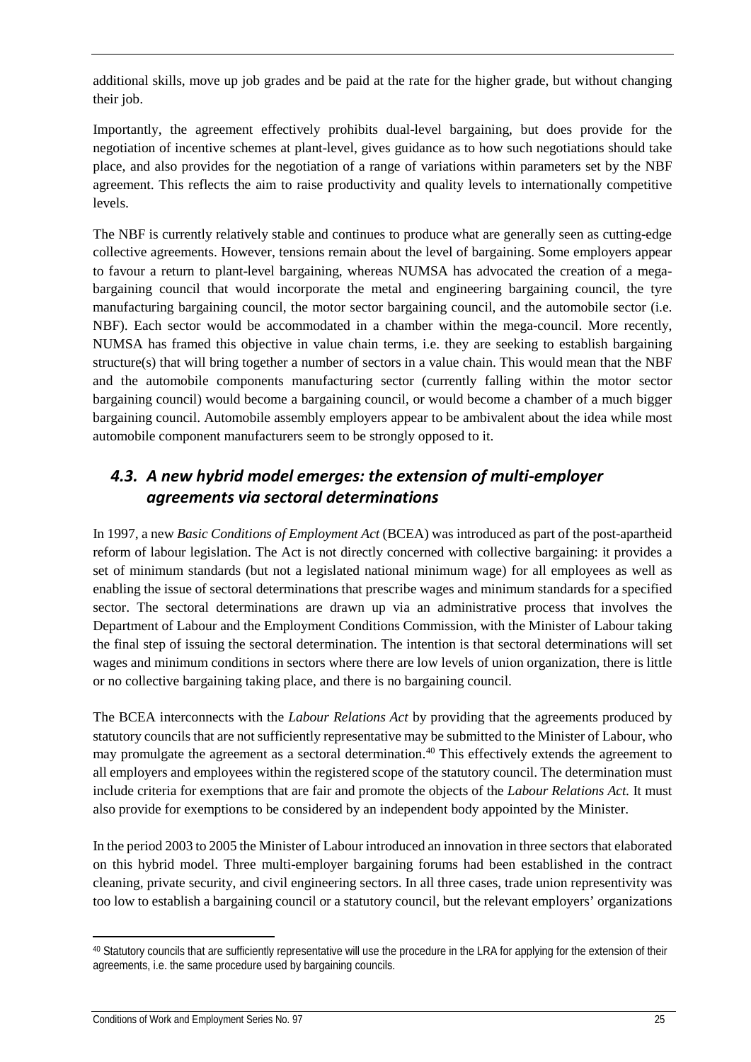additional skills, move up job grades and be paid at the rate for the higher grade, but without changing their job.

Importantly, the agreement effectively prohibits dual-level bargaining, but does provide for the negotiation of incentive schemes at plant-level, gives guidance as to how such negotiations should take place, and also provides for the negotiation of a range of variations within parameters set by the NBF agreement. This reflects the aim to raise productivity and quality levels to internationally competitive levels.

The NBF is currently relatively stable and continues to produce what are generally seen as cutting-edge collective agreements. However, tensions remain about the level of bargaining. Some employers appear to favour a return to plant-level bargaining, whereas NUMSA has advocated the creation of a mega-bargaining council that would incorporate the metal and engineering bargaining council, the tyre manufacturing bargaining council, the motor sector bargaining council, and the automobile sector (i.e. NBF). Each sector would be accommodated in a chamber within the mega-council. More recently, NUMSA has framed this objective in value chain terms, i.e. they are seeking to establish bargaining structure(s) that will bring together a number of sectors in a value chain. This would mean that the NBF and the automobile components manufacturing sector (currently falling within the motor sector bargaining council) would become a bargaining council, or would become a chamber of a much bigger bargaining council. Automobile assembly employers appear to be ambivalent about the idea while most automobile component manufacturers seem to be strongly opposed to it.

## *4.3. A new hybrid model emerges: the extension of multi-employer agreements via sectoral determinations*

In 1997, a new *Basic Conditions of Employment Act* (BCEA) was introduced as part of the post-apartheid reform of labour legislation. The Act is not directly concerned with collective bargaining: it provides a set of minimum standards (but not a legislated national minimum wage) for all employees as well as enabling the issue of sectoral determinations that prescribe wages and minimum standards for a specified sector. The sectoral determinations are drawn up via an administrative process that involves the Department of Labour and the Employment Conditions Commission, with the Minister of Labour taking the final step of issuing the sectoral determination. The intention is that sectoral determinations will set wages and minimum conditions in sectors where there are low levels of union organization, there is little or no collective bargaining taking place, and there is no bargaining council.

The BCEA interconnects with the *Labour Relations Act* by providing that the agreements produced by statutory councils that are not sufficiently representative may be submitted to the Minister of Labour, who may promulgate the agreement as a sectoral determination.[40] This effectively extends the agreement to all employers and employees within the registered scope of the statutory council. The determination must include criteria for exemptions that are fair and promote the objects of the *Labour Relations Act.* It must also provide for exemptions to be considered by an independent body appointed by the Minister.

In the period 2003 to 2005 the Minister of Labour introduced an innovation in three sectors that elaborated on this hybrid model. Three multi-employer bargaining forums had been established in the contract cleaning, private security, and civil engineering sectors. In all three cases, trade union representivity was too low to establish a bargaining council or a statutory council, but the relevant employers' organizations

[40] Statutory councils that are sufficiently representative will use the procedure in the LRA for applying for the extension of their agreements, i.e. the same procedure used by bargaining councils.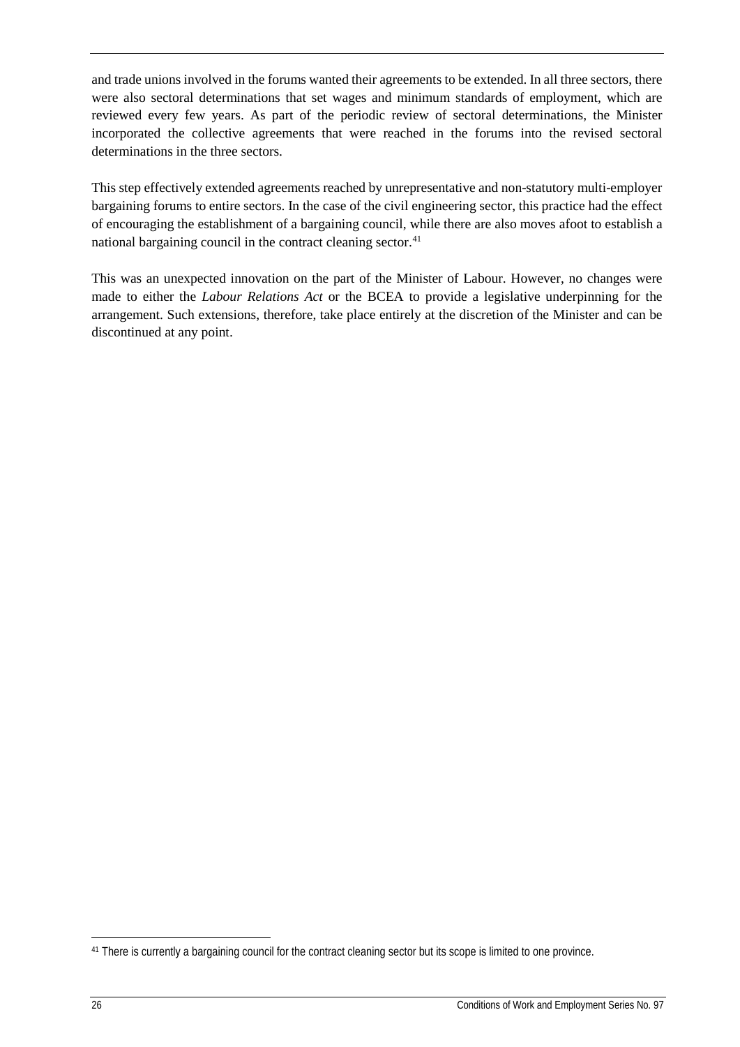and trade unions involved in the forums wanted their agreements to be extended. In all three sectors, there were also sectoral determinations that set wages and minimum standards of employment, which are reviewed every few years. As part of the periodic review of sectoral determinations, the Minister incorporated the collective agreements that were reached in the forums into the revised sectoral determinations in the three sectors.

This step effectively extended agreements reached by unrepresentative and non-statutory multi-employer bargaining forums to entire sectors. In the case of the civil engineering sector, this practice had the effect of encouraging the establishment of a bargaining council, while there are also moves afoot to establish a national bargaining council in the contract cleaning sector.[41]

This was an unexpected innovation on the part of the Minister of Labour. However, no changes were made to either the *Labour Relations Act* or the BCEA to provide a legislative underpinning for the arrangement. Such extensions, therefore, take place entirely at the discretion of the Minister and can be discontinued at any point.

[41] There is currently a bargaining council for the contract cleaning sector but its scope is limited to one province.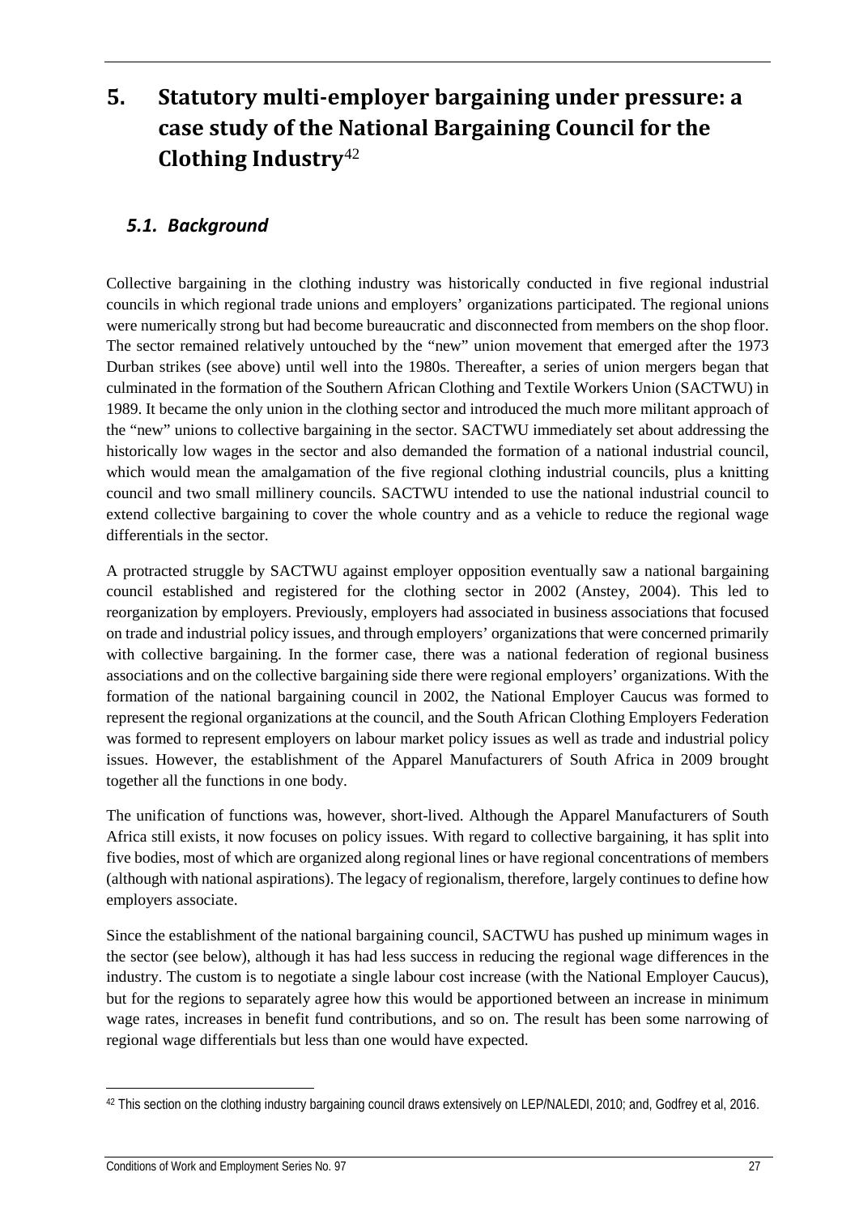# 5. Statutory multi-employer bargaining under pressure: a case study of the National Bargaining Council for the Clothing Industry[42]

## 5.1. Background

Collective bargaining in the clothing industry was historically conducted in five regional industrial councils in which regional trade unions and employers' organizations participated. The regional unions were numerically strong but had become bureaucratic and disconnected from members on the shop floor. The sector remained relatively untouched by the "new" union movement that emerged after the 1973 Durban strikes (see above) until well into the 1980s. Thereafter, a series of union mergers began that culminated in the formation of the Southern African Clothing and Textile Workers Union (SACTWU) in 1989. It became the only union in the clothing sector and introduced the much more militant approach of the "new" unions to collective bargaining in the sector. SACTWU immediately set about addressing the historically low wages in the sector and also demanded the formation of a national industrial council, which would mean the amalgamation of the five regional clothing industrial councils, plus a knitting council and two small millinery councils. SACTWU intended to use the national industrial council to extend collective bargaining to cover the whole country and as a vehicle to reduce the regional wage differentials in the sector.

A protracted struggle by SACTWU against employer opposition eventually saw a national bargaining council established and registered for the clothing sector in 2002 (Anstey, 2004). This led to reorganization by employers. Previously, employers had associated in business associations that focused on trade and industrial policy issues, and through employers' organizations that were concerned primarily with collective bargaining. In the former case, there was a national federation of regional business associations and on the collective bargaining side there were regional employers' organizations. With the formation of the national bargaining council in 2002, the National Employer Caucus was formed to represent the regional organizations at the council, and the South African Clothing Employers Federation was formed to represent employers on labour market policy issues as well as trade and industrial policy issues. However, the establishment of the Apparel Manufacturers of South Africa in 2009 brought together all the functions in one body.

The unification of functions was, however, short-lived. Although the Apparel Manufacturers of South Africa still exists, it now focuses on policy issues. With regard to collective bargaining, it has split into five bodies, most of which are organized along regional lines or have regional concentrations of members (although with national aspirations). The legacy of regionalism, therefore, largely continues to define how employers associate.

Since the establishment of the national bargaining council, SACTWU has pushed up minimum wages in the sector (see below), although it has had less success in reducing the regional wage differences in the industry. The custom is to negotiate a single labour cost increase (with the National Employer Caucus), but for the regions to separately agree how this would be apportioned between an increase in minimum wage rates, increases in benefit fund contributions, and so on. The result has been some narrowing of regional wage differentials but less than one would have expected.

[42] This section on the clothing industry bargaining council draws extensively on LEP/NALEDI, 2010; and, Godfrey et al, 2016.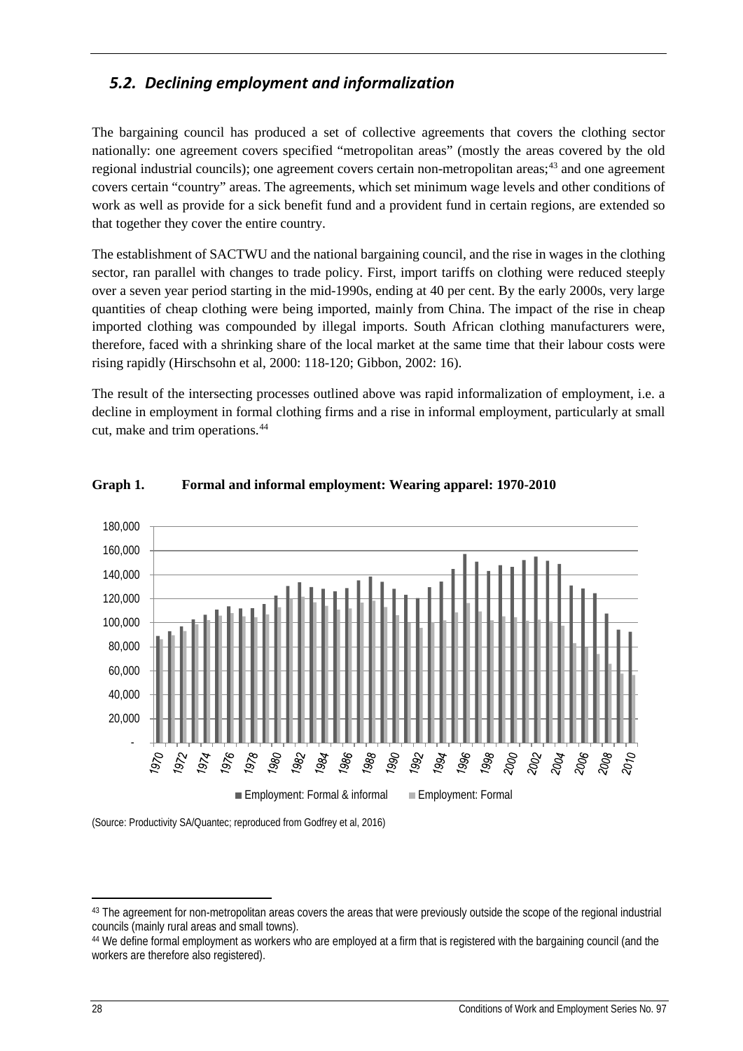## *5.2. Declining employment and informalization*

The bargaining council has produced a set of collective agreements that covers the clothing sector nationally: one agreement covers specified "metropolitan areas" (mostly the areas covered by the old regional industrial councils); one agreement covers certain non-metropolitan areas;[43] and one agreement covers certain "country" areas. The agreements, which set minimum wage levels and other conditions of work as well as provide for a sick benefit fund and a provident fund in certain regions, are extended so that together they cover the entire country.

The establishment of SACTWU and the national bargaining council, and the rise in wages in the clothing sector, ran parallel with changes to trade policy. First, import tariffs on clothing were reduced steeply over a seven year period starting in the mid-1990s, ending at 40 per cent. By the early 2000s, very large quantities of cheap clothing were being imported, mainly from China. The impact of the rise in cheap imported clothing was compounded by illegal imports. South African clothing manufacturers were, therefore, faced with a shrinking share of the local market at the same time that their labour costs were rising rapidly (Hirschsohn et al, 2000: 118-120; Gibbon, 2002: 16).

The result of the intersecting processes outlined above was rapid informalization of employment, i.e. a decline in employment in formal clothing firms and a rise in informal employment, particularly at small cut, make and trim operations.[44]

**Graph 1. Formal and informal employment: Wearing apparel: 1970-2010**

(Source: Productivity SA/Quantec; reproduced from Godfrey et al, 2016)

---

[43] The agreement for non-metropolitan areas covers the areas that were previously outside the scope of the regional industrial councils (mainly rural areas and small towns).

[44] We define formal employment as workers who are employed at a firm that is registered with the bargaining council (and the workers are therefore also registered).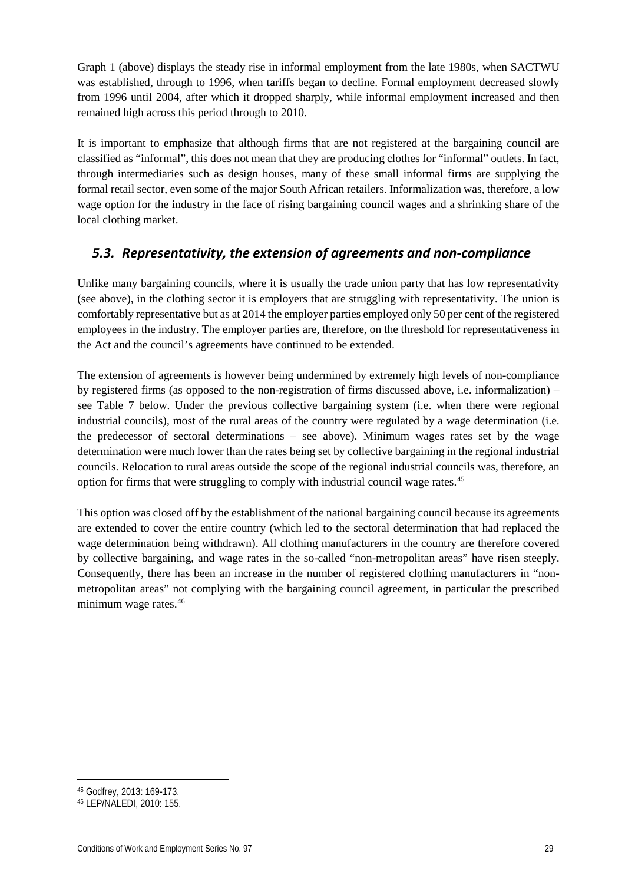Graph 1 (above) displays the steady rise in informal employment from the late 1980s, when SACTWU was established, through to 1996, when tariffs began to decline. Formal employment decreased slowly from 1996 until 2004, after which it dropped sharply, while informal employment increased and then remained high across this period through to 2010.

It is important to emphasize that although firms that are not registered at the bargaining council are classified as "informal", this does not mean that they are producing clothes for "informal" outlets. In fact, through intermediaries such as design houses, many of these small informal firms are supplying the formal retail sector, even some of the major South African retailers. Informalization was, therefore, a low wage option for the industry in the face of rising bargaining council wages and a shrinking share of the local clothing market.

## *5.3. Representativity, the extension of agreements and non-compliance*

Unlike many bargaining councils, where it is usually the trade union party that has low representativity (see above), in the clothing sector it is employers that are struggling with representativity. The union is comfortably representative but as at 2014 the employer parties employed only 50 per cent of the registered employees in the industry. The employer parties are, therefore, on the threshold for representativeness in the Act and the council's agreements have continued to be extended.

The extension of agreements is however being undermined by extremely high levels of non-compliance by registered firms (as opposed to the non-registration of firms discussed above, i.e. informalization) – see Table 7 below. Under the previous collective bargaining system (i.e. when there were regional industrial councils), most of the rural areas of the country were regulated by a wage determination (i.e. the predecessor of sectoral determinations – see above). Minimum wages rates set by the wage determination were much lower than the rates being set by collective bargaining in the regional industrial councils. Relocation to rural areas outside the scope of the regional industrial councils was, therefore, an option for firms that were struggling to comply with industrial council wage rates.[45]

This option was closed off by the establishment of the national bargaining council because its agreements are extended to cover the entire country (which led to the sectoral determination that had replaced the wage determination being withdrawn). All clothing manufacturers in the country are therefore covered by collective bargaining, and wage rates in the so-called "non-metropolitan areas" have risen steeply. Consequently, there has been an increase in the number of registered clothing manufacturers in "non-metropolitan areas" not complying with the bargaining council agreement, in particular the prescribed minimum wage rates.[46]

---

[45] Godfrey, 2013: 169-173.

[46] LEP/NALEDI, 2010: 155.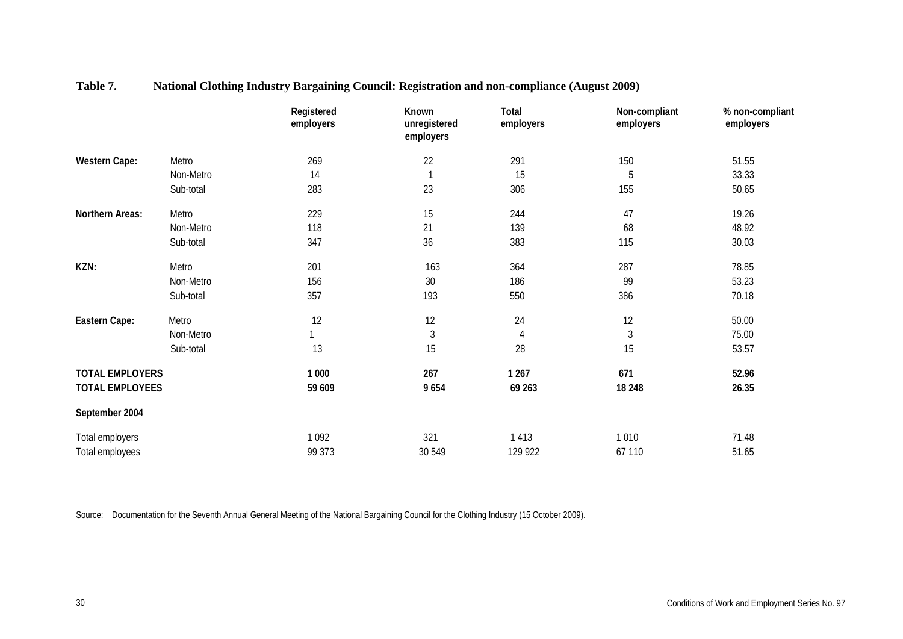**Table 7. National Clothing Industry Bargaining Council: Registration and non-compliance (August 2009)**

| | | Registered employers | Known unregistered employers | Total employers | Non-compliant employers | % non-compliant employers |
|---|---|---|---|---|---|---|
| **Western Cape:** | Metro | 269 | 22 | 291 | 150 | 51.55 |
| | Non-Metro | 14 | 1 | 15 | 5 | 33.33 |
| | Sub-total | 283 | 23 | 306 | 155 | 50.65 |
| **Northern Areas:** | Metro | 229 | 15 | 244 | 47 | 19.26 |
| | Non-Metro | 118 | 21 | 139 | 68 | 48.92 |
| | Sub-total | 347 | 36 | 383 | 115 | 30.03 |
| **KZN:** | Metro | 201 | 163 | 364 | 287 | 78.85 |
| | Non-Metro | 156 | 30 | 186 | 99 | 53.23 |
| | Sub-total | 357 | 193 | 550 | 386 | 70.18 |
| **Eastern Cape:** | Metro | 12 | 12 | 24 | 12 | 50.00 |
| | Non-Metro | 1 | 3 | 4 | 3 | 75.00 |
| | Sub-total | 13 | 15 | 28 | 15 | 53.57 |
| **TOTAL EMPLOYERS** | | **1 000** | **267** | **1 267** | **671** | **52.96** |
| **TOTAL EMPLOYEES** | | **59 609** | **9 654** | **69 263** | **18 248** | **26.35** |
| **September 2004** | | | | | | |
| Total employers | | 1 092 | 321 | 1 413 | 1 010 | 71.48 |
| Total employees | | 99 373 | 30 549 | 129 922 | 67 110 | 51.65 |

Source: Documentation for the Seventh Annual General Meeting of the National Bargaining Council for the Clothing Industry (15 October 2009).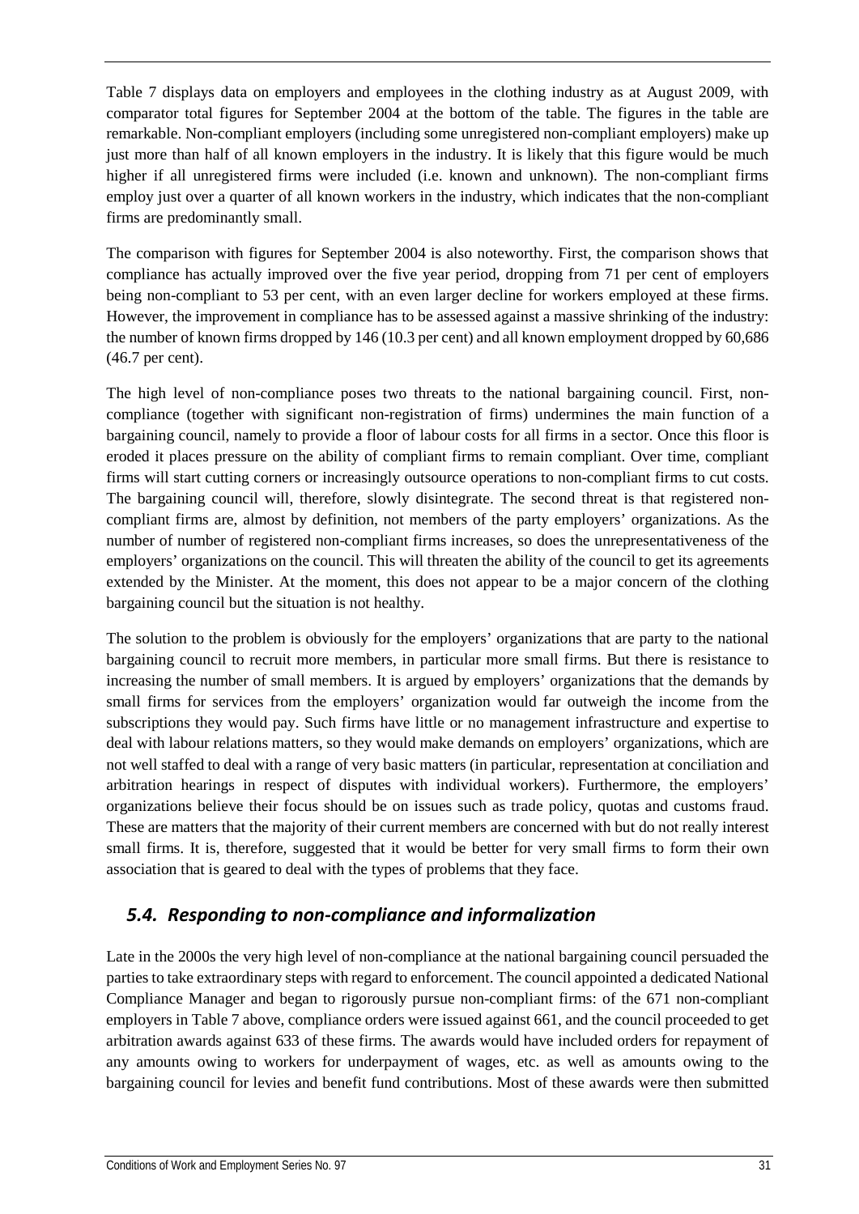Table 7 displays data on employers and employees in the clothing industry as at August 2009, with comparator total figures for September 2004 at the bottom of the table. The figures in the table are remarkable. Non-compliant employers (including some unregistered non-compliant employers) make up just more than half of all known employers in the industry. It is likely that this figure would be much higher if all unregistered firms were included (i.e. known and unknown). The non-compliant firms employ just over a quarter of all known workers in the industry, which indicates that the non-compliant firms are predominantly small.

The comparison with figures for September 2004 is also noteworthy. First, the comparison shows that compliance has actually improved over the five year period, dropping from 71 per cent of employers being non-compliant to 53 per cent, with an even larger decline for workers employed at these firms. However, the improvement in compliance has to be assessed against a massive shrinking of the industry: the number of known firms dropped by 146 (10.3 per cent) and all known employment dropped by 60,686 (46.7 per cent).

The high level of non-compliance poses two threats to the national bargaining council. First, non-compliance (together with significant non-registration of firms) undermines the main function of a bargaining council, namely to provide a floor of labour costs for all firms in a sector. Once this floor is eroded it places pressure on the ability of compliant firms to remain compliant. Over time, compliant firms will start cutting corners or increasingly outsource operations to non-compliant firms to cut costs. The bargaining council will, therefore, slowly disintegrate. The second threat is that registered non-compliant firms are, almost by definition, not members of the party employers' organizations. As the number of number of registered non-compliant firms increases, so does the unrepresentativeness of the employers' organizations on the council. This will threaten the ability of the council to get its agreements extended by the Minister. At the moment, this does not appear to be a major concern of the clothing bargaining council but the situation is not healthy.

The solution to the problem is obviously for the employers' organizations that are party to the national bargaining council to recruit more members, in particular more small firms. But there is resistance to increasing the number of small members. It is argued by employers' organizations that the demands by small firms for services from the employers' organization would far outweigh the income from the subscriptions they would pay. Such firms have little or no management infrastructure and expertise to deal with labour relations matters, so they would make demands on employers' organizations, which are not well staffed to deal with a range of very basic matters (in particular, representation at conciliation and arbitration hearings in respect of disputes with individual workers). Furthermore, the employers' organizations believe their focus should be on issues such as trade policy, quotas and customs fraud. These are matters that the majority of their current members are concerned with but do not really interest small firms. It is, therefore, suggested that it would be better for very small firms to form their own association that is geared to deal with the types of problems that they face.

## *5.4. Responding to non-compliance and informalization*

Late in the 2000s the very high level of non-compliance at the national bargaining council persuaded the parties to take extraordinary steps with regard to enforcement. The council appointed a dedicated National Compliance Manager and began to rigorously pursue non-compliant firms: of the 671 non-compliant employers in Table 7 above, compliance orders were issued against 661, and the council proceeded to get arbitration awards against 633 of these firms. The awards would have included orders for repayment of any amounts owing to workers for underpayment of wages, etc. as well as amounts owing to the bargaining council for levies and benefit fund contributions. Most of these awards were then submitted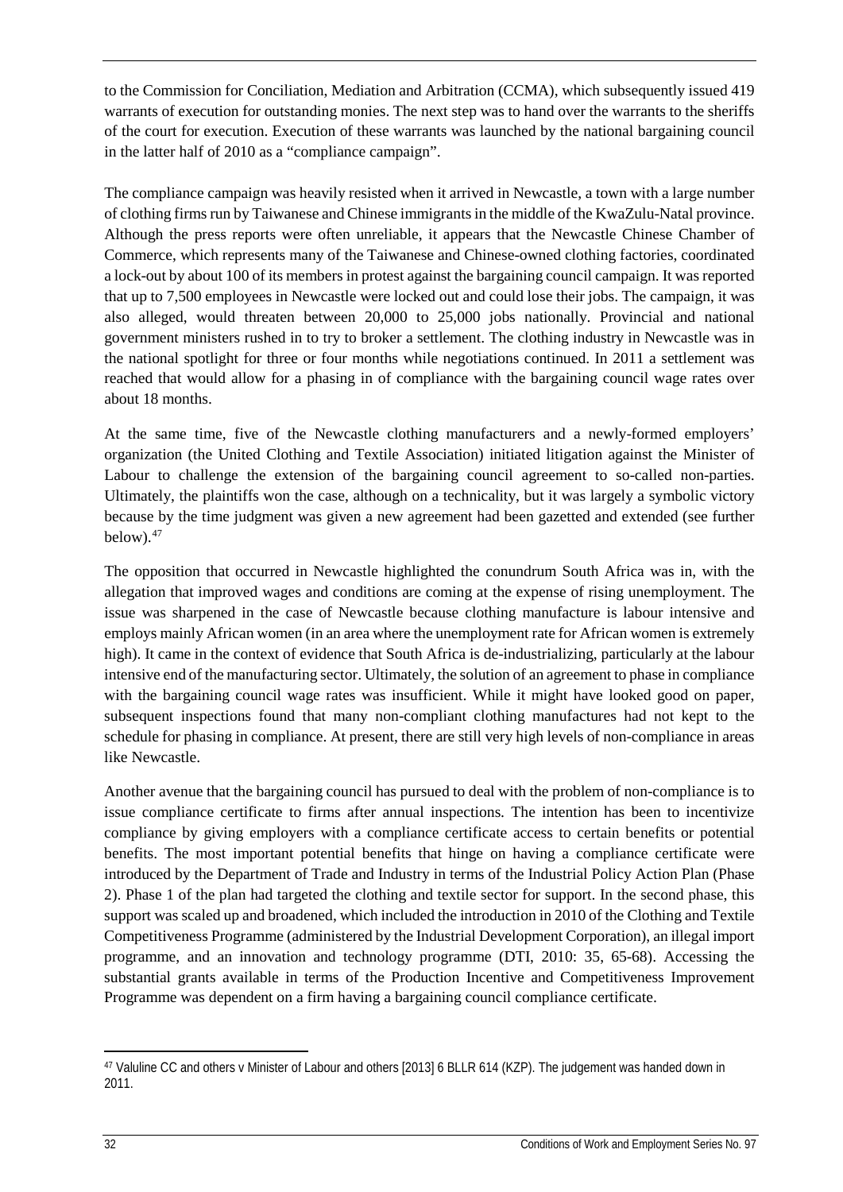to the Commission for Conciliation, Mediation and Arbitration (CCMA), which subsequently issued 419 warrants of execution for outstanding monies. The next step was to hand over the warrants to the sheriffs of the court for execution. Execution of these warrants was launched by the national bargaining council in the latter half of 2010 as a "compliance campaign".

The compliance campaign was heavily resisted when it arrived in Newcastle, a town with a large number of clothing firms run by Taiwanese and Chinese immigrants in the middle of the KwaZulu-Natal province. Although the press reports were often unreliable, it appears that the Newcastle Chinese Chamber of Commerce, which represents many of the Taiwanese and Chinese-owned clothing factories, coordinated a lock-out by about 100 of its members in protest against the bargaining council campaign. It was reported that up to 7,500 employees in Newcastle were locked out and could lose their jobs. The campaign, it was also alleged, would threaten between 20,000 to 25,000 jobs nationally. Provincial and national government ministers rushed in to try to broker a settlement. The clothing industry in Newcastle was in the national spotlight for three or four months while negotiations continued. In 2011 a settlement was reached that would allow for a phasing in of compliance with the bargaining council wage rates over about 18 months.

At the same time, five of the Newcastle clothing manufacturers and a newly-formed employers' organization (the United Clothing and Textile Association) initiated litigation against the Minister of Labour to challenge the extension of the bargaining council agreement to so-called non-parties. Ultimately, the plaintiffs won the case, although on a technicality, but it was largely a symbolic victory because by the time judgment was given a new agreement had been gazetted and extended (see further below).[47]

The opposition that occurred in Newcastle highlighted the conundrum South Africa was in, with the allegation that improved wages and conditions are coming at the expense of rising unemployment. The issue was sharpened in the case of Newcastle because clothing manufacture is labour intensive and employs mainly African women (in an area where the unemployment rate for African women is extremely high). It came in the context of evidence that South Africa is de-industrializing, particularly at the labour intensive end of the manufacturing sector. Ultimately, the solution of an agreement to phase in compliance with the bargaining council wage rates was insufficient. While it might have looked good on paper, subsequent inspections found that many non-compliant clothing manufactures had not kept to the schedule for phasing in compliance. At present, there are still very high levels of non-compliance in areas like Newcastle.

Another avenue that the bargaining council has pursued to deal with the problem of non-compliance is to issue compliance certificate to firms after annual inspections. The intention has been to incentivize compliance by giving employers with a compliance certificate access to certain benefits or potential benefits. The most important potential benefits that hinge on having a compliance certificate were introduced by the Department of Trade and Industry in terms of the Industrial Policy Action Plan (Phase 2). Phase 1 of the plan had targeted the clothing and textile sector for support. In the second phase, this support was scaled up and broadened, which included the introduction in 2010 of the Clothing and Textile Competitiveness Programme (administered by the Industrial Development Corporation), an illegal import programme, and an innovation and technology programme (DTI, 2010: 35, 65-68). Accessing the substantial grants available in terms of the Production Incentive and Competitiveness Improvement Programme was dependent on a firm having a bargaining council compliance certificate.

---

[47] Valuline CC and others v Minister of Labour and others [2013] 6 BLLR 614 (KZP). The judgement was handed down in 2011.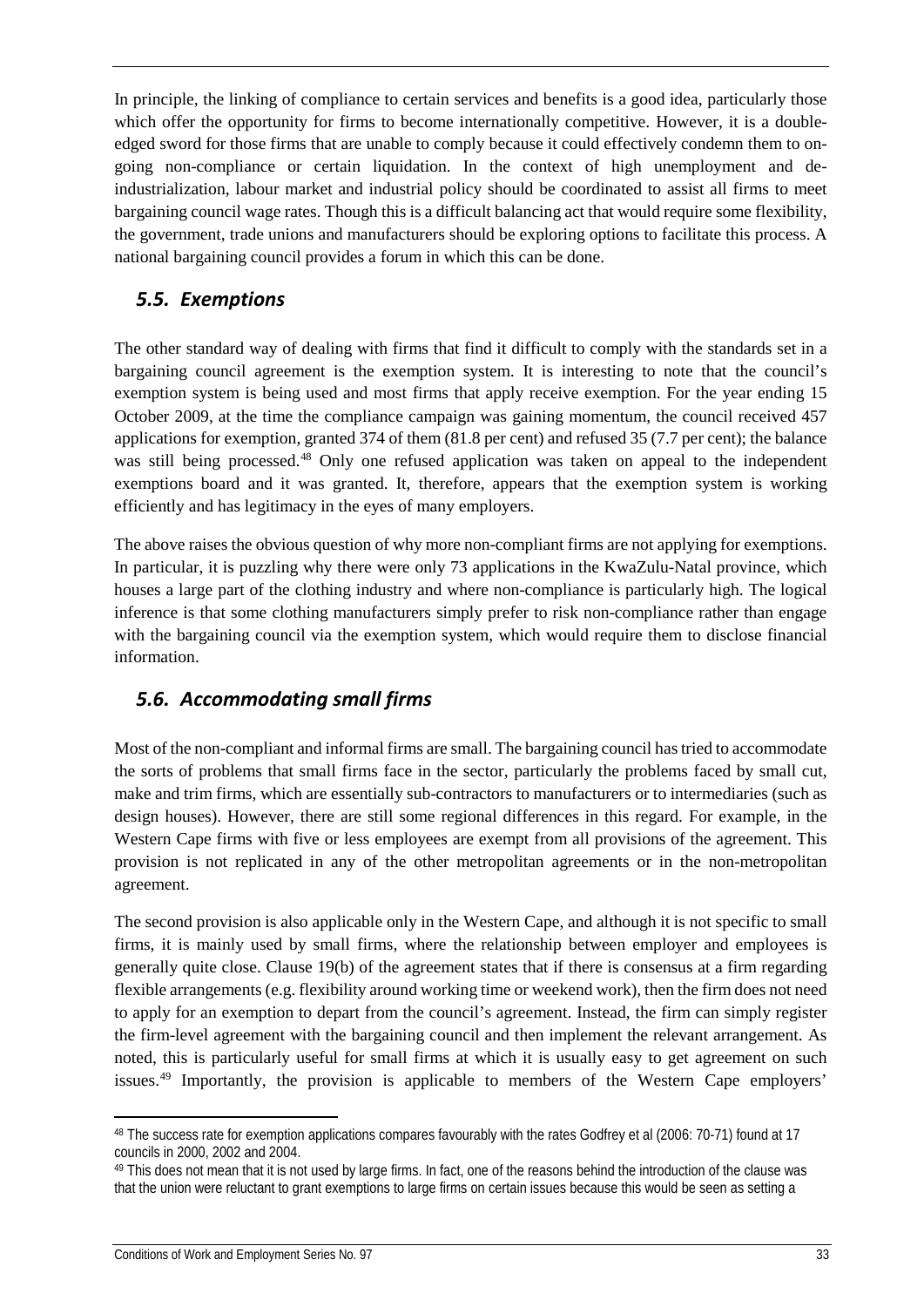In principle, the linking of compliance to certain services and benefits is a good idea, particularly those which offer the opportunity for firms to become internationally competitive. However, it is a double-edged sword for those firms that are unable to comply because it could effectively condemn them to on-going non-compliance or certain liquidation. In the context of high unemployment and de-industrialization, labour market and industrial policy should be coordinated to assist all firms to meet bargaining council wage rates. Though this is a difficult balancing act that would require some flexibility, the government, trade unions and manufacturers should be exploring options to facilitate this process. A national bargaining council provides a forum in which this can be done.

## *5.5. Exemptions*

The other standard way of dealing with firms that find it difficult to comply with the standards set in a bargaining council agreement is the exemption system. It is interesting to note that the council's exemption system is being used and most firms that apply receive exemption. For the year ending 15 October 2009, at the time the compliance campaign was gaining momentum, the council received 457 applications for exemption, granted 374 of them (81.8 per cent) and refused 35 (7.7 per cent); the balance was still being processed.[48] Only one refused application was taken on appeal to the independent exemptions board and it was granted. It, therefore, appears that the exemption system is working efficiently and has legitimacy in the eyes of many employers.

The above raises the obvious question of why more non-compliant firms are not applying for exemptions. In particular, it is puzzling why there were only 73 applications in the KwaZulu-Natal province, which houses a large part of the clothing industry and where non-compliance is particularly high. The logical inference is that some clothing manufacturers simply prefer to risk non-compliance rather than engage with the bargaining council via the exemption system, which would require them to disclose financial information.

## *5.6. Accommodating small firms*

Most of the non-compliant and informal firms are small. The bargaining council has tried to accommodate the sorts of problems that small firms face in the sector, particularly the problems faced by small cut, make and trim firms, which are essentially sub-contractors to manufacturers or to intermediaries (such as design houses). However, there are still some regional differences in this regard. For example, in the Western Cape firms with five or less employees are exempt from all provisions of the agreement. This provision is not replicated in any of the other metropolitan agreements or in the non-metropolitan agreement.

The second provision is also applicable only in the Western Cape, and although it is not specific to small firms, it is mainly used by small firms, where the relationship between employer and employees is generally quite close. Clause 19(b) of the agreement states that if there is consensus at a firm regarding flexible arrangements (e.g. flexibility around working time or weekend work), then the firm does not need to apply for an exemption to depart from the council's agreement. Instead, the firm can simply register the firm-level agreement with the bargaining council and then implement the relevant arrangement. As noted, this is particularly useful for small firms at which it is usually easy to get agreement on such issues.[49] Importantly, the provision is applicable to members of the Western Cape employers'

---

[48] The success rate for exemption applications compares favourably with the rates Godfrey et al (2006: 70-71) found at 17 councils in 2000, 2002 and 2004.

[49] This does not mean that it is not used by large firms. In fact, one of the reasons behind the introduction of the clause was that the union were reluctant to grant exemptions to large firms on certain issues because this would be seen as setting a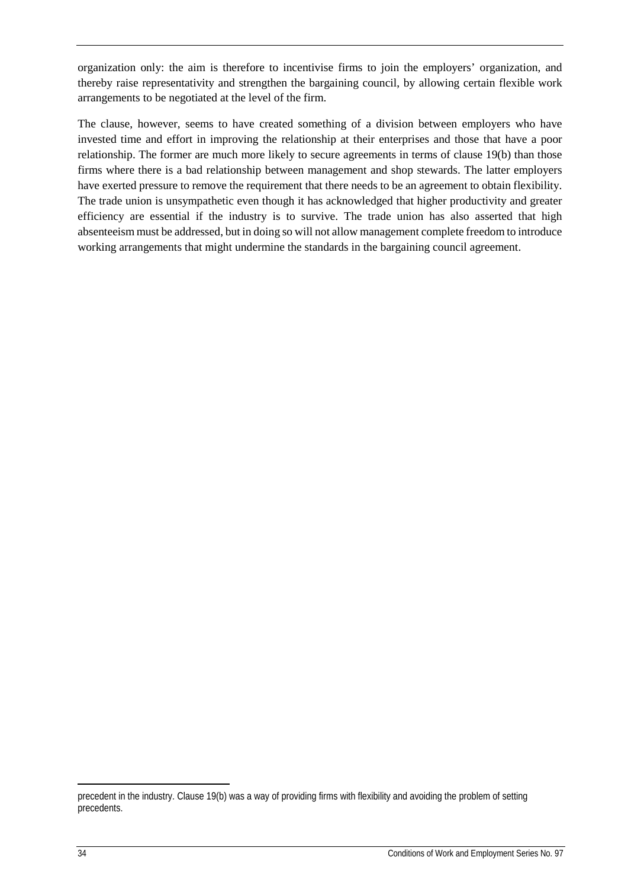organization only: the aim is therefore to incentivise firms to join the employers' organization, and thereby raise representativity and strengthen the bargaining council, by allowing certain flexible work arrangements to be negotiated at the level of the firm.

The clause, however, seems to have created something of a division between employers who have invested time and effort in improving the relationship at their enterprises and those that have a poor relationship. The former are much more likely to secure agreements in terms of clause 19(b) than those firms where there is a bad relationship between management and shop stewards. The latter employers have exerted pressure to remove the requirement that there needs to be an agreement to obtain flexibility. The trade union is unsympathetic even though it has acknowledged that higher productivity and greater efficiency are essential if the industry is to survive. The trade union has also asserted that high absenteeism must be addressed, but in doing so will not allow management complete freedom to introduce working arrangements that might undermine the standards in the bargaining council agreement.

precedent in the industry. Clause 19(b) was a way of providing firms with flexibility and avoiding the problem of setting precedents.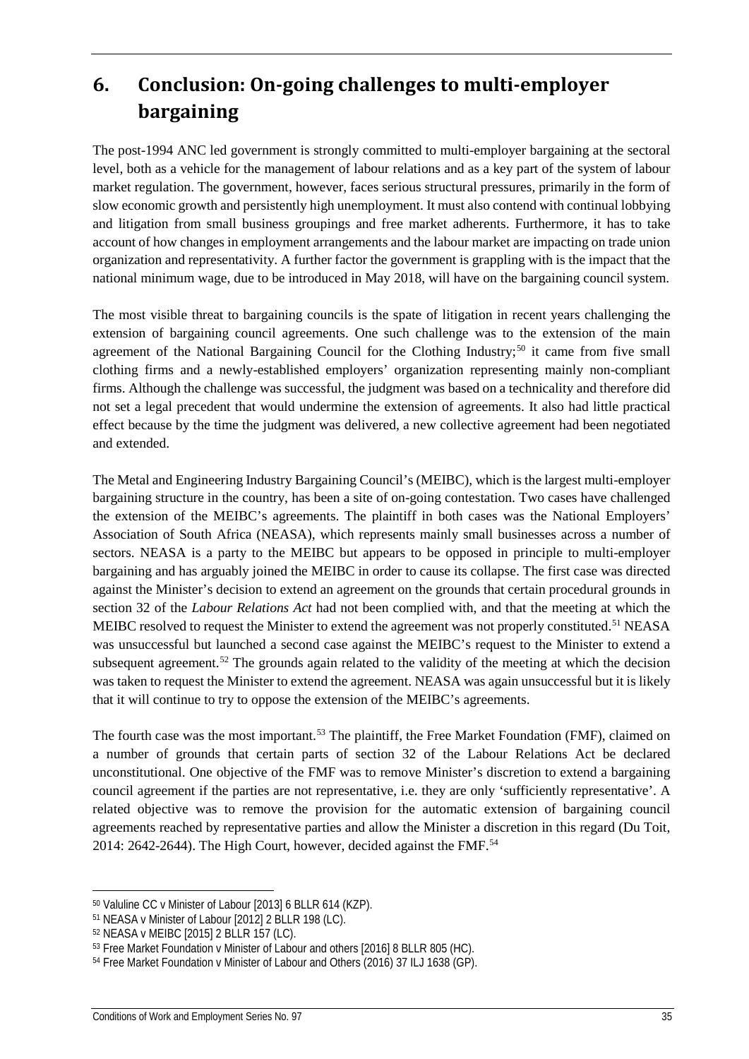# 6. Conclusion: On-going challenges to multi-employer bargaining

The post-1994 ANC led government is strongly committed to multi-employer bargaining at the sectoral level, both as a vehicle for the management of labour relations and as a key part of the system of labour market regulation. The government, however, faces serious structural pressures, primarily in the form of slow economic growth and persistently high unemployment. It must also contend with continual lobbying and litigation from small business groupings and free market adherents. Furthermore, it has to take account of how changes in employment arrangements and the labour market are impacting on trade union organization and representativity. A further factor the government is grappling with is the impact that the national minimum wage, due to be introduced in May 2018, will have on the bargaining council system.

The most visible threat to bargaining councils is the spate of litigation in recent years challenging the extension of bargaining council agreements. One such challenge was to the extension of the main agreement of the National Bargaining Council for the Clothing Industry;[50] it came from five small clothing firms and a newly-established employers' organization representing mainly non-compliant firms. Although the challenge was successful, the judgment was based on a technicality and therefore did not set a legal precedent that would undermine the extension of agreements. It also had little practical effect because by the time the judgment was delivered, a new collective agreement had been negotiated and extended.

The Metal and Engineering Industry Bargaining Council's (MEIBC), which is the largest multi-employer bargaining structure in the country, has been a site of on-going contestation. Two cases have challenged the extension of the MEIBC's agreements. The plaintiff in both cases was the National Employers' Association of South Africa (NEASA), which represents mainly small businesses across a number of sectors. NEASA is a party to the MEIBC but appears to be opposed in principle to multi-employer bargaining and has arguably joined the MEIBC in order to cause its collapse. The first case was directed against the Minister's decision to extend an agreement on the grounds that certain procedural grounds in section 32 of the *Labour Relations Act* had not been complied with, and that the meeting at which the MEIBC resolved to request the Minister to extend the agreement was not properly constituted.[51] NEASA was unsuccessful but launched a second case against the MEIBC's request to the Minister to extend a subsequent agreement.[52] The grounds again related to the validity of the meeting at which the decision was taken to request the Minister to extend the agreement. NEASA was again unsuccessful but it is likely that it will continue to try to oppose the extension of the MEIBC's agreements.

The fourth case was the most important.[53] The plaintiff, the Free Market Foundation (FMF), claimed on a number of grounds that certain parts of section 32 of the Labour Relations Act be declared unconstitutional. One objective of the FMF was to remove Minister's discretion to extend a bargaining council agreement if the parties are not representative, i.e. they are only 'sufficiently representative'. A related objective was to remove the provision for the automatic extension of bargaining council agreements reached by representative parties and allow the Minister a discretion in this regard (Du Toit, 2014: 2642-2644). The High Court, however, decided against the FMF.[54]

---

[50] Valuline CC v Minister of Labour [2013] 6 BLLR 614 (KZP).

[51] NEASA v Minister of Labour [2012] 2 BLLR 198 (LC).

[52] NEASA v MEIBC [2015] 2 BLLR 157 (LC).

[53] Free Market Foundation v Minister of Labour and others [2016] 8 BLLR 805 (HC).

[54] Free Market Foundation v Minister of Labour and Others (2016) 37 ILJ 1638 (GP).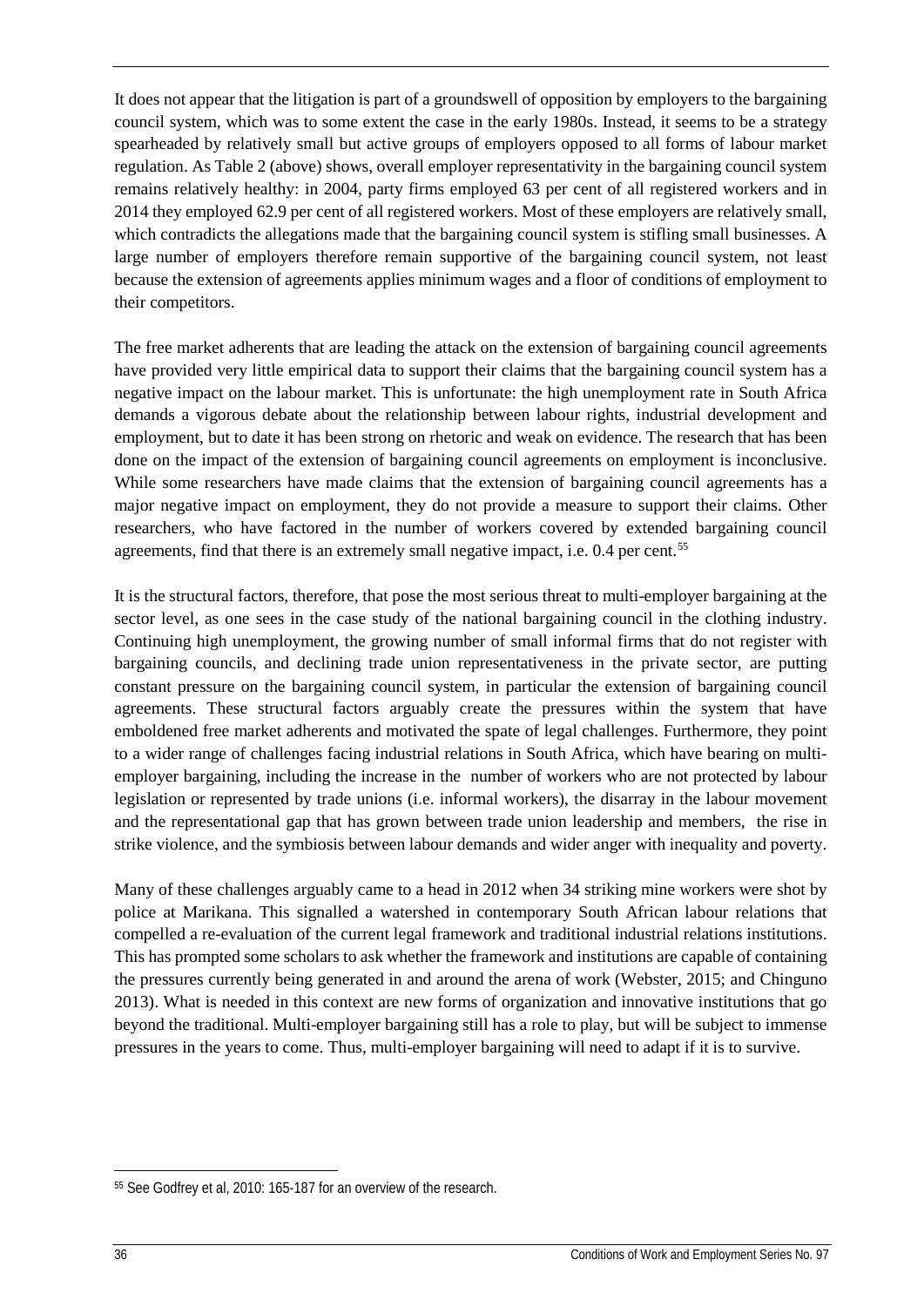It does not appear that the litigation is part of a groundswell of opposition by employers to the bargaining council system, which was to some extent the case in the early 1980s. Instead, it seems to be a strategy spearheaded by relatively small but active groups of employers opposed to all forms of labour market regulation. As Table 2 (above) shows, overall employer representativity in the bargaining council system remains relatively healthy: in 2004, party firms employed 63 per cent of all registered workers and in 2014 they employed 62.9 per cent of all registered workers. Most of these employers are relatively small, which contradicts the allegations made that the bargaining council system is stifling small businesses. A large number of employers therefore remain supportive of the bargaining council system, not least because the extension of agreements applies minimum wages and a floor of conditions of employment to their competitors.

The free market adherents that are leading the attack on the extension of bargaining council agreements have provided very little empirical data to support their claims that the bargaining council system has a negative impact on the labour market. This is unfortunate: the high unemployment rate in South Africa demands a vigorous debate about the relationship between labour rights, industrial development and employment, but to date it has been strong on rhetoric and weak on evidence. The research that has been done on the impact of the extension of bargaining council agreements on employment is inconclusive. While some researchers have made claims that the extension of bargaining council agreements has a major negative impact on employment, they do not provide a measure to support their claims. Other researchers, who have factored in the number of workers covered by extended bargaining council agreements, find that there is an extremely small negative impact, i.e. 0.4 per cent.[55]

It is the structural factors, therefore, that pose the most serious threat to multi-employer bargaining at the sector level, as one sees in the case study of the national bargaining council in the clothing industry. Continuing high unemployment, the growing number of small informal firms that do not register with bargaining councils, and declining trade union representativeness in the private sector, are putting constant pressure on the bargaining council system, in particular the extension of bargaining council agreements. These structural factors arguably create the pressures within the system that have emboldened free market adherents and motivated the spate of legal challenges. Furthermore, they point to a wider range of challenges facing industrial relations in South Africa, which have bearing on multi-employer bargaining, including the increase in the number of workers who are not protected by labour legislation or represented by trade unions (i.e. informal workers), the disarray in the labour movement and the representational gap that has grown between trade union leadership and members, the rise in strike violence, and the symbiosis between labour demands and wider anger with inequality and poverty.

Many of these challenges arguably came to a head in 2012 when 34 striking mine workers were shot by police at Marikana. This signalled a watershed in contemporary South African labour relations that compelled a re-evaluation of the current legal framework and traditional industrial relations institutions. This has prompted some scholars to ask whether the framework and institutions are capable of containing the pressures currently being generated in and around the arena of work (Webster, 2015; and Chinguno 2013). What is needed in this context are new forms of organization and innovative institutions that go beyond the traditional. Multi-employer bargaining still has a role to play, but will be subject to immense pressures in the years to come. Thus, multi-employer bargaining will need to adapt if it is to survive.

[55] See Godfrey et al, 2010: 165-187 for an overview of the research.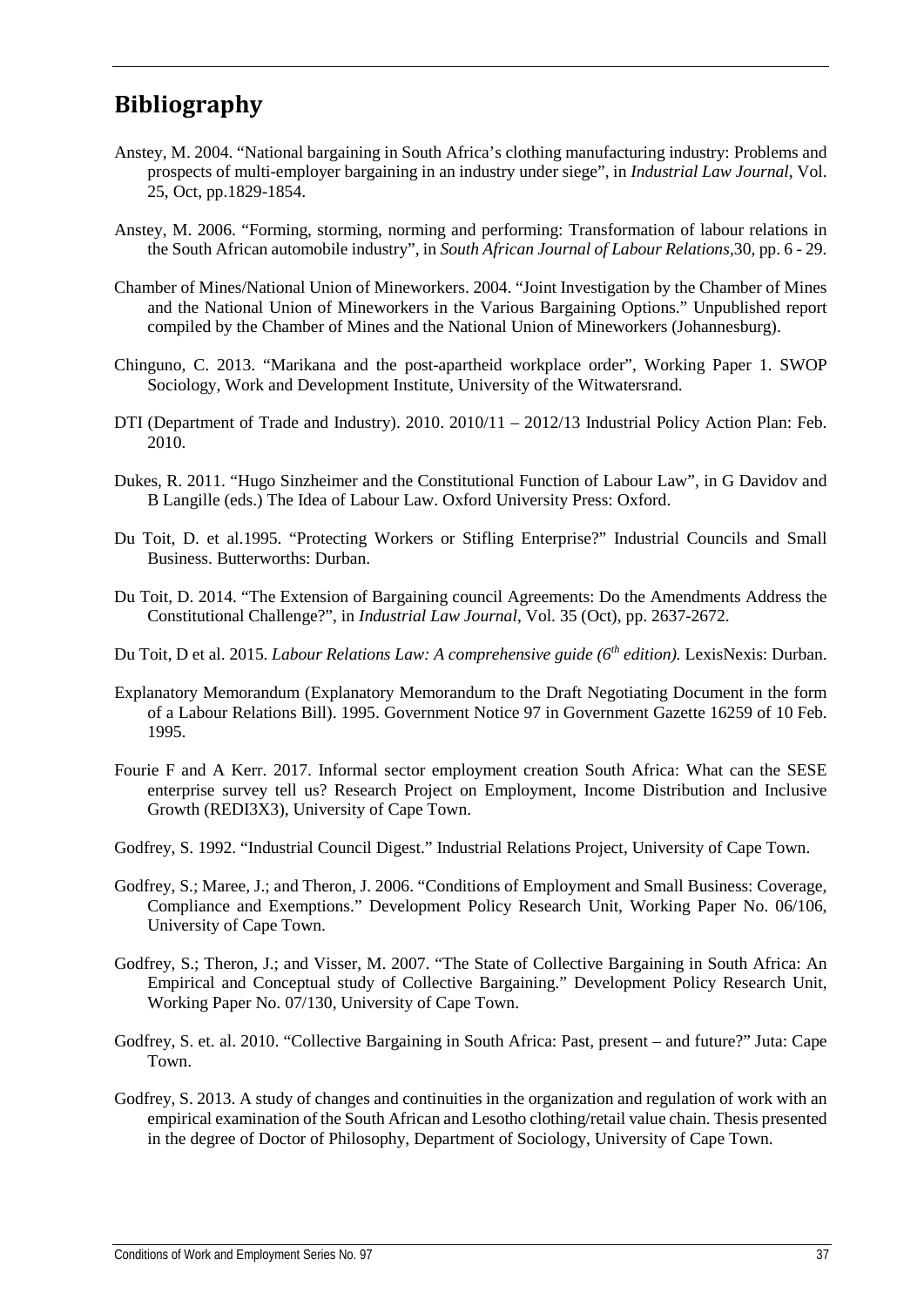## Bibliography

Anstey, M. 2004. “National bargaining in South Africa’s clothing manufacturing industry: Problems and prospects of multi-employer bargaining in an industry under siege”, in *Industrial Law Journal*, Vol. 25, Oct, pp.1829-1854.

Anstey, M. 2006. “Forming, storming, norming and performing: Transformation of labour relations in the South African automobile industry”, in *South African Journal of Labour Relations*,30, pp. 6 - 29.

Chamber of Mines/National Union of Mineworkers. 2004. “Joint Investigation by the Chamber of Mines and the National Union of Mineworkers in the Various Bargaining Options.” Unpublished report compiled by the Chamber of Mines and the National Union of Mineworkers (Johannesburg).

Chinguno, C. 2013. “Marikana and the post-apartheid workplace order”, Working Paper 1. SWOP Sociology, Work and Development Institute, University of the Witwatersrand.

DTI (Department of Trade and Industry). 2010. 2010/11 – 2012/13 Industrial Policy Action Plan: Feb. 2010.

Dukes, R. 2011. “Hugo Sinzheimer and the Constitutional Function of Labour Law”, in G Davidov and B Langille (eds.) The Idea of Labour Law. Oxford University Press: Oxford.

Du Toit, D. et al.1995. “Protecting Workers or Stifling Enterprise?” Industrial Councils and Small Business. Butterworths: Durban.

Du Toit, D. 2014. “The Extension of Bargaining council Agreements: Do the Amendments Address the Constitutional Challenge?”, in *Industrial Law Journal*, Vol. 35 (Oct), pp. 2637-2672.

Du Toit, D et al. 2015. *Labour Relations Law: A comprehensive guide (6th edition).* LexisNexis: Durban.

Explanatory Memorandum (Explanatory Memorandum to the Draft Negotiating Document in the form of a Labour Relations Bill). 1995. Government Notice 97 in Government Gazette 16259 of 10 Feb. 1995.

Fourie F and A Kerr. 2017. Informal sector employment creation South Africa: What can the SESE enterprise survey tell us? Research Project on Employment, Income Distribution and Inclusive Growth (REDI3X3), University of Cape Town.

Godfrey, S. 1992. “Industrial Council Digest.” Industrial Relations Project, University of Cape Town.

Godfrey, S.; Maree, J.; and Theron, J. 2006. “Conditions of Employment and Small Business: Coverage, Compliance and Exemptions.” Development Policy Research Unit, Working Paper No. 06/106, University of Cape Town.

Godfrey, S.; Theron, J.; and Visser, M. 2007. “The State of Collective Bargaining in South Africa: An Empirical and Conceptual study of Collective Bargaining.” Development Policy Research Unit, Working Paper No. 07/130, University of Cape Town.

Godfrey, S. et. al. 2010. “Collective Bargaining in South Africa: Past, present – and future?” Juta: Cape Town.

Godfrey, S. 2013. A study of changes and continuities in the organization and regulation of work with an empirical examination of the South African and Lesotho clothing/retail value chain. Thesis presented in the degree of Doctor of Philosophy, Department of Sociology, University of Cape Town.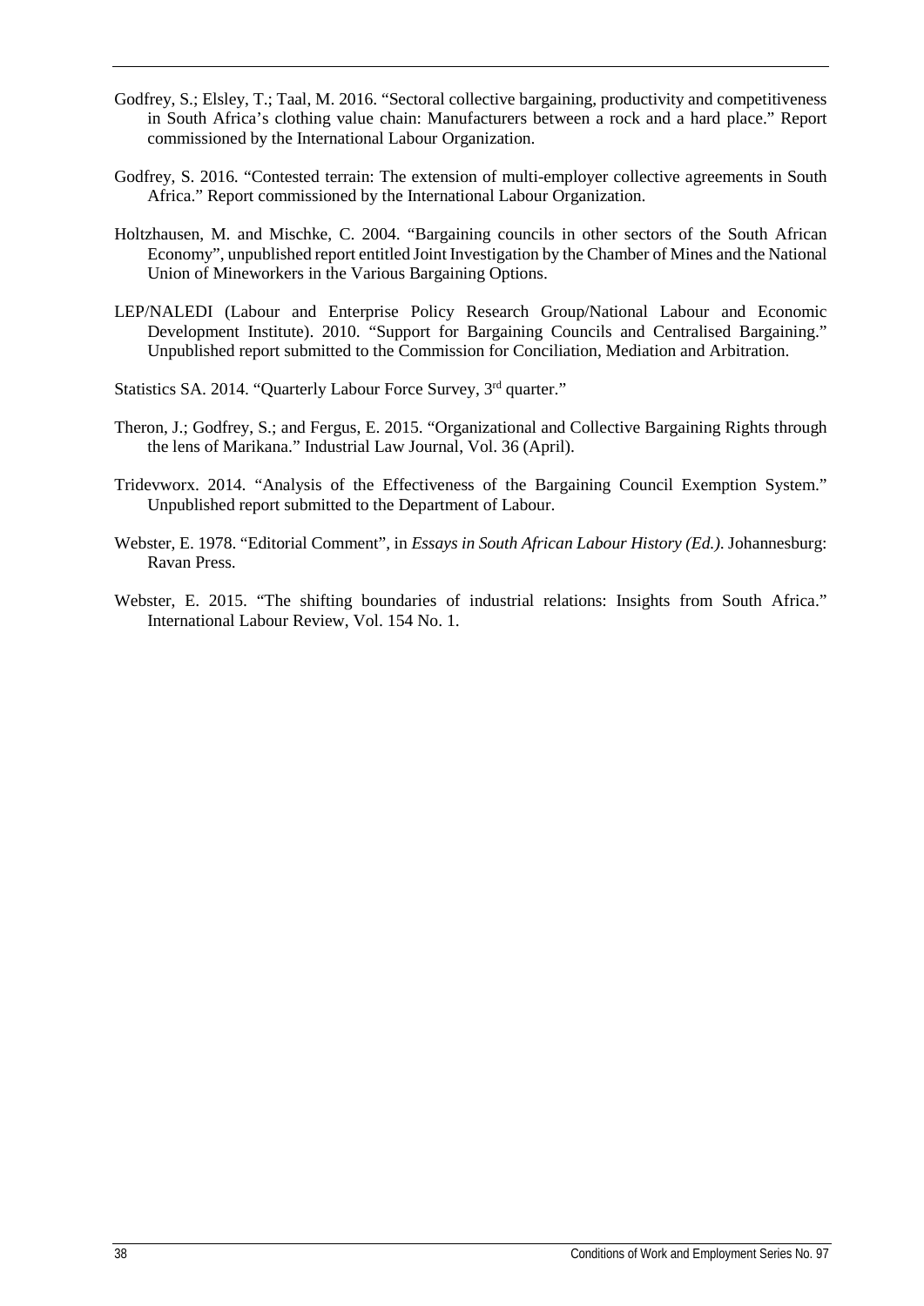Godfrey, S.; Elsley, T.; Taal, M. 2016. "Sectoral collective bargaining, productivity and competitiveness in South Africa's clothing value chain: Manufacturers between a rock and a hard place." Report commissioned by the International Labour Organization.

Godfrey, S. 2016. "Contested terrain: The extension of multi-employer collective agreements in South Africa." Report commissioned by the International Labour Organization.

Holtzhausen, M. and Mischke, C. 2004. "Bargaining councils in other sectors of the South African Economy", unpublished report entitled Joint Investigation by the Chamber of Mines and the National Union of Mineworkers in the Various Bargaining Options.

LEP/NALEDI (Labour and Enterprise Policy Research Group/National Labour and Economic Development Institute). 2010. "Support for Bargaining Councils and Centralised Bargaining." Unpublished report submitted to the Commission for Conciliation, Mediation and Arbitration.

Statistics SA. 2014. "Quarterly Labour Force Survey, 3rd quarter."

Theron, J.; Godfrey, S.; and Fergus, E. 2015. "Organizational and Collective Bargaining Rights through the lens of Marikana." Industrial Law Journal, Vol. 36 (April).

Tridevworx. 2014. "Analysis of the Effectiveness of the Bargaining Council Exemption System." Unpublished report submitted to the Department of Labour.

Webster, E. 1978. "Editorial Comment", in *Essays in South African Labour History (Ed.)*. Johannesburg: Ravan Press.

Webster, E. 2015. "The shifting boundaries of industrial relations: Insights from South Africa." International Labour Review, Vol. 154 No. 1.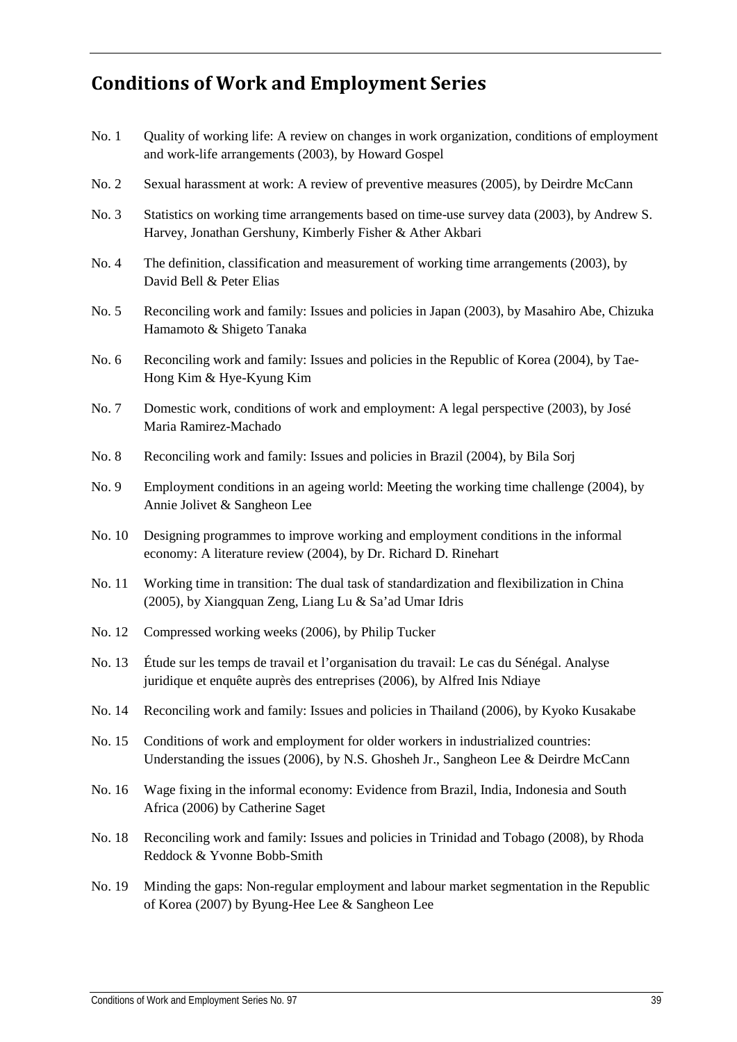## Conditions of Work and Employment Series

No. 1 Quality of working life: A review on changes in work organization, conditions of employment and work-life arrangements (2003), by Howard Gospel

No. 2 Sexual harassment at work: A review of preventive measures (2005), by Deirdre McCann

No. 3 Statistics on working time arrangements based on time-use survey data (2003), by Andrew S. Harvey, Jonathan Gershuny, Kimberly Fisher & Ather Akbari

No. 4 The definition, classification and measurement of working time arrangements (2003), by David Bell & Peter Elias

No. 5 Reconciling work and family: Issues and policies in Japan (2003), by Masahiro Abe, Chizuka Hamamoto & Shigeto Tanaka

No. 6 Reconciling work and family: Issues and policies in the Republic of Korea (2004), by Tae-Hong Kim & Hye-Kyung Kim

No. 7 Domestic work, conditions of work and employment: A legal perspective (2003), by José Maria Ramirez-Machado

No. 8 Reconciling work and family: Issues and policies in Brazil (2004), by Bila Sorj

No. 9 Employment conditions in an ageing world: Meeting the working time challenge (2004), by Annie Jolivet & Sangheon Lee

No. 10 Designing programmes to improve working and employment conditions in the informal economy: A literature review (2004), by Dr. Richard D. Rinehart

No. 11 Working time in transition: The dual task of standardization and flexibilization in China (2005), by Xiangquan Zeng, Liang Lu & Sa'ad Umar Idris

No. 12 Compressed working weeks (2006), by Philip Tucker

No. 13 Étude sur les temps de travail et l'organisation du travail: Le cas du Sénégal. Analyse juridique et enquête auprès des entreprises (2006), by Alfred Inis Ndiaye

No. 14 Reconciling work and family: Issues and policies in Thailand (2006), by Kyoko Kusakabe

No. 15 Conditions of work and employment for older workers in industrialized countries: Understanding the issues (2006), by N.S. Ghosheh Jr., Sangheon Lee & Deirdre McCann

No. 16 Wage fixing in the informal economy: Evidence from Brazil, India, Indonesia and South Africa (2006) by Catherine Saget

No. 18 Reconciling work and family: Issues and policies in Trinidad and Tobago (2008), by Rhoda Reddock & Yvonne Bobb-Smith

No. 19 Minding the gaps: Non-regular employment and labour market segmentation in the Republic of Korea (2007) by Byung-Hee Lee & Sangheon Lee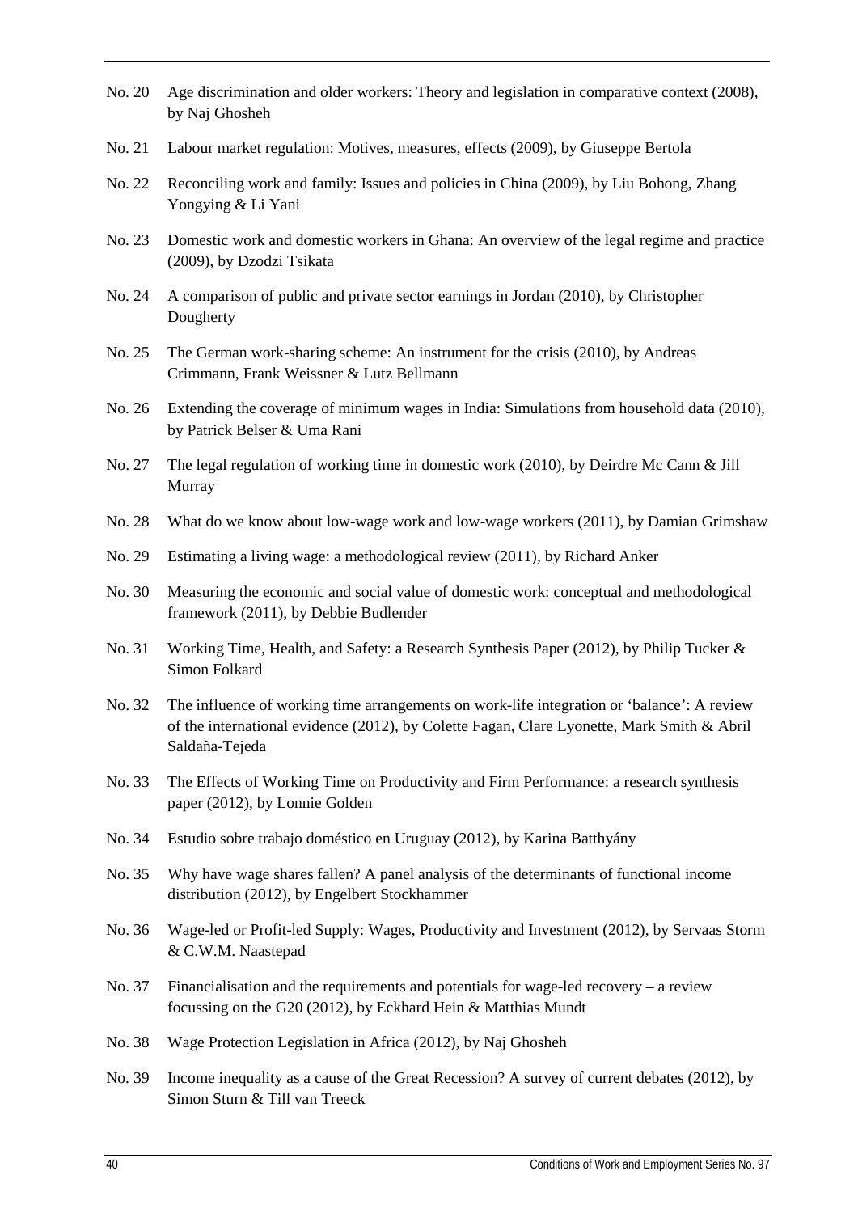No. 20 Age discrimination and older workers: Theory and legislation in comparative context (2008), by Naj Ghosheh

No. 21 Labour market regulation: Motives, measures, effects (2009), by Giuseppe Bertola

No. 22 Reconciling work and family: Issues and policies in China (2009), by Liu Bohong, Zhang Yongying & Li Yani

No. 23 Domestic work and domestic workers in Ghana: An overview of the legal regime and practice (2009), by Dzodzi Tsikata

No. 24 A comparison of public and private sector earnings in Jordan (2010), by Christopher Dougherty

No. 25 The German work-sharing scheme: An instrument for the crisis (2010), by Andreas Crimmann, Frank Weissner & Lutz Bellmann

No. 26 Extending the coverage of minimum wages in India: Simulations from household data (2010), by Patrick Belser & Uma Rani

No. 27 The legal regulation of working time in domestic work (2010), by Deirdre Mc Cann & Jill Murray

No. 28 What do we know about low-wage work and low-wage workers (2011), by Damian Grimshaw

No. 29 Estimating a living wage: a methodological review (2011), by Richard Anker

No. 30 Measuring the economic and social value of domestic work: conceptual and methodological framework (2011), by Debbie Budlender

No. 31 Working Time, Health, and Safety: a Research Synthesis Paper (2012), by Philip Tucker & Simon Folkard

No. 32 The influence of working time arrangements on work-life integration or 'balance': A review of the international evidence (2012), by Colette Fagan, Clare Lyonette, Mark Smith & Abril Saldaña-Tejeda

No. 33 The Effects of Working Time on Productivity and Firm Performance: a research synthesis paper (2012), by Lonnie Golden

No. 34 Estudio sobre trabajo doméstico en Uruguay (2012), by Karina Batthyány

No. 35 Why have wage shares fallen? A panel analysis of the determinants of functional income distribution (2012), by Engelbert Stockhammer

No. 36 Wage-led or Profit-led Supply: Wages, Productivity and Investment (2012), by Servaas Storm & C.W.M. Naastepad

No. 37 Financialisation and the requirements and potentials for wage-led recovery – a review focussing on the G20 (2012), by Eckhard Hein & Matthias Mundt

No. 38 Wage Protection Legislation in Africa (2012), by Naj Ghosheh

No. 39 Income inequality as a cause of the Great Recession? A survey of current debates (2012), by Simon Sturn & Till van Treeck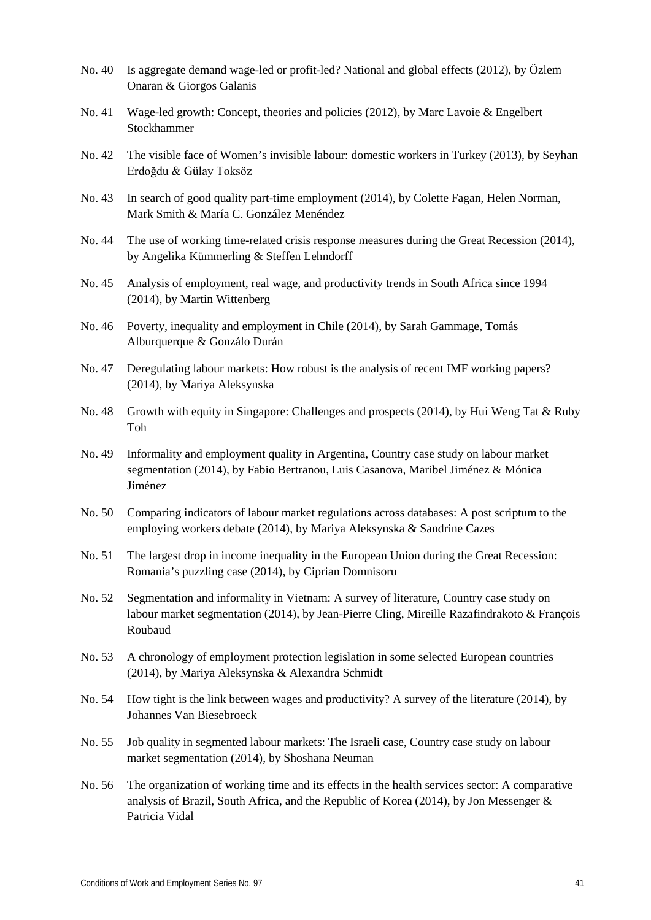No. 40 Is aggregate demand wage-led or profit-led? National and global effects (2012), by Özlem Onaran & Giorgos Galanis

No. 41 Wage-led growth: Concept, theories and policies (2012), by Marc Lavoie & Engelbert Stockhammer

No. 42 The visible face of Women's invisible labour: domestic workers in Turkey (2013), by Seyhan Erdoğdu & Gülay Toksöz

No. 43 In search of good quality part-time employment (2014), by Colette Fagan, Helen Norman, Mark Smith & María C. González Menéndez

No. 44 The use of working time-related crisis response measures during the Great Recession (2014), by Angelika Kümmerling & Steffen Lehndorff

No. 45 Analysis of employment, real wage, and productivity trends in South Africa since 1994 (2014), by Martin Wittenberg

No. 46 Poverty, inequality and employment in Chile (2014), by Sarah Gammage, Tomás Alburquerque & Gonzálo Durán

No. 47 Deregulating labour markets: How robust is the analysis of recent IMF working papers? (2014), by Mariya Aleksynska

No. 48 Growth with equity in Singapore: Challenges and prospects (2014), by Hui Weng Tat & Ruby Toh

No. 49 Informality and employment quality in Argentina, Country case study on labour market segmentation (2014), by Fabio Bertranou, Luis Casanova, Maribel Jiménez & Mónica Jiménez

No. 50 Comparing indicators of labour market regulations across databases: A post scriptum to the employing workers debate (2014), by Mariya Aleksynska & Sandrine Cazes

No. 51 The largest drop in income inequality in the European Union during the Great Recession: Romania's puzzling case (2014), by Ciprian Domnisoru

No. 52 Segmentation and informality in Vietnam: A survey of literature, Country case study on labour market segmentation (2014), by Jean-Pierre Cling, Mireille Razafindrakoto & François Roubaud

No. 53 A chronology of employment protection legislation in some selected European countries (2014), by Mariya Aleksynska & Alexandra Schmidt

No. 54 How tight is the link between wages and productivity? A survey of the literature (2014), by Johannes Van Biesebroeck

No. 55 Job quality in segmented labour markets: The Israeli case, Country case study on labour market segmentation (2014), by Shoshana Neuman

No. 56 The organization of working time and its effects in the health services sector: A comparative analysis of Brazil, South Africa, and the Republic of Korea (2014), by Jon Messenger & Patricia Vidal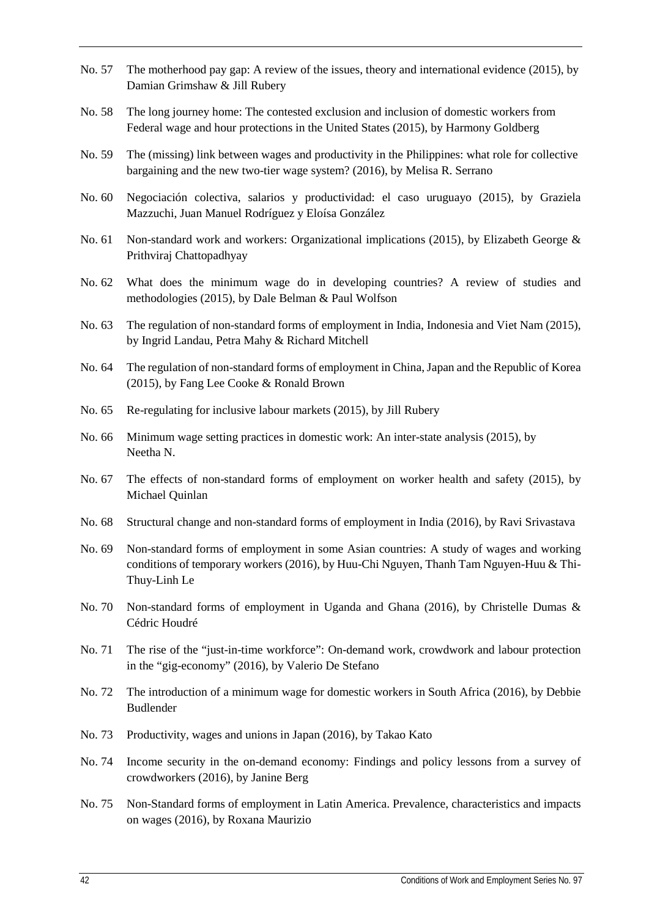No. 57 The motherhood pay gap: A review of the issues, theory and international evidence (2015), by Damian Grimshaw & Jill Rubery

No. 58 The long journey home: The contested exclusion and inclusion of domestic workers from Federal wage and hour protections in the United States (2015), by Harmony Goldberg

No. 59 The (missing) link between wages and productivity in the Philippines: what role for collective bargaining and the new two-tier wage system? (2016), by Melisa R. Serrano

No. 60 Negociación colectiva, salarios y productividad: el caso uruguayo (2015), by Graziela Mazzuchi, Juan Manuel Rodríguez y Eloísa González

No. 61 Non-standard work and workers: Organizational implications (2015), by Elizabeth George & Prithviraj Chattopadhyay

No. 62 What does the minimum wage do in developing countries? A review of studies and methodologies (2015), by Dale Belman & Paul Wolfson

No. 63 The regulation of non-standard forms of employment in India, Indonesia and Viet Nam (2015), by Ingrid Landau, Petra Mahy & Richard Mitchell

No. 64 The regulation of non-standard forms of employment in China, Japan and the Republic of Korea (2015), by Fang Lee Cooke & Ronald Brown

No. 65 Re-regulating for inclusive labour markets (2015), by Jill Rubery

No. 66 Minimum wage setting practices in domestic work: An inter-state analysis (2015), by Neetha N.

No. 67 The effects of non-standard forms of employment on worker health and safety (2015), by Michael Quinlan

No. 68 Structural change and non-standard forms of employment in India (2016), by Ravi Srivastava

No. 69 Non-standard forms of employment in some Asian countries: A study of wages and working conditions of temporary workers (2016), by Huu-Chi Nguyen, Thanh Tam Nguyen-Huu & Thi-Thuy-Linh Le

No. 70 Non-standard forms of employment in Uganda and Ghana (2016), by Christelle Dumas & Cédric Houdré

No. 71 The rise of the "just-in-time workforce": On-demand work, crowdwork and labour protection in the "gig-economy" (2016), by Valerio De Stefano

No. 72 The introduction of a minimum wage for domestic workers in South Africa (2016), by Debbie Budlender

No. 73 Productivity, wages and unions in Japan (2016), by Takao Kato

No. 74 Income security in the on-demand economy: Findings and policy lessons from a survey of crowdworkers (2016), by Janine Berg

No. 75 Non-Standard forms of employment in Latin America. Prevalence, characteristics and impacts on wages (2016), by Roxana Maurizio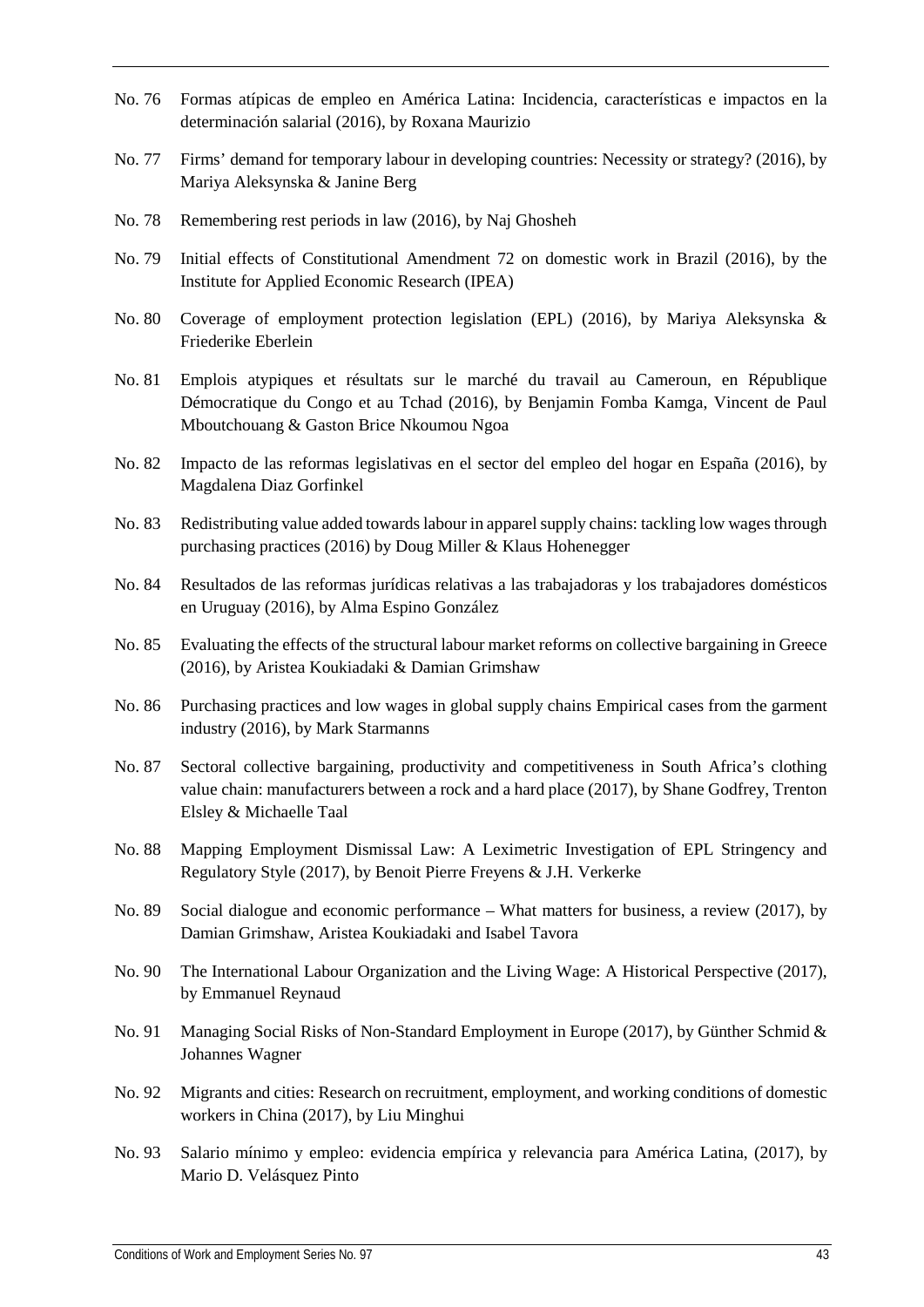No. 76 Formas atípicas de empleo en América Latina: Incidencia, características e impactos en la determinación salarial (2016), by Roxana Maurizio

No. 77 Firms' demand for temporary labour in developing countries: Necessity or strategy? (2016), by Mariya Aleksynska & Janine Berg

No. 78 Remembering rest periods in law (2016), by Naj Ghosheh

No. 79 Initial effects of Constitutional Amendment 72 on domestic work in Brazil (2016), by the Institute for Applied Economic Research (IPEA)

No. 80 Coverage of employment protection legislation (EPL) (2016), by Mariya Aleksynska & Friederike Eberlein

No. 81 Emplois atypiques et résultats sur le marché du travail au Cameroun, en République Démocratique du Congo et au Tchad (2016), by Benjamin Fomba Kamga, Vincent de Paul Mboutchouang & Gaston Brice Nkoumou Ngoa

No. 82 Impacto de las reformas legislativas en el sector del empleo del hogar en España (2016), by Magdalena Diaz Gorfinkel

No. 83 Redistributing value added towards labour in apparel supply chains: tackling low wages through purchasing practices (2016) by Doug Miller & Klaus Hohenegger

No. 84 Resultados de las reformas jurídicas relativas a las trabajadoras y los trabajadores domésticos en Uruguay (2016), by Alma Espino González

No. 85 Evaluating the effects of the structural labour market reforms on collective bargaining in Greece (2016), by Aristea Koukiadaki & Damian Grimshaw

No. 86 Purchasing practices and low wages in global supply chains Empirical cases from the garment industry (2016), by Mark Starmanns

No. 87 Sectoral collective bargaining, productivity and competitiveness in South Africa's clothing value chain: manufacturers between a rock and a hard place (2017), by Shane Godfrey, Trenton Elsley & Michaelle Taal

No. 88 Mapping Employment Dismissal Law: A Leximetric Investigation of EPL Stringency and Regulatory Style (2017), by Benoit Pierre Freyens & J.H. Verkerke

No. 89 Social dialogue and economic performance – What matters for business, a review (2017), by Damian Grimshaw, Aristea Koukiadaki and Isabel Tavora

No. 90 The International Labour Organization and the Living Wage: A Historical Perspective (2017), by Emmanuel Reynaud

No. 91 Managing Social Risks of Non-Standard Employment in Europe (2017), by Günther Schmid & Johannes Wagner

No. 92 Migrants and cities: Research on recruitment, employment, and working conditions of domestic workers in China (2017), by Liu Minghui

No. 93 Salario mínimo y empleo: evidencia empírica y relevancia para América Latina, (2017), by Mario D. Velásquez Pinto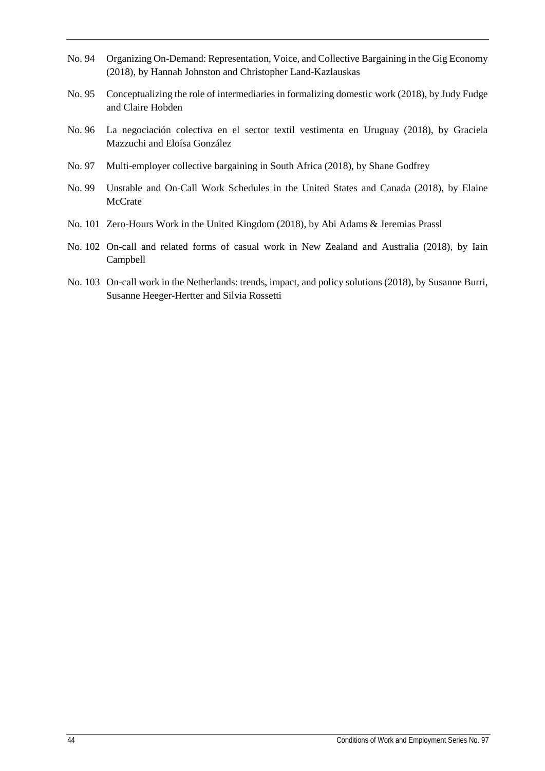No. 94 Organizing On-Demand: Representation, Voice, and Collective Bargaining in the Gig Economy (2018), by Hannah Johnston and Christopher Land-Kazlauskas

No. 95 Conceptualizing the role of intermediaries in formalizing domestic work (2018), by Judy Fudge and Claire Hobden

No. 96 La negociación colectiva en el sector textil vestimenta en Uruguay (2018), by Graciela Mazzuchi and Eloísa González

No. 97 Multi-employer collective bargaining in South Africa (2018), by Shane Godfrey

No. 99 Unstable and On-Call Work Schedules in the United States and Canada (2018), by Elaine McCrate

No. 101 Zero-Hours Work in the United Kingdom (2018), by Abi Adams & Jeremias Prassl

No. 102 On-call and related forms of casual work in New Zealand and Australia (2018), by Iain Campbell

No. 103 On-call work in the Netherlands: trends, impact, and policy solutions (2018), by Susanne Burri, Susanne Heeger-Hertter and Silvia Rossetti